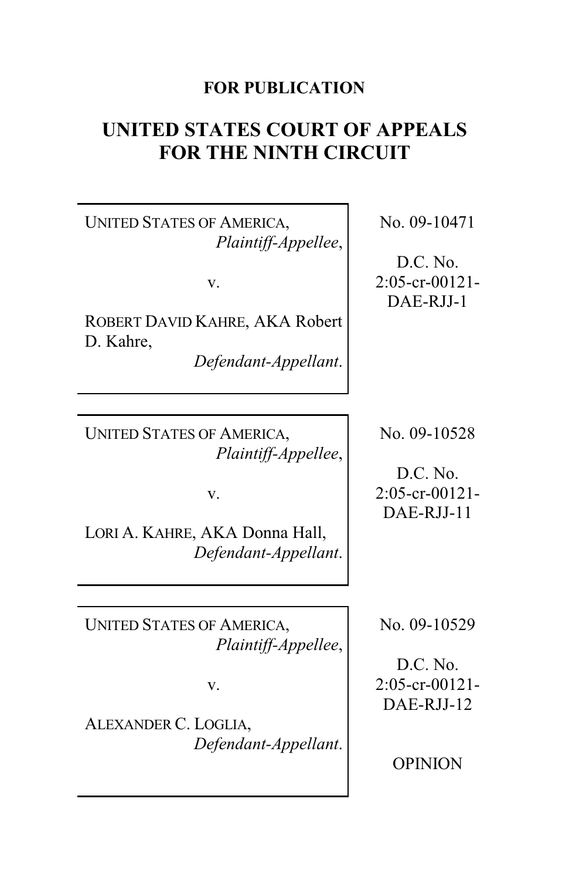**FOR PUBLICATION**

# UNITED STATES COURT OF APPEALS FOR THE NINTH CIRCUIT

UNITED STATES OF AMERICA,
*Plaintiff-Appellee*,

v.

ROBERT DAVID KAHRE, AKA Robert D. Kahre,
*Defendant-Appellant*.

No. 09-10471

D.C. No. 2:05-cr-00121-DAE-RJJ-1

---

UNITED STATES OF AMERICA,
*Plaintiff-Appellee*,

v.

LORI A. KAHRE, AKA Donna Hall,
*Defendant-Appellant*.

No. 09-10528

D.C. No. 2:05-cr-00121-DAE-RJJ-11

---

UNITED STATES OF AMERICA,
*Plaintiff-Appellee*,

v.

ALEXANDER C. LOGLIA,
*Defendant-Appellant*.

No. 09-10529

D.C. No. 2:05-cr-00121-DAE-RJJ-12

OPINION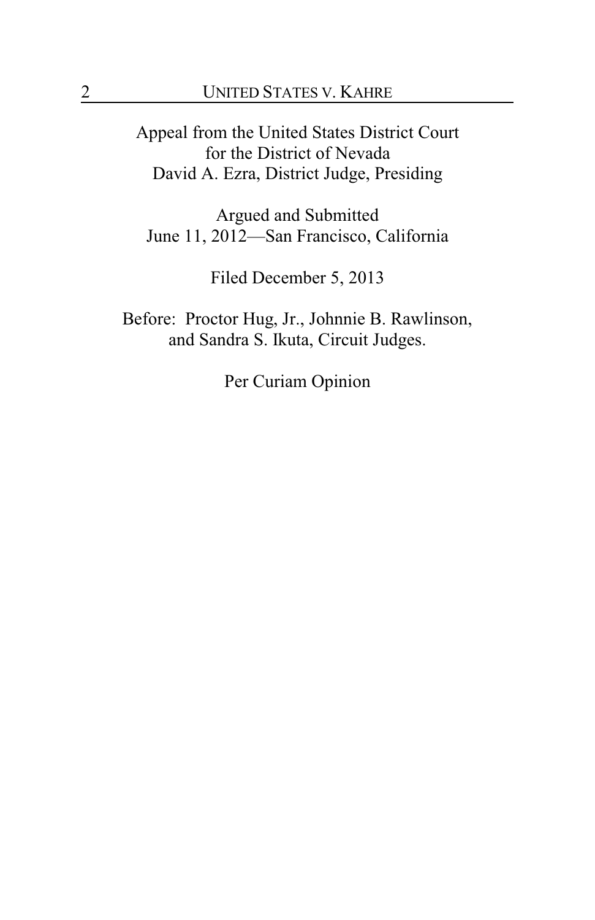Appeal from the United States District Court
for the District of Nevada
David A. Ezra, District Judge, Presiding

Argued and Submitted
June 11, 2012—San Francisco, California

Filed December 5, 2013

Before: Proctor Hug, Jr., Johnnie B. Rawlinson,
and Sandra S. Ikuta, Circuit Judges.

Per Curiam Opinion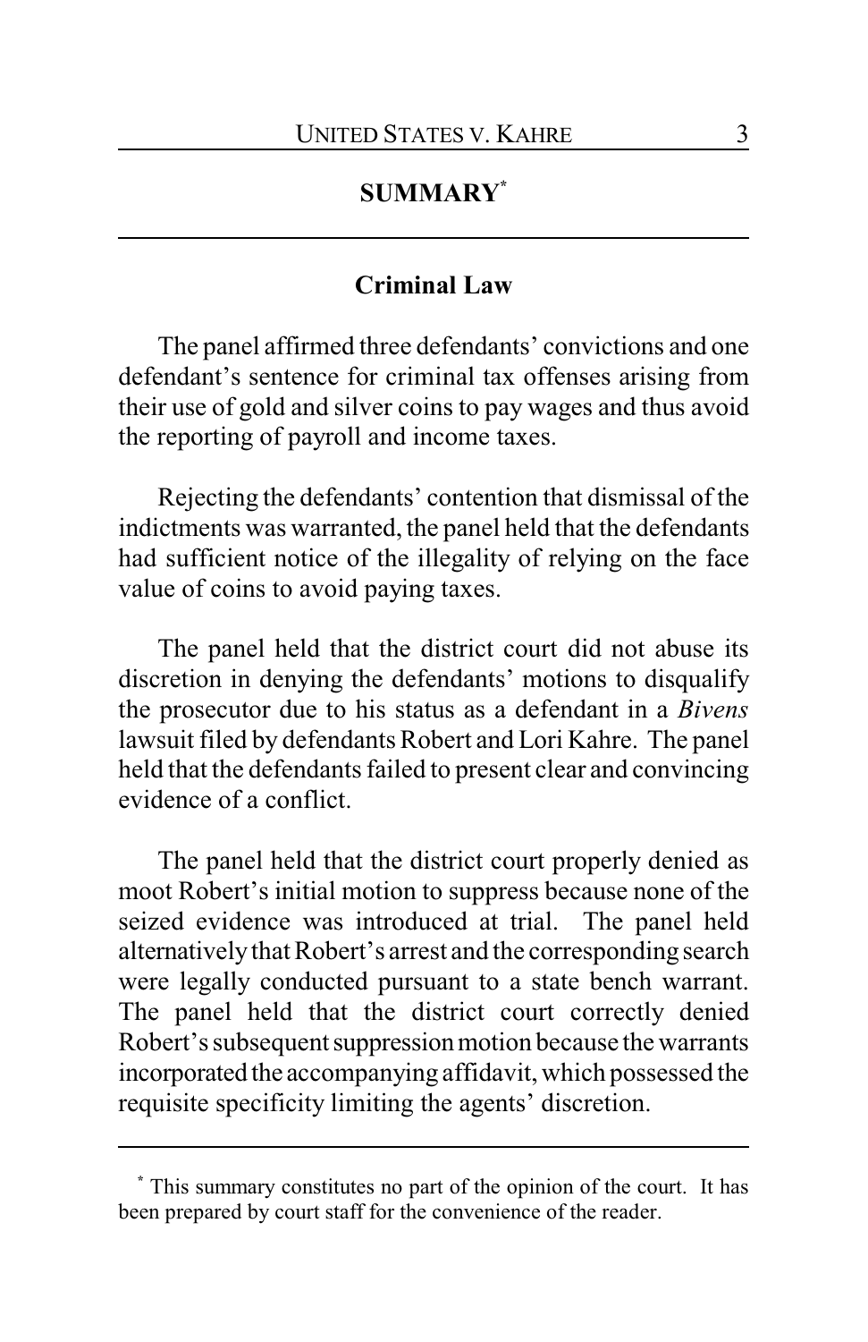## SUMMARY[*]

### Criminal Law

The panel affirmed three defendants' convictions and one defendant's sentence for criminal tax offenses arising from their use of gold and silver coins to pay wages and thus avoid the reporting of payroll and income taxes.

Rejecting the defendants' contention that dismissal of the indictments was warranted, the panel held that the defendants had sufficient notice of the illegality of relying on the face value of coins to avoid paying taxes.

The panel held that the district court did not abuse its discretion in denying the defendants' motions to disqualify the prosecutor due to his status as a defendant in a *Bivens* lawsuit filed by defendants Robert and Lori Kahre. The panel held that the defendants failed to present clear and convincing evidence of a conflict.

The panel held that the district court properly denied as moot Robert's initial motion to suppress because none of the seized evidence was introduced at trial. The panel held alternatively that Robert's arrest and the corresponding search were legally conducted pursuant to a state bench warrant. The panel held that the district court correctly denied Robert's subsequent suppression motion because the warrants incorporated the accompanying affidavit, which possessed the requisite specificity limiting the agents' discretion.

---

[*] This summary constitutes no part of the opinion of the court. It has been prepared by court staff for the convenience of the reader.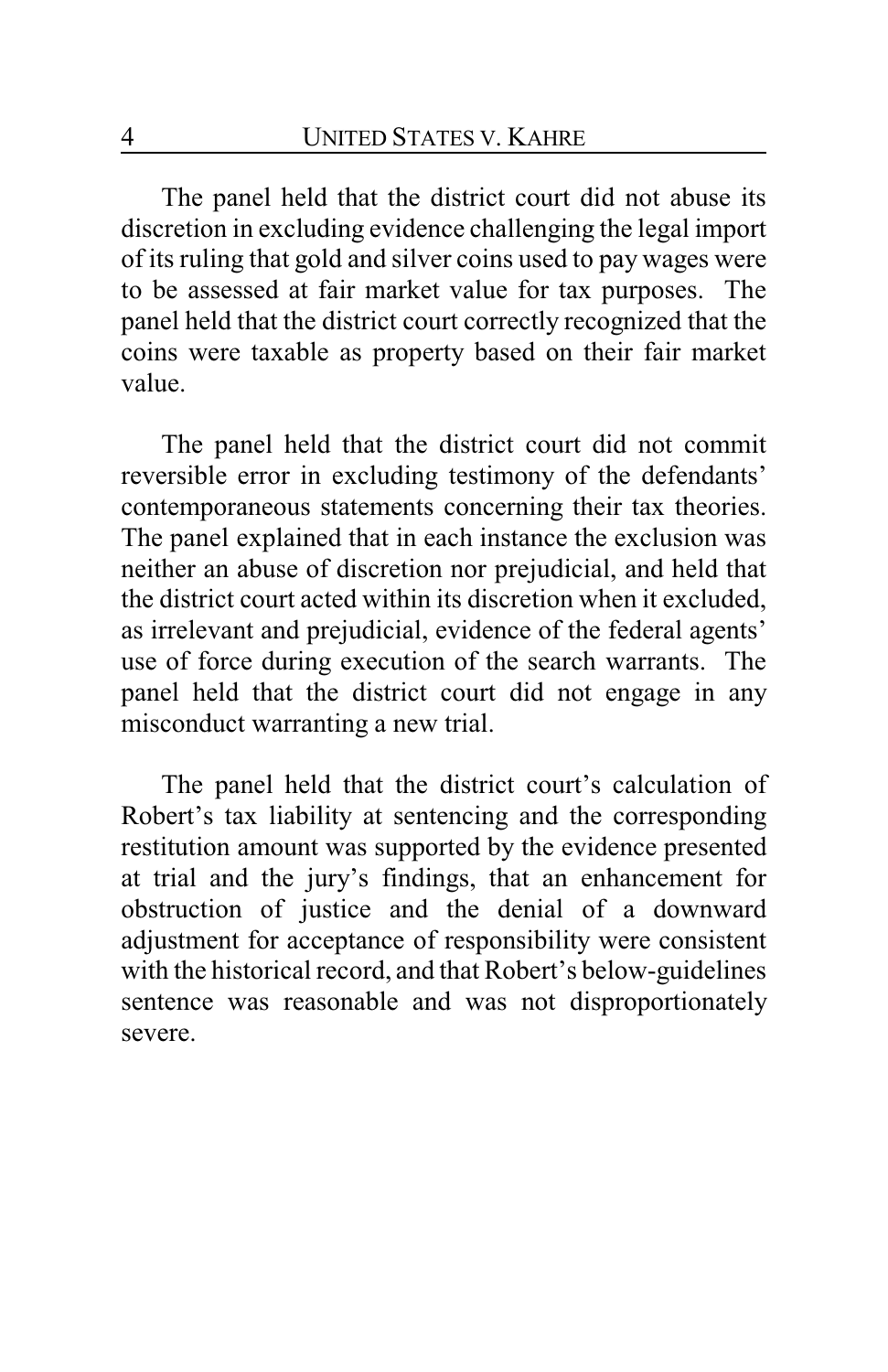The panel held that the district court did not abuse its discretion in excluding evidence challenging the legal import of its ruling that gold and silver coins used to pay wages were to be assessed at fair market value for tax purposes. The panel held that the district court correctly recognized that the coins were taxable as property based on their fair market value.

The panel held that the district court did not commit reversible error in excluding testimony of the defendants' contemporaneous statements concerning their tax theories. The panel explained that in each instance the exclusion was neither an abuse of discretion nor prejudicial, and held that the district court acted within its discretion when it excluded, as irrelevant and prejudicial, evidence of the federal agents' use of force during execution of the search warrants. The panel held that the district court did not engage in any misconduct warranting a new trial.

The panel held that the district court's calculation of Robert's tax liability at sentencing and the corresponding restitution amount was supported by the evidence presented at trial and the jury's findings, that an enhancement for obstruction of justice and the denial of a downward adjustment for acceptance of responsibility were consistent with the historical record, and that Robert's below-guidelines sentence was reasonable and was not disproportionately severe.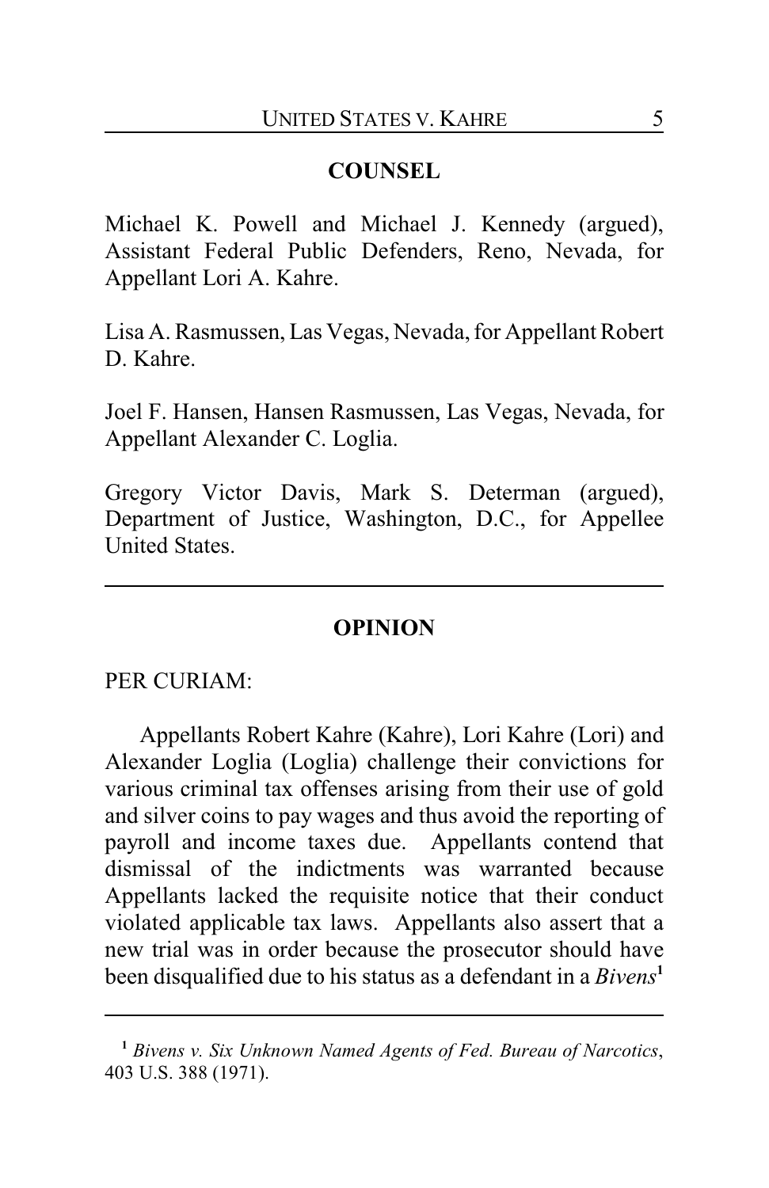## COUNSEL

Michael K. Powell and Michael J. Kennedy (argued), Assistant Federal Public Defenders, Reno, Nevada, for Appellant Lori A. Kahre.

Lisa A. Rasmussen, Las Vegas, Nevada, for Appellant Robert D. Kahre.

Joel F. Hansen, Hansen Rasmussen, Las Vegas, Nevada, for Appellant Alexander C. Loglia.

Gregory Victor Davis, Mark S. Determan (argued), Department of Justice, Washington, D.C., for Appellee United States.

---

## OPINION

PER CURIAM:

Appellants Robert Kahre (Kahre), Lori Kahre (Lori) and Alexander Loglia (Loglia) challenge their convictions for various criminal tax offenses arising from their use of gold and silver coins to pay wages and thus avoid the reporting of payroll and income taxes due. Appellants contend that dismissal of the indictments was warranted because Appellants lacked the requisite notice that their conduct violated applicable tax laws. Appellants also assert that a new trial was in order because the prosecutor should have been disqualified due to his status as a defendant in a *Bivens*[1]

---

[1] *Bivens v. Six Unknown Named Agents of Fed. Bureau of Narcotics*, 403 U.S. 388 (1971).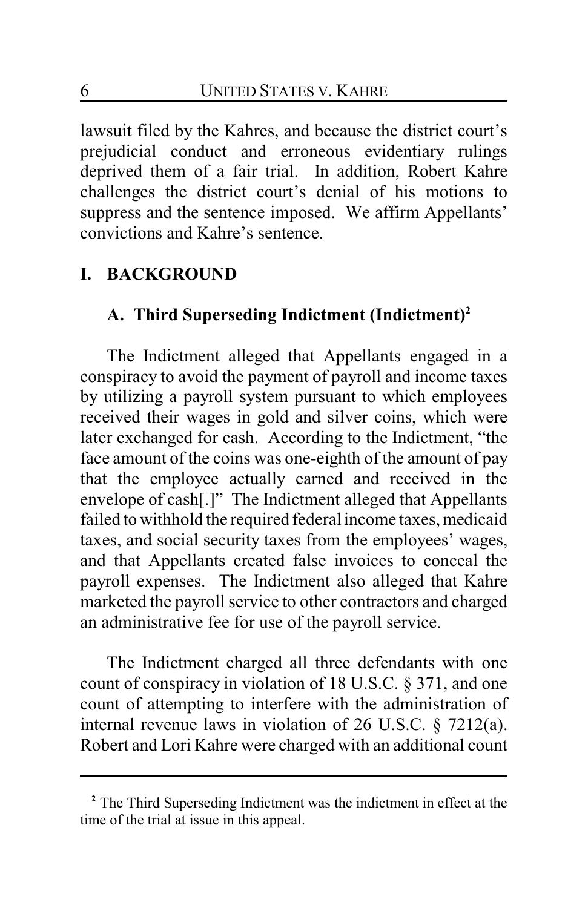lawsuit filed by the Kahres, and because the district court's prejudicial conduct and erroneous evidentiary rulings deprived them of a fair trial. In addition, Robert Kahre challenges the district court's denial of his motions to suppress and the sentence imposed. We affirm Appellants' convictions and Kahre's sentence.

## I. BACKGROUND

### A. Third Superseding Indictment (Indictment)[2]

The Indictment alleged that Appellants engaged in a conspiracy to avoid the payment of payroll and income taxes by utilizing a payroll system pursuant to which employees received their wages in gold and silver coins, which were later exchanged for cash. According to the Indictment, "the face amount of the coins was one-eighth of the amount of pay that the employee actually earned and received in the envelope of cash[.]" The Indictment alleged that Appellants failed to withhold the required federal income taxes, medicaid taxes, and social security taxes from the employees' wages, and that Appellants created false invoices to conceal the payroll expenses. The Indictment also alleged that Kahre marketed the payroll service to other contractors and charged an administrative fee for use of the payroll service.

The Indictment charged all three defendants with one count of conspiracy in violation of 18 U.S.C. § 371, and one count of attempting to interfere with the administration of internal revenue laws in violation of 26 U.S.C. § 7212(a). Robert and Lori Kahre were charged with an additional count

---

[2] The Third Superseding Indictment was the indictment in effect at the time of the trial at issue in this appeal.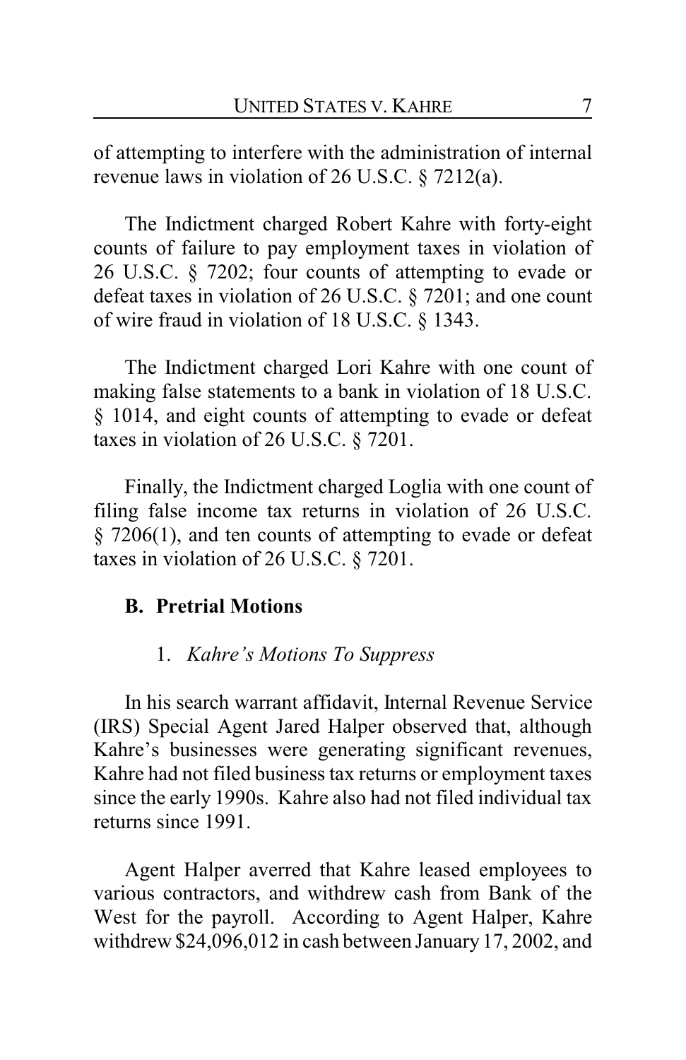of attempting to interfere with the administration of internal revenue laws in violation of 26 U.S.C. § 7212(a).

The Indictment charged Robert Kahre with forty-eight counts of failure to pay employment taxes in violation of 26 U.S.C. § 7202; four counts of attempting to evade or defeat taxes in violation of 26 U.S.C. § 7201; and one count of wire fraud in violation of 18 U.S.C. § 1343.

The Indictment charged Lori Kahre with one count of making false statements to a bank in violation of 18 U.S.C. § 1014, and eight counts of attempting to evade or defeat taxes in violation of 26 U.S.C. § 7201.

Finally, the Indictment charged Loglia with one count of filing false income tax returns in violation of 26 U.S.C. § 7206(1), and ten counts of attempting to evade or defeat taxes in violation of 26 U.S.C. § 7201.

### B. Pretrial Motions

#### 1. *Kahre's Motions To Suppress*

In his search warrant affidavit, Internal Revenue Service (IRS) Special Agent Jared Halper observed that, although Kahre's businesses were generating significant revenues, Kahre had not filed business tax returns or employment taxes since the early 1990s. Kahre also had not filed individual tax returns since 1991.

Agent Halper averred that Kahre leased employees to various contractors, and withdrew cash from Bank of the West for the payroll. According to Agent Halper, Kahre withdrew $24,096,012 in cash between January 17, 2002, and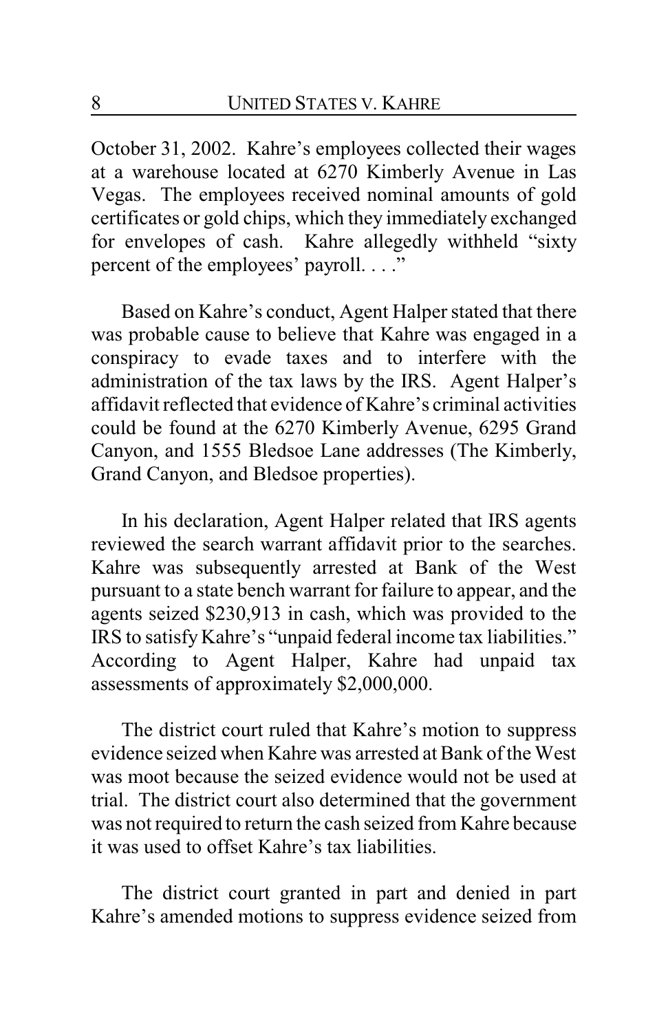October 31, 2002. Kahre's employees collected their wages at a warehouse located at 6270 Kimberly Avenue in Las Vegas. The employees received nominal amounts of gold certificates or gold chips, which they immediately exchanged for envelopes of cash. Kahre allegedly withheld "sixty percent of the employees' payroll. . . ."

Based on Kahre's conduct, Agent Halper stated that there was probable cause to believe that Kahre was engaged in a conspiracy to evade taxes and to interfere with the administration of the tax laws by the IRS. Agent Halper's affidavit reflected that evidence of Kahre's criminal activities could be found at the 6270 Kimberly Avenue, 6295 Grand Canyon, and 1555 Bledsoe Lane addresses (The Kimberly, Grand Canyon, and Bledsoe properties).

In his declaration, Agent Halper related that IRS agents reviewed the search warrant affidavit prior to the searches. Kahre was subsequently arrested at Bank of the West pursuant to a state bench warrant for failure to appear, and the agents seized $230,913 in cash, which was provided to the IRS to satisfy Kahre's "unpaid federal income tax liabilities." According to Agent Halper, Kahre had unpaid tax assessments of approximately $2,000,000.

The district court ruled that Kahre's motion to suppress evidence seized when Kahre was arrested at Bank of the West was moot because the seized evidence would not be used at trial. The district court also determined that the government was not required to return the cash seized from Kahre because it was used to offset Kahre's tax liabilities.

The district court granted in part and denied in part Kahre's amended motions to suppress evidence seized from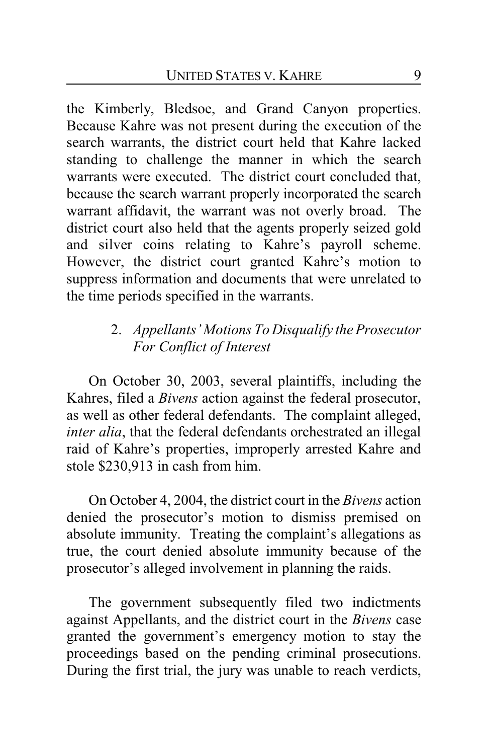the Kimberly, Bledsoe, and Grand Canyon properties. Because Kahre was not present during the execution of the search warrants, the district court held that Kahre lacked standing to challenge the manner in which the search warrants were executed. The district court concluded that, because the search warrant properly incorporated the search warrant affidavit, the warrant was not overly broad. The district court also held that the agents properly seized gold and silver coins relating to Kahre's payroll scheme. However, the district court granted Kahre's motion to suppress information and documents that were unrelated to the time periods specified in the warrants.

### 2. *Appellants' Motions To Disqualify the Prosecutor For Conflict of Interest*

On October 30, 2003, several plaintiffs, including the Kahres, filed a *Bivens* action against the federal prosecutor, as well as other federal defendants. The complaint alleged, *inter alia*, that the federal defendants orchestrated an illegal raid of Kahre's properties, improperly arrested Kahre and stole $230,913 in cash from him.

On October 4, 2004, the district court in the *Bivens* action denied the prosecutor's motion to dismiss premised on absolute immunity. Treating the complaint's allegations as true, the court denied absolute immunity because of the prosecutor's alleged involvement in planning the raids.

The government subsequently filed two indictments against Appellants, and the district court in the *Bivens* case granted the government's emergency motion to stay the proceedings based on the pending criminal prosecutions. During the first trial, the jury was unable to reach verdicts,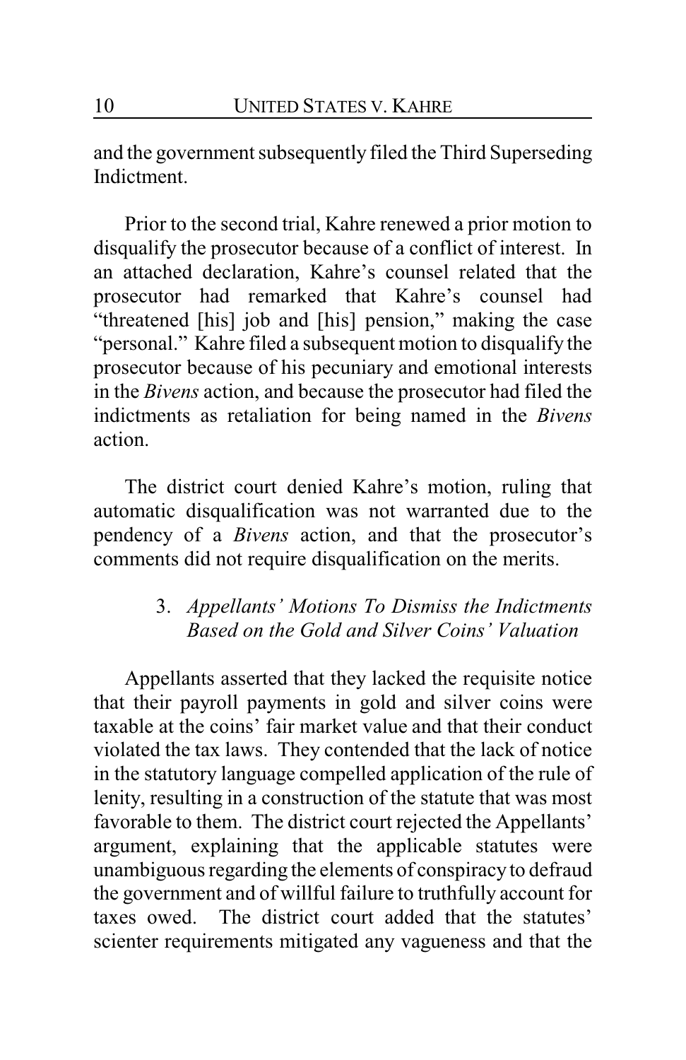and the government subsequently filed the Third Superseding Indictment.

Prior to the second trial, Kahre renewed a prior motion to disqualify the prosecutor because of a conflict of interest. In an attached declaration, Kahre's counsel related that the prosecutor had remarked that Kahre's counsel had "threatened [his] job and [his] pension," making the case "personal." Kahre filed a subsequent motion to disqualify the prosecutor because of his pecuniary and emotional interests in the *Bivens* action, and because the prosecutor had filed the indictments as retaliation for being named in the *Bivens* action.

The district court denied Kahre's motion, ruling that automatic disqualification was not warranted due to the pendency of a *Bivens* action, and that the prosecutor's comments did not require disqualification on the merits.

### 3. *Appellants' Motions To Dismiss the Indictments Based on the Gold and Silver Coins' Valuation*

Appellants asserted that they lacked the requisite notice that their payroll payments in gold and silver coins were taxable at the coins' fair market value and that their conduct violated the tax laws. They contended that the lack of notice in the statutory language compelled application of the rule of lenity, resulting in a construction of the statute that was most favorable to them. The district court rejected the Appellants' argument, explaining that the applicable statutes were unambiguous regarding the elements of conspiracy to defraud the government and of willful failure to truthfully account for taxes owed. The district court added that the statutes' scienter requirements mitigated any vagueness and that the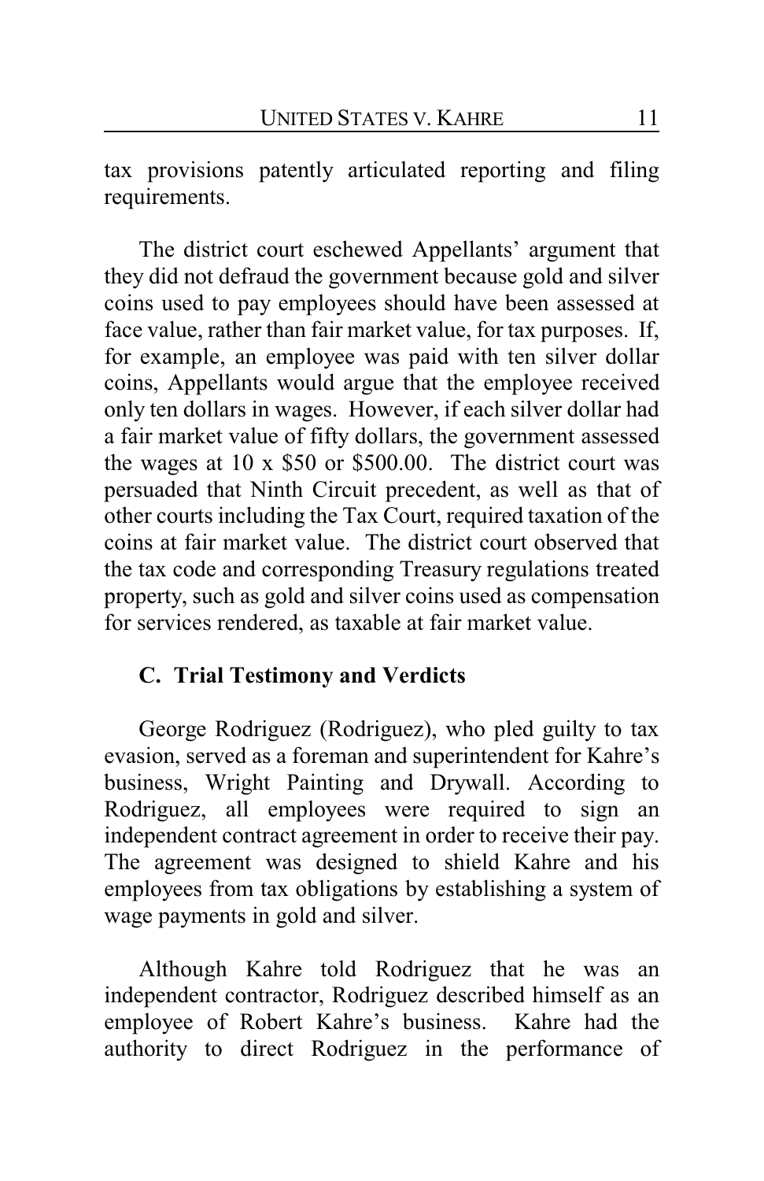tax provisions patently articulated reporting and filing requirements.

The district court eschewed Appellants' argument that they did not defraud the government because gold and silver coins used to pay employees should have been assessed at face value, rather than fair market value, for tax purposes. If, for example, an employee was paid with ten silver dollar coins, Appellants would argue that the employee received only ten dollars in wages. However, if each silver dollar had a fair market value of fifty dollars, the government assessed the wages at 10 x $50 or $500.00. The district court was persuaded that Ninth Circuit precedent, as well as that of other courts including the Tax Court, required taxation of the coins at fair market value. The district court observed that the tax code and corresponding Treasury regulations treated property, such as gold and silver coins used as compensation for services rendered, as taxable at fair market value.

### C. Trial Testimony and Verdicts

George Rodriguez (Rodriguez), who pled guilty to tax evasion, served as a foreman and superintendent for Kahre's business, Wright Painting and Drywall. According to Rodriguez, all employees were required to sign an independent contract agreement in order to receive their pay. The agreement was designed to shield Kahre and his employees from tax obligations by establishing a system of wage payments in gold and silver.

Although Kahre told Rodriguez that he was an independent contractor, Rodriguez described himself as an employee of Robert Kahre's business. Kahre had the authority to direct Rodriguez in the performance of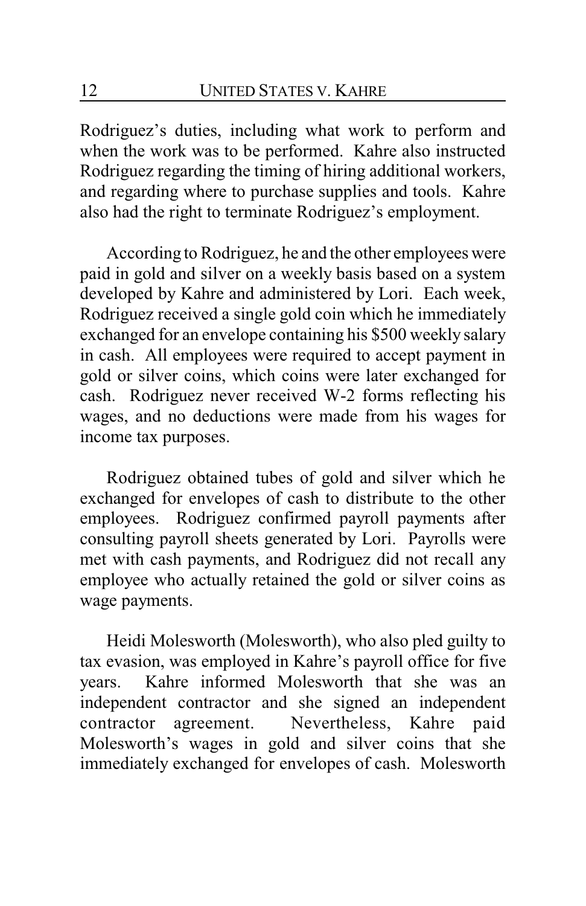Rodriguez's duties, including what work to perform and when the work was to be performed. Kahre also instructed Rodriguez regarding the timing of hiring additional workers, and regarding where to purchase supplies and tools. Kahre also had the right to terminate Rodriguez's employment.

According to Rodriguez, he and the other employees were paid in gold and silver on a weekly basis based on a system developed by Kahre and administered by Lori. Each week, Rodriguez received a single gold coin which he immediately exchanged for an envelope containing his $500 weekly salary in cash. All employees were required to accept payment in gold or silver coins, which coins were later exchanged for cash. Rodriguez never received W-2 forms reflecting his wages, and no deductions were made from his wages for income tax purposes.

Rodriguez obtained tubes of gold and silver which he exchanged for envelopes of cash to distribute to the other employees. Rodriguez confirmed payroll payments after consulting payroll sheets generated by Lori. Payrolls were met with cash payments, and Rodriguez did not recall any employee who actually retained the gold or silver coins as wage payments.

Heidi Molesworth (Molesworth), who also pled guilty to tax evasion, was employed in Kahre's payroll office for five years. Kahre informed Molesworth that she was an independent contractor and she signed an independent contractor agreement. Nevertheless, Kahre paid Molesworth's wages in gold and silver coins that she immediately exchanged for envelopes of cash. Molesworth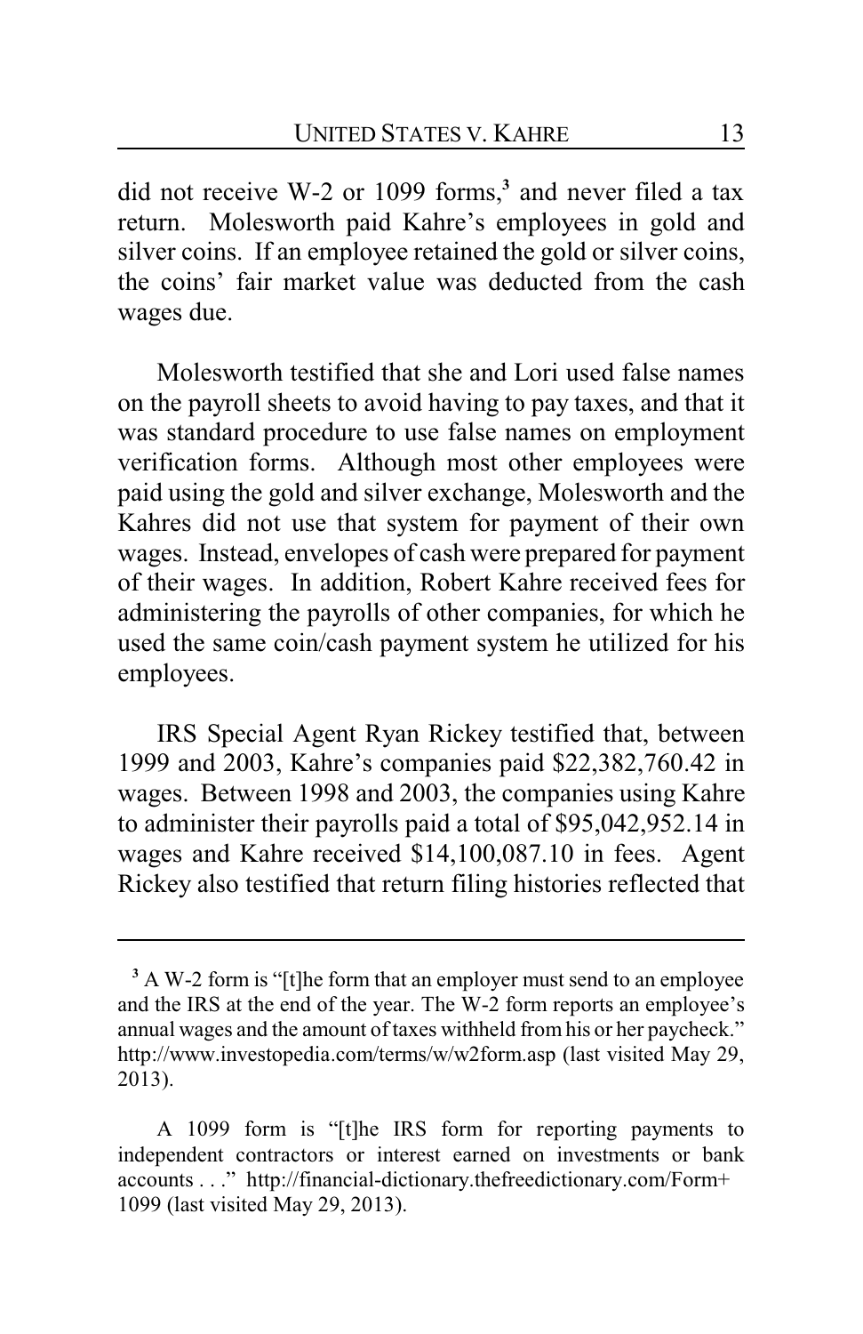did not receive W-2 or 1099 forms,[3] and never filed a tax return. Molesworth paid Kahre's employees in gold and silver coins. If an employee retained the gold or silver coins, the coins' fair market value was deducted from the cash wages due.

Molesworth testified that she and Lori used false names on the payroll sheets to avoid having to pay taxes, and that it was standard procedure to use false names on employment verification forms. Although most other employees were paid using the gold and silver exchange, Molesworth and the Kahres did not use that system for payment of their own wages. Instead, envelopes of cash were prepared for payment of their wages. In addition, Robert Kahre received fees for administering the payrolls of other companies, for which he used the same coin/cash payment system he utilized for his employees.

IRS Special Agent Ryan Rickey testified that, between 1999 and 2003, Kahre's companies paid $22,382,760.42 in wages. Between 1998 and 2003, the companies using Kahre to administer their payrolls paid a total of $95,042,952.14 in wages and Kahre received $14,100,087.10 in fees. Agent Rickey also testified that return filing histories reflected that

---

[3] A W-2 form is "[t]he form that an employer must send to an employee and the IRS at the end of the year. The W-2 form reports an employee's annual wages and the amount of taxes withheld from his or her paycheck." http://www.investopedia.com/terms/w/w2form.asp (last visited May 29, 2013).

A 1099 form is "[t]he IRS form for reporting payments to independent contractors or interest earned on investments or bank accounts . . ." http://financial-dictionary.thefreedictionary.com/Form+1099 (last visited May 29, 2013).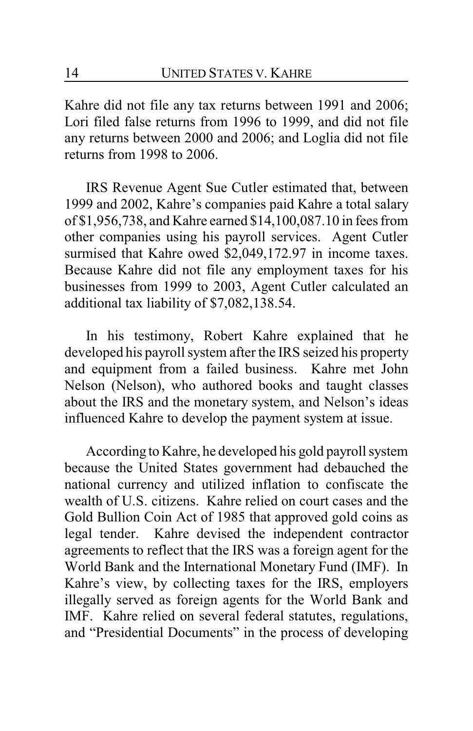Kahre did not file any tax returns between 1991 and 2006; Lori filed false returns from 1996 to 1999, and did not file any returns between 2000 and 2006; and Loglia did not file returns from 1998 to 2006.

IRS Revenue Agent Sue Cutler estimated that, between 1999 and 2002, Kahre's companies paid Kahre a total salary of $1,956,738, and Kahre earned $14,100,087.10 in fees from other companies using his payroll services. Agent Cutler surmised that Kahre owed $2,049,172.97 in income taxes. Because Kahre did not file any employment taxes for his businesses from 1999 to 2003, Agent Cutler calculated an additional tax liability of $7,082,138.54.

In his testimony, Robert Kahre explained that he developed his payroll system after the IRS seized his property and equipment from a failed business. Kahre met John Nelson (Nelson), who authored books and taught classes about the IRS and the monetary system, and Nelson's ideas influenced Kahre to develop the payment system at issue.

According to Kahre, he developed his gold payroll system because the United States government had debauched the national currency and utilized inflation to confiscate the wealth of U.S. citizens. Kahre relied on court cases and the Gold Bullion Coin Act of 1985 that approved gold coins as legal tender. Kahre devised the independent contractor agreements to reflect that the IRS was a foreign agent for the World Bank and the International Monetary Fund (IMF). In Kahre's view, by collecting taxes for the IRS, employers illegally served as foreign agents for the World Bank and IMF. Kahre relied on several federal statutes, regulations, and "Presidential Documents" in the process of developing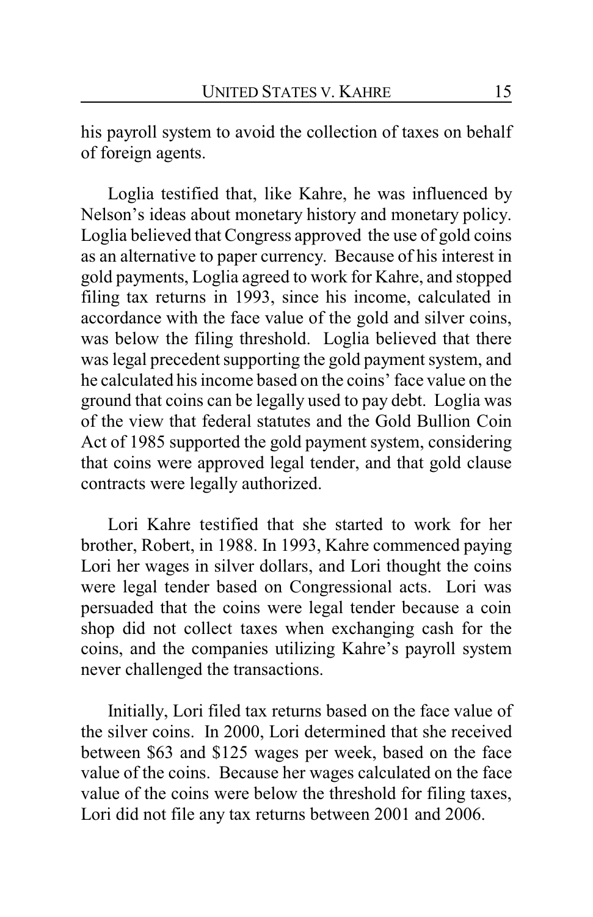his payroll system to avoid the collection of taxes on behalf of foreign agents.

Loglia testified that, like Kahre, he was influenced by Nelson's ideas about monetary history and monetary policy. Loglia believed that Congress approved the use of gold coins as an alternative to paper currency. Because of his interest in gold payments, Loglia agreed to work for Kahre, and stopped filing tax returns in 1993, since his income, calculated in accordance with the face value of the gold and silver coins, was below the filing threshold. Loglia believed that there was legal precedent supporting the gold payment system, and he calculated his income based on the coins' face value on the ground that coins can be legally used to pay debt. Loglia was of the view that federal statutes and the Gold Bullion Coin Act of 1985 supported the gold payment system, considering that coins were approved legal tender, and that gold clause contracts were legally authorized.

Lori Kahre testified that she started to work for her brother, Robert, in 1988. In 1993, Kahre commenced paying Lori her wages in silver dollars, and Lori thought the coins were legal tender based on Congressional acts. Lori was persuaded that the coins were legal tender because a coin shop did not collect taxes when exchanging cash for the coins, and the companies utilizing Kahre's payroll system never challenged the transactions.

Initially, Lori filed tax returns based on the face value of the silver coins. In 2000, Lori determined that she received between $63 and $125 wages per week, based on the face value of the coins. Because her wages calculated on the face value of the coins were below the threshold for filing taxes, Lori did not file any tax returns between 2001 and 2006.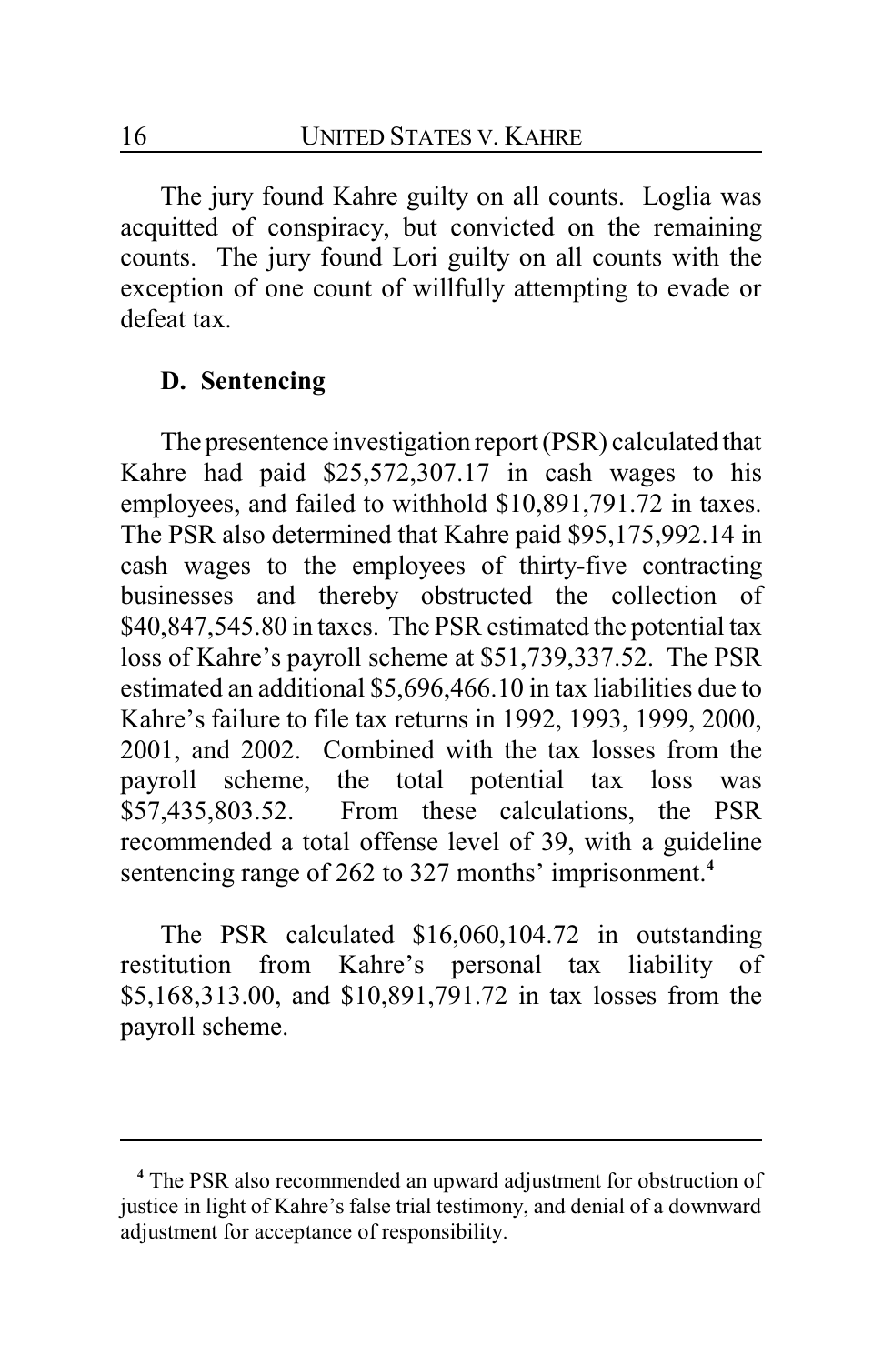The jury found Kahre guilty on all counts. Loglia was acquitted of conspiracy, but convicted on the remaining counts. The jury found Lori guilty on all counts with the exception of one count of willfully attempting to evade or defeat tax.

### D. Sentencing

The presentence investigation report (PSR) calculated that Kahre had paid $25,572,307.17 in cash wages to his employees, and failed to withhold $10,891,791.72 in taxes. The PSR also determined that Kahre paid $95,175,992.14 in cash wages to the employees of thirty-five contracting businesses and thereby obstructed the collection of $40,847,545.80 in taxes. The PSR estimated the potential tax loss of Kahre's payroll scheme at $51,739,337.52. The PSR estimated an additional $5,696,466.10 in tax liabilities due to Kahre's failure to file tax returns in 1992, 1993, 1999, 2000, 2001, and 2002. Combined with the tax losses from the payroll scheme, the total potential tax loss was $57,435,803.52. From these calculations, the PSR recommended a total offense level of 39, with a guideline sentencing range of 262 to 327 months' imprisonment.[4]

The PSR calculated $16,060,104.72 in outstanding restitution from Kahre's personal tax liability of $5,168,313.00, and $10,891,791.72 in tax losses from the payroll scheme.

---

[4] The PSR also recommended an upward adjustment for obstruction of justice in light of Kahre's false trial testimony, and denial of a downward adjustment for acceptance of responsibility.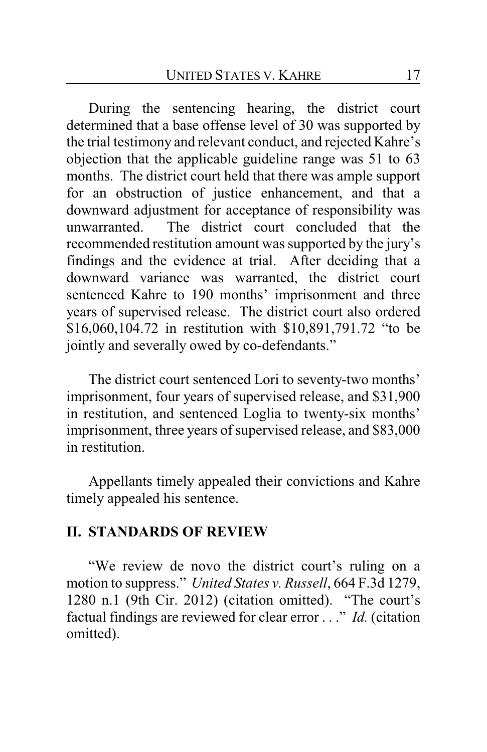During the sentencing hearing, the district court determined that a base offense level of 30 was supported by the trial testimony and relevant conduct, and rejected Kahre's objection that the applicable guideline range was 51 to 63 months. The district court held that there was ample support for an obstruction of justice enhancement, and that a downward adjustment for acceptance of responsibility was unwarranted. The district court concluded that the recommended restitution amount was supported by the jury's findings and the evidence at trial. After deciding that a downward variance was warranted, the district court sentenced Kahre to 190 months' imprisonment and three years of supervised release. The district court also ordered $16,060,104.72 in restitution with $10,891,791.72 "to be jointly and severally owed by co-defendants."

The district court sentenced Lori to seventy-two months' imprisonment, four years of supervised release, and $31,900 in restitution, and sentenced Loglia to twenty-six months' imprisonment, three years of supervised release, and $83,000 in restitution.

Appellants timely appealed their convictions and Kahre timely appealed his sentence.

## II. STANDARDS OF REVIEW

"We review de novo the district court's ruling on a motion to suppress." *United States v. Russell*, 664 F.3d 1279, 1280 n.1 (9th Cir. 2012) (citation omitted). "The court's factual findings are reviewed for clear error . . ." *Id.* (citation omitted).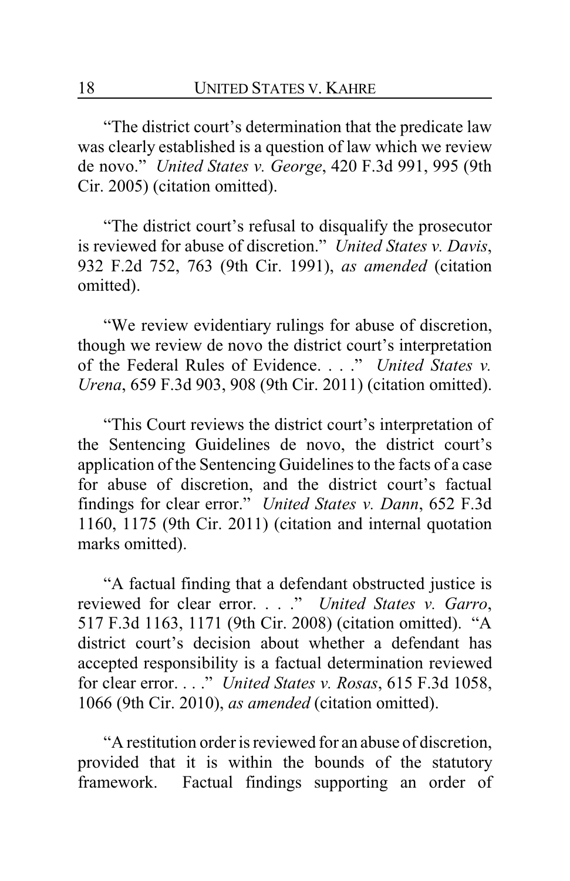"The district court's determination that the predicate law was clearly established is a question of law which we review de novo." *United States v. George*, 420 F.3d 991, 995 (9th Cir. 2005) (citation omitted).

"The district court's refusal to disqualify the prosecutor is reviewed for abuse of discretion." *United States v. Davis*, 932 F.2d 752, 763 (9th Cir. 1991), *as amended* (citation omitted).

"We review evidentiary rulings for abuse of discretion, though we review de novo the district court's interpretation of the Federal Rules of Evidence. . . ." *United States v. Urena*, 659 F.3d 903, 908 (9th Cir. 2011) (citation omitted).

"This Court reviews the district court's interpretation of the Sentencing Guidelines de novo, the district court's application of the Sentencing Guidelines to the facts of a case for abuse of discretion, and the district court's factual findings for clear error." *United States v. Dann*, 652 F.3d 1160, 1175 (9th Cir. 2011) (citation and internal quotation marks omitted).

"A factual finding that a defendant obstructed justice is reviewed for clear error. . . ." *United States v. Garro*, 517 F.3d 1163, 1171 (9th Cir. 2008) (citation omitted). "A district court's decision about whether a defendant has accepted responsibility is a factual determination reviewed for clear error. . . ." *United States v. Rosas*, 615 F.3d 1058, 1066 (9th Cir. 2010), *as amended* (citation omitted).

"A restitution order is reviewed for an abuse of discretion, provided that it is within the bounds of the statutory framework. Factual findings supporting an order of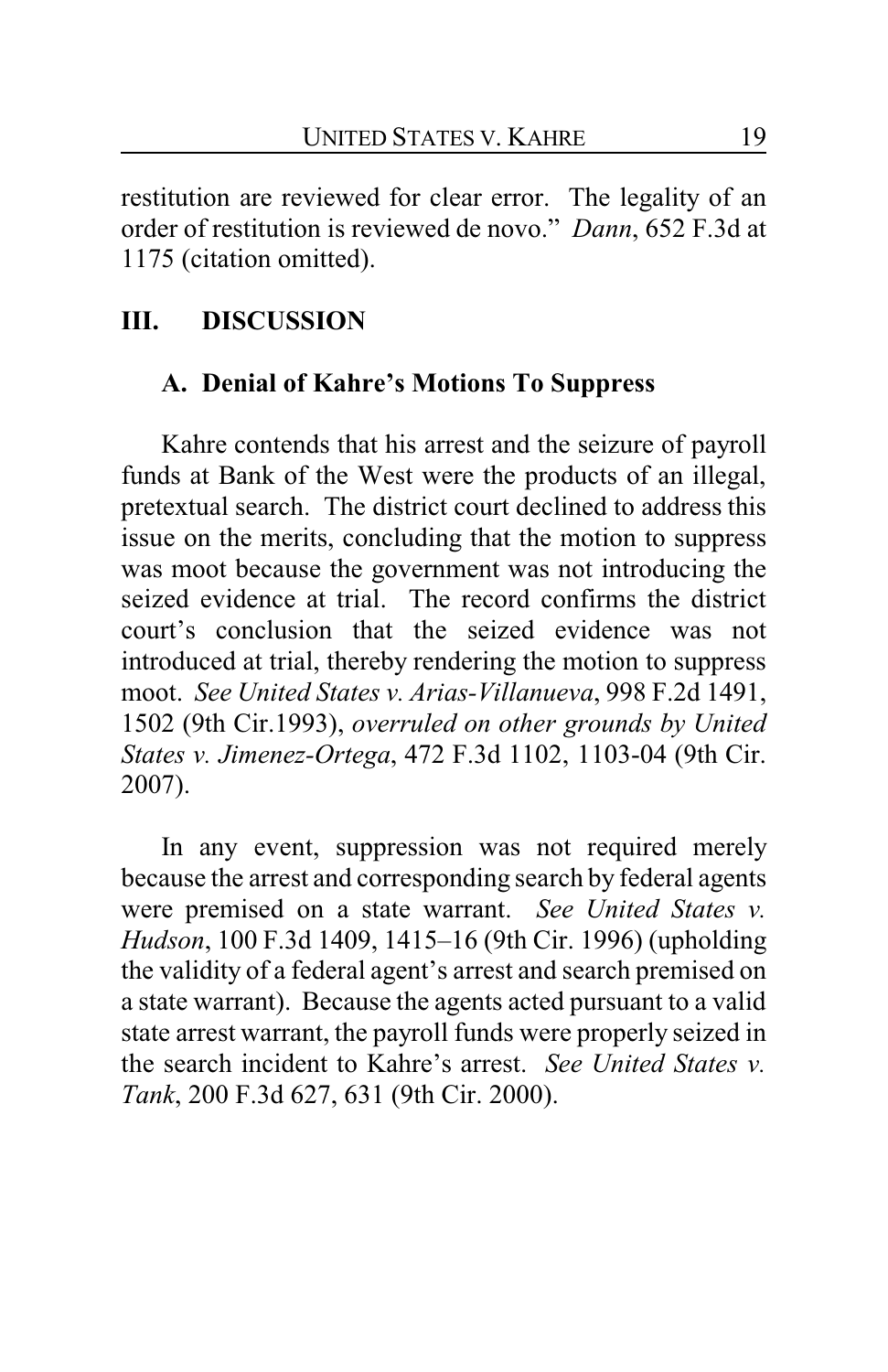restitution are reviewed for clear error. The legality of an order of restitution is reviewed de novo." *Dann*, 652 F.3d at 1175 (citation omitted).

## III. DISCUSSION

### A. Denial of Kahre's Motions To Suppress

Kahre contends that his arrest and the seizure of payroll funds at Bank of the West were the products of an illegal, pretextual search. The district court declined to address this issue on the merits, concluding that the motion to suppress was moot because the government was not introducing the seized evidence at trial. The record confirms the district court's conclusion that the seized evidence was not introduced at trial, thereby rendering the motion to suppress moot. *See United States v. Arias-Villanueva*, 998 F.2d 1491, 1502 (9th Cir.1993), *overruled on other grounds by United States v. Jimenez-Ortega*, 472 F.3d 1102, 1103-04 (9th Cir. 2007).

In any event, suppression was not required merely because the arrest and corresponding search by federal agents were premised on a state warrant. *See United States v. Hudson*, 100 F.3d 1409, 1415–16 (9th Cir. 1996) (upholding the validity of a federal agent's arrest and search premised on a state warrant). Because the agents acted pursuant to a valid state arrest warrant, the payroll funds were properly seized in the search incident to Kahre's arrest. *See United States v. Tank*, 200 F.3d 627, 631 (9th Cir. 2000).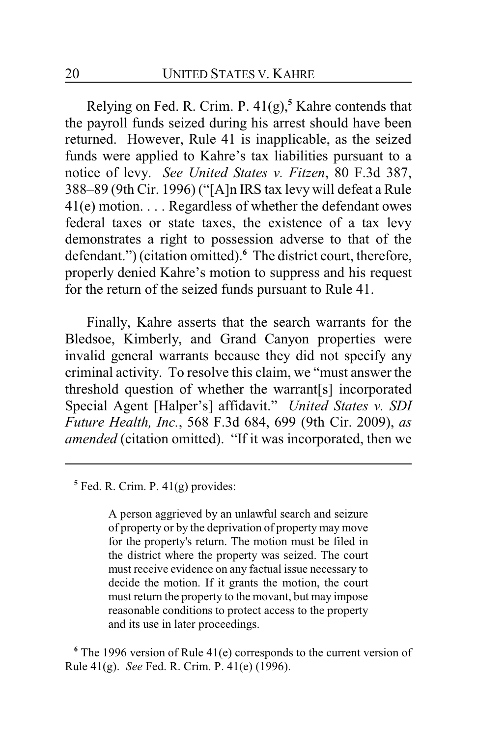Relying on Fed. R. Crim. P. 41(g),[5] Kahre contends that the payroll funds seized during his arrest should have been returned. However, Rule 41 is inapplicable, as the seized funds were applied to Kahre's tax liabilities pursuant to a notice of levy. *See United States v. Fitzen*, 80 F.3d 387, 388–89 (9th Cir. 1996) ("[A]n IRS tax levy will defeat a Rule 41(e) motion. . . . Regardless of whether the defendant owes federal taxes or state taxes, the existence of a tax levy demonstrates a right to possession adverse to that of the defendant.") (citation omitted).[6] The district court, therefore, properly denied Kahre's motion to suppress and his request for the return of the seized funds pursuant to Rule 41.

Finally, Kahre asserts that the search warrants for the Bledsoe, Kimberly, and Grand Canyon properties were invalid general warrants because they did not specify any criminal activity. To resolve this claim, we "must answer the threshold question of whether the warrant[s] incorporated Special Agent [Halper's] affidavit." *United States v. SDI Future Health, Inc.*, 568 F.3d 684, 699 (9th Cir. 2009), *as amended* (citation omitted). "If it was incorporated, then we

---

[5] Fed. R. Crim. P. 41(g) provides:

> A person aggrieved by an unlawful search and seizure of property or by the deprivation of property may move for the property's return. The motion must be filed in the district where the property was seized. The court must receive evidence on any factual issue necessary to decide the motion. If it grants the motion, the court must return the property to the movant, but may impose reasonable conditions to protect access to the property and its use in later proceedings.

[6] The 1996 version of Rule 41(e) corresponds to the current version of Rule 41(g). *See* Fed. R. Crim. P. 41(e) (1996).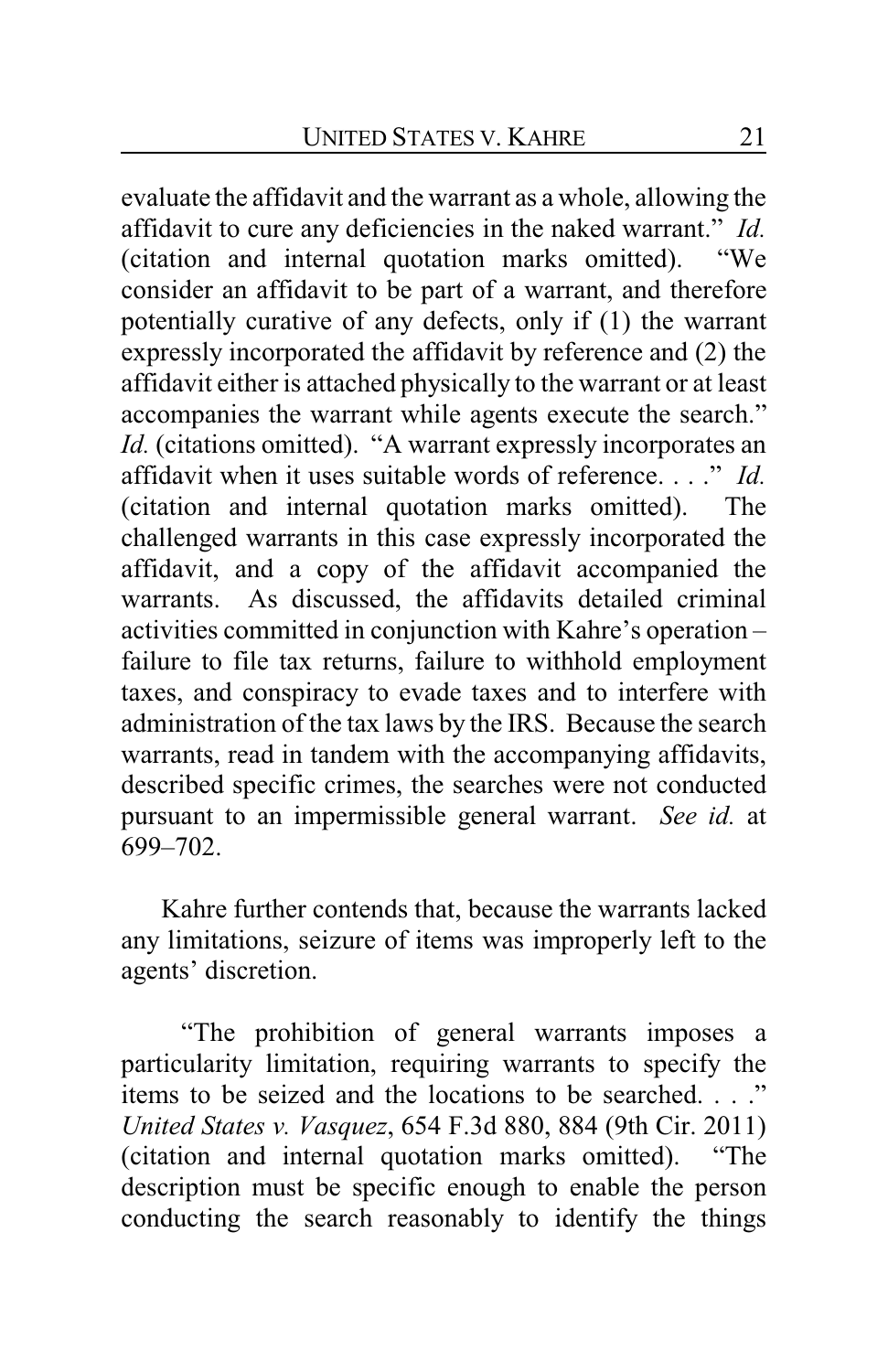evaluate the affidavit and the warrant as a whole, allowing the affidavit to cure any deficiencies in the naked warrant." *Id.* (citation and internal quotation marks omitted). "We consider an affidavit to be part of a warrant, and therefore potentially curative of any defects, only if (1) the warrant expressly incorporated the affidavit by reference and (2) the affidavit either is attached physically to the warrant or at least accompanies the warrant while agents execute the search." *Id.* (citations omitted). "A warrant expressly incorporates an affidavit when it uses suitable words of reference. . . ." *Id.* (citation and internal quotation marks omitted). The challenged warrants in this case expressly incorporated the affidavit, and a copy of the affidavit accompanied the warrants. As discussed, the affidavits detailed criminal activities committed in conjunction with Kahre's operation – failure to file tax returns, failure to withhold employment taxes, and conspiracy to evade taxes and to interfere with administration of the tax laws by the IRS. Because the search warrants, read in tandem with the accompanying affidavits, described specific crimes, the searches were not conducted pursuant to an impermissible general warrant. *See id.* at 699–702.

Kahre further contends that, because the warrants lacked any limitations, seizure of items was improperly left to the agents' discretion.

"The prohibition of general warrants imposes a particularity limitation, requiring warrants to specify the items to be seized and the locations to be searched. . . ." *United States v. Vasquez*, 654 F.3d 880, 884 (9th Cir. 2011) (citation and internal quotation marks omitted). "The description must be specific enough to enable the person conducting the search reasonably to identify the things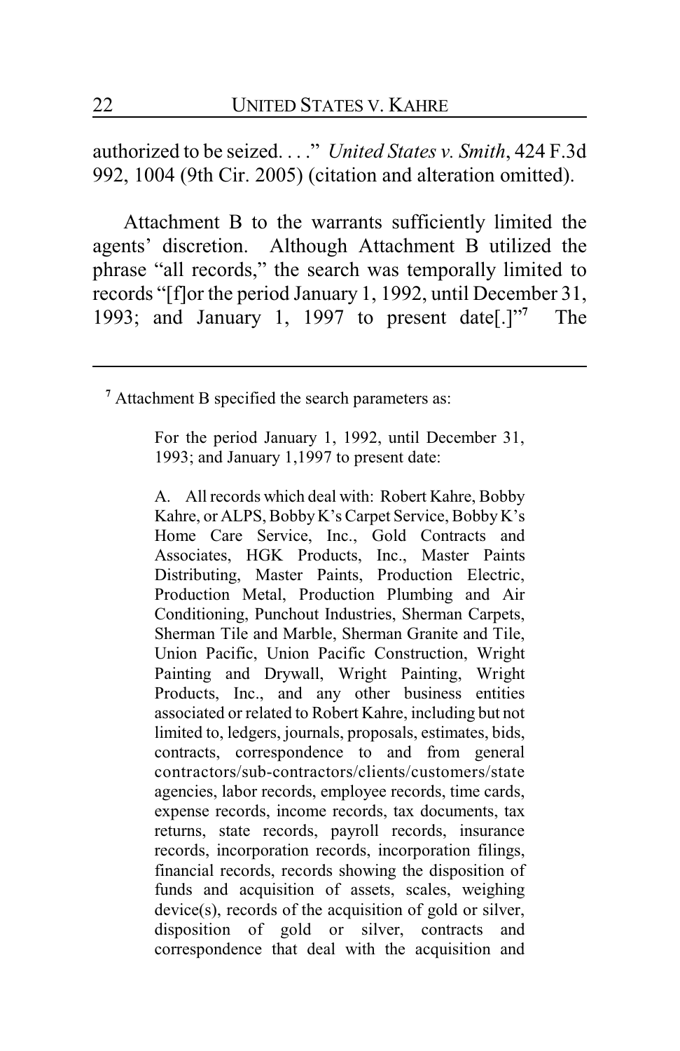authorized to be seized. . . ." *United States v. Smith*, 424 F.3d 992, 1004 (9th Cir. 2005) (citation and alteration omitted).

Attachment B to the warrants sufficiently limited the agents' discretion. Although Attachment B utilized the phrase "all records," the search was temporally limited to records "[f]or the period January 1, 1992, until December 31, 1993; and January 1, 1997 to present date[.]"[7] The

---

[7] Attachment B specified the search parameters as:

> For the period January 1, 1992, until December 31, 1993; and January 1,1997 to present date:
>
> A. All records which deal with: Robert Kahre, Bobby Kahre, or ALPS, Bobby K's Carpet Service, Bobby K's Home Care Service, Inc., Gold Contracts and Associates, HGK Products, Inc., Master Paints Distributing, Master Paints, Production Electric, Production Metal, Production Plumbing and Air Conditioning, Punchout Industries, Sherman Carpets, Sherman Tile and Marble, Sherman Granite and Tile, Union Pacific, Union Pacific Construction, Wright Painting and Drywall, Wright Painting, Wright Products, Inc., and any other business entities associated or related to Robert Kahre, including but not limited to, ledgers, journals, proposals, estimates, bids, contracts, correspondence to and from general contractors/sub-contractors/clients/customers/state agencies, labor records, employee records, time cards, expense records, income records, tax documents, tax returns, state records, payroll records, insurance records, incorporation records, incorporation filings, financial records, records showing the disposition of funds and acquisition of assets, scales, weighing device(s), records of the acquisition of gold or silver, disposition of gold or silver, contracts and correspondence that deal with the acquisition and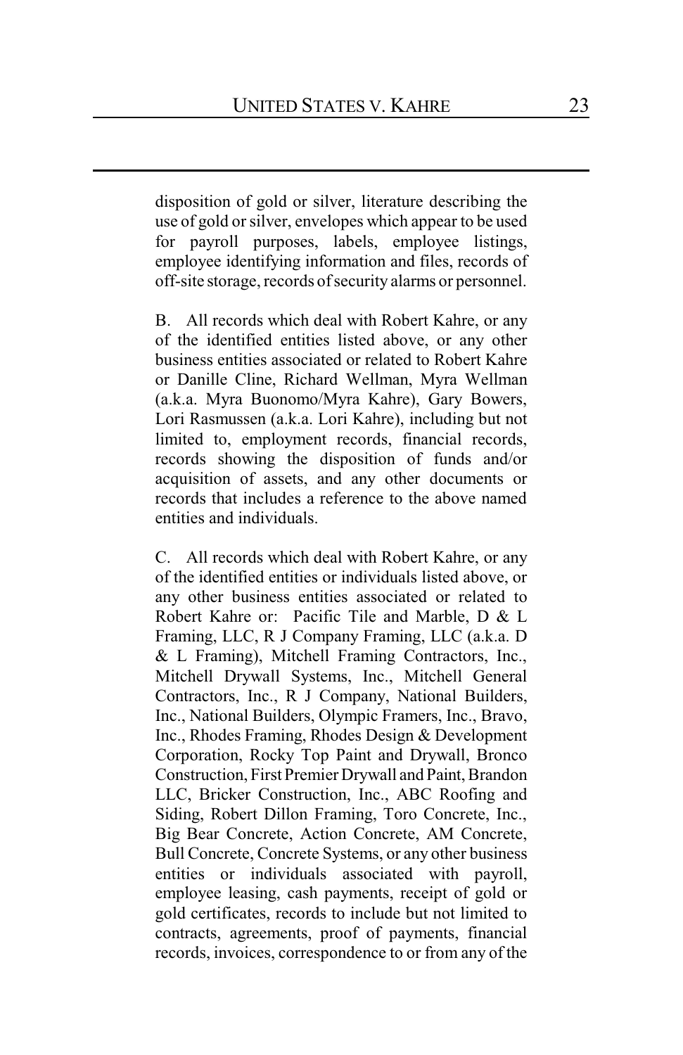disposition of gold or silver, literature describing the use of gold or silver, envelopes which appear to be used for payroll purposes, labels, employee listings, employee identifying information and files, records of off-site storage, records of security alarms or personnel.

B. All records which deal with Robert Kahre, or any of the identified entities listed above, or any other business entities associated or related to Robert Kahre or Danille Cline, Richard Wellman, Myra Wellman (a.k.a. Myra Buonomo/Myra Kahre), Gary Bowers, Lori Rasmussen (a.k.a. Lori Kahre), including but not limited to, employment records, financial records, records showing the disposition of funds and/or acquisition of assets, and any other documents or records that includes a reference to the above named entities and individuals.

C. All records which deal with Robert Kahre, or any of the identified entities or individuals listed above, or any other business entities associated or related to Robert Kahre or: Pacific Tile and Marble, D & L Framing, LLC, R J Company Framing, LLC (a.k.a. D & L Framing), Mitchell Framing Contractors, Inc., Mitchell Drywall Systems, Inc., Mitchell General Contractors, Inc., R J Company, National Builders, Inc., National Builders, Olympic Framers, Inc., Bravo, Inc., Rhodes Framing, Rhodes Design & Development Corporation, Rocky Top Paint and Drywall, Bronco Construction, First Premier Drywall and Paint, Brandon LLC, Bricker Construction, Inc., ABC Roofing and Siding, Robert Dillon Framing, Toro Concrete, Inc., Big Bear Concrete, Action Concrete, AM Concrete, Bull Concrete, Concrete Systems, or any other business entities or individuals associated with payroll, employee leasing, cash payments, receipt of gold or gold certificates, records to include but not limited to contracts, agreements, proof of payments, financial records, invoices, correspondence to or from any of the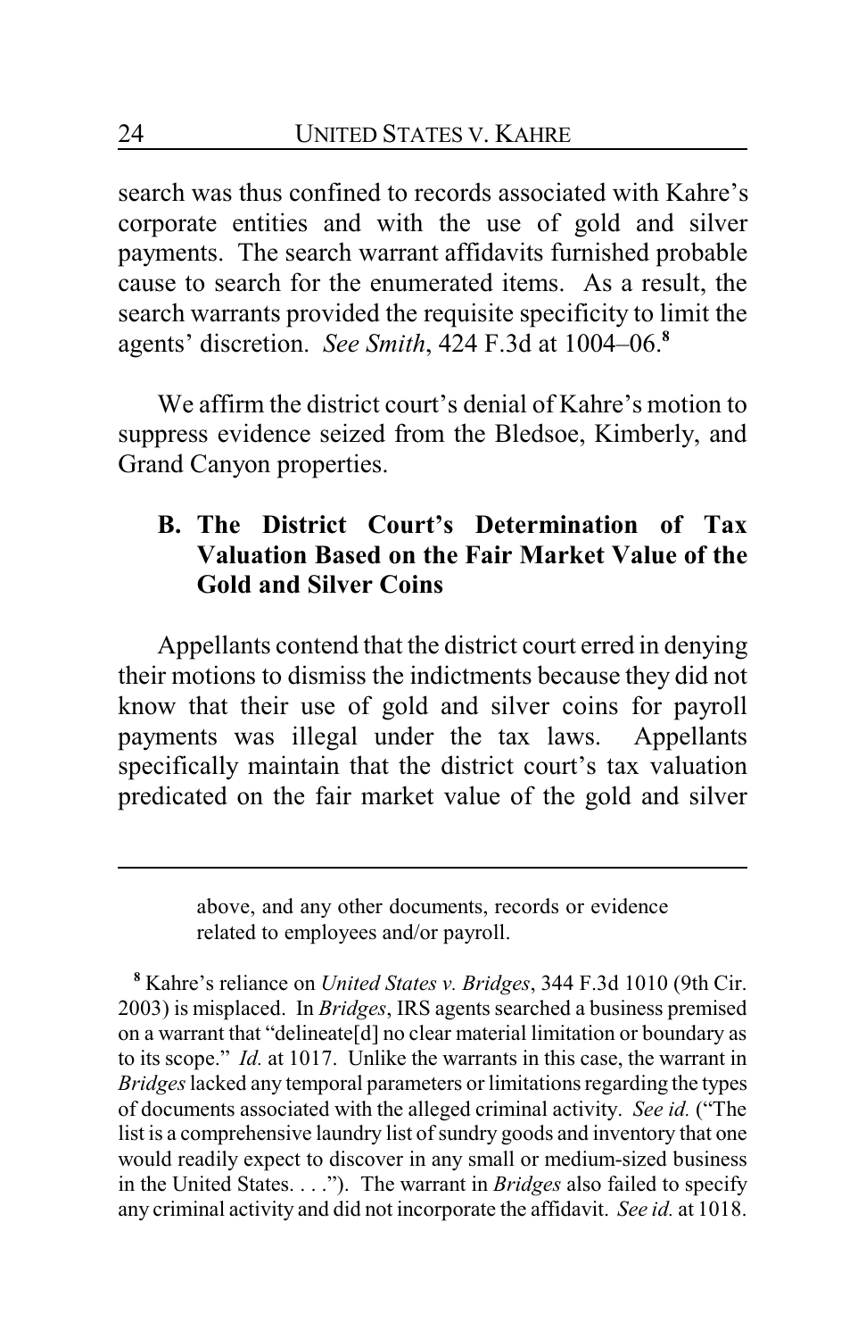search was thus confined to records associated with Kahre's corporate entities and with the use of gold and silver payments. The search warrant affidavits furnished probable cause to search for the enumerated items. As a result, the search warrants provided the requisite specificity to limit the agents' discretion. *See Smith*, 424 F.3d at 1004–06.[8]

We affirm the district court's denial of Kahre's motion to suppress evidence seized from the Bledsoe, Kimberly, and Grand Canyon properties.

### B. The District Court's Determination of Tax Valuation Based on the Fair Market Value of the Gold and Silver Coins

Appellants contend that the district court erred in denying their motions to dismiss the indictments because they did not know that their use of gold and silver coins for payroll payments was illegal under the tax laws. Appellants specifically maintain that the district court's tax valuation predicated on the fair market value of the gold and silver

---

above, and any other documents, records or evidence related to employees and/or payroll.

[8] Kahre's reliance on *United States v. Bridges*, 344 F.3d 1010 (9th Cir. 2003) is misplaced. In *Bridges*, IRS agents searched a business premised on a warrant that "delineate[d] no clear material limitation or boundary as to its scope." *Id.* at 1017. Unlike the warrants in this case, the warrant in *Bridges* lacked any temporal parameters or limitations regarding the types of documents associated with the alleged criminal activity. *See id.* ("The list is a comprehensive laundry list of sundry goods and inventory that one would readily expect to discover in any small or medium-sized business in the United States. . . ."). The warrant in *Bridges* also failed to specify any criminal activity and did not incorporate the affidavit. *See id.* at 1018.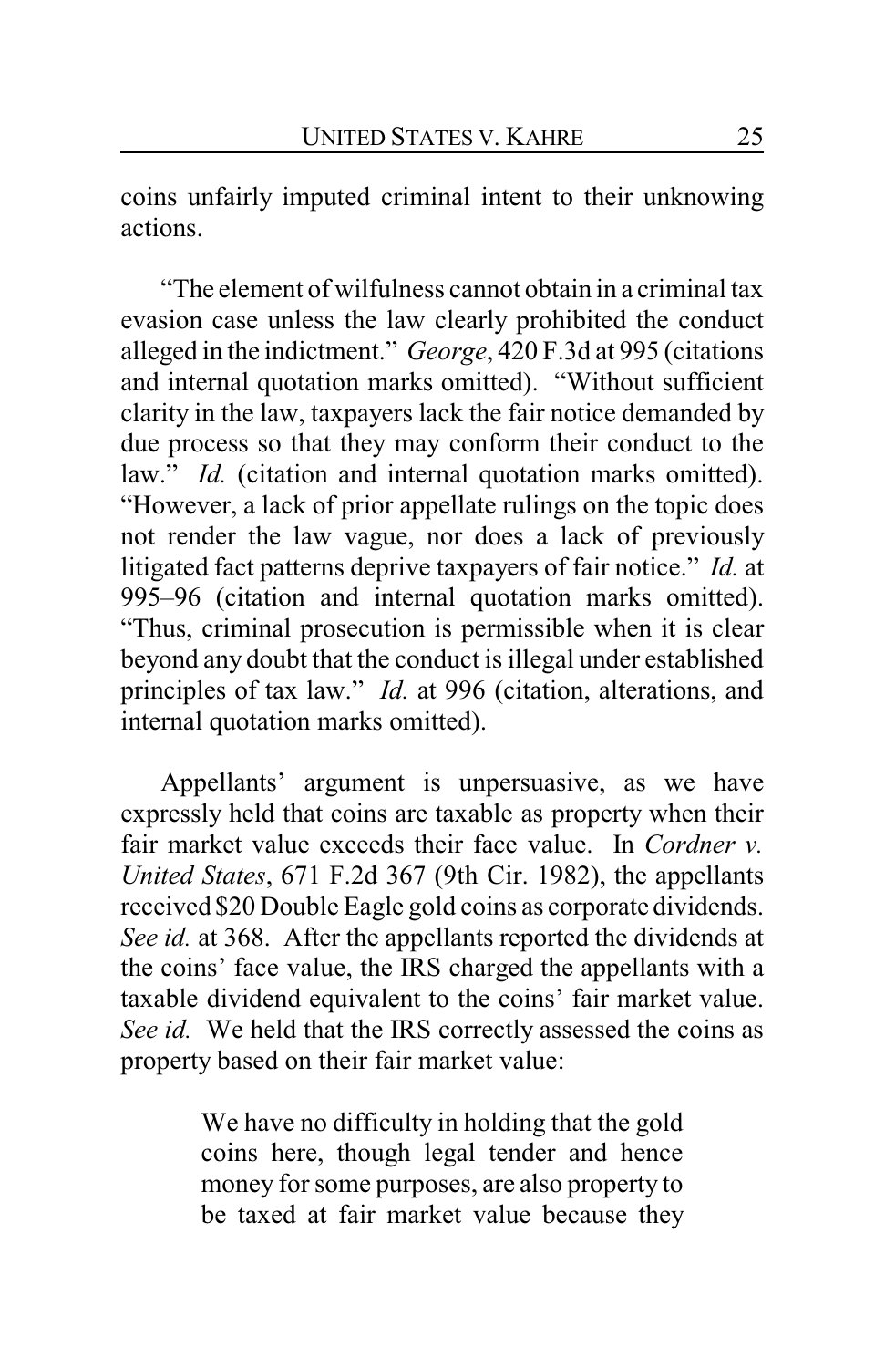coins unfairly imputed criminal intent to their unknowing actions.

"The element of wilfulness cannot obtain in a criminal tax evasion case unless the law clearly prohibited the conduct alleged in the indictment." *George*, 420 F.3d at 995 (citations and internal quotation marks omitted). "Without sufficient clarity in the law, taxpayers lack the fair notice demanded by due process so that they may conform their conduct to the law." *Id.* (citation and internal quotation marks omitted). "However, a lack of prior appellate rulings on the topic does not render the law vague, nor does a lack of previously litigated fact patterns deprive taxpayers of fair notice." *Id.* at 995–96 (citation and internal quotation marks omitted). "Thus, criminal prosecution is permissible when it is clear beyond any doubt that the conduct is illegal under established principles of tax law." *Id.* at 996 (citation, alterations, and internal quotation marks omitted).

Appellants' argument is unpersuasive, as we have expressly held that coins are taxable as property when their fair market value exceeds their face value. In *Cordner v. United States*, 671 F.2d 367 (9th Cir. 1982), the appellants received $20 Double Eagle gold coins as corporate dividends. *See id.* at 368. After the appellants reported the dividends at the coins' face value, the IRS charged the appellants with a taxable dividend equivalent to the coins' fair market value. *See id.* We held that the IRS correctly assessed the coins as property based on their fair market value:

> We have no difficulty in holding that the gold coins here, though legal tender and hence money for some purposes, are also property to be taxed at fair market value because they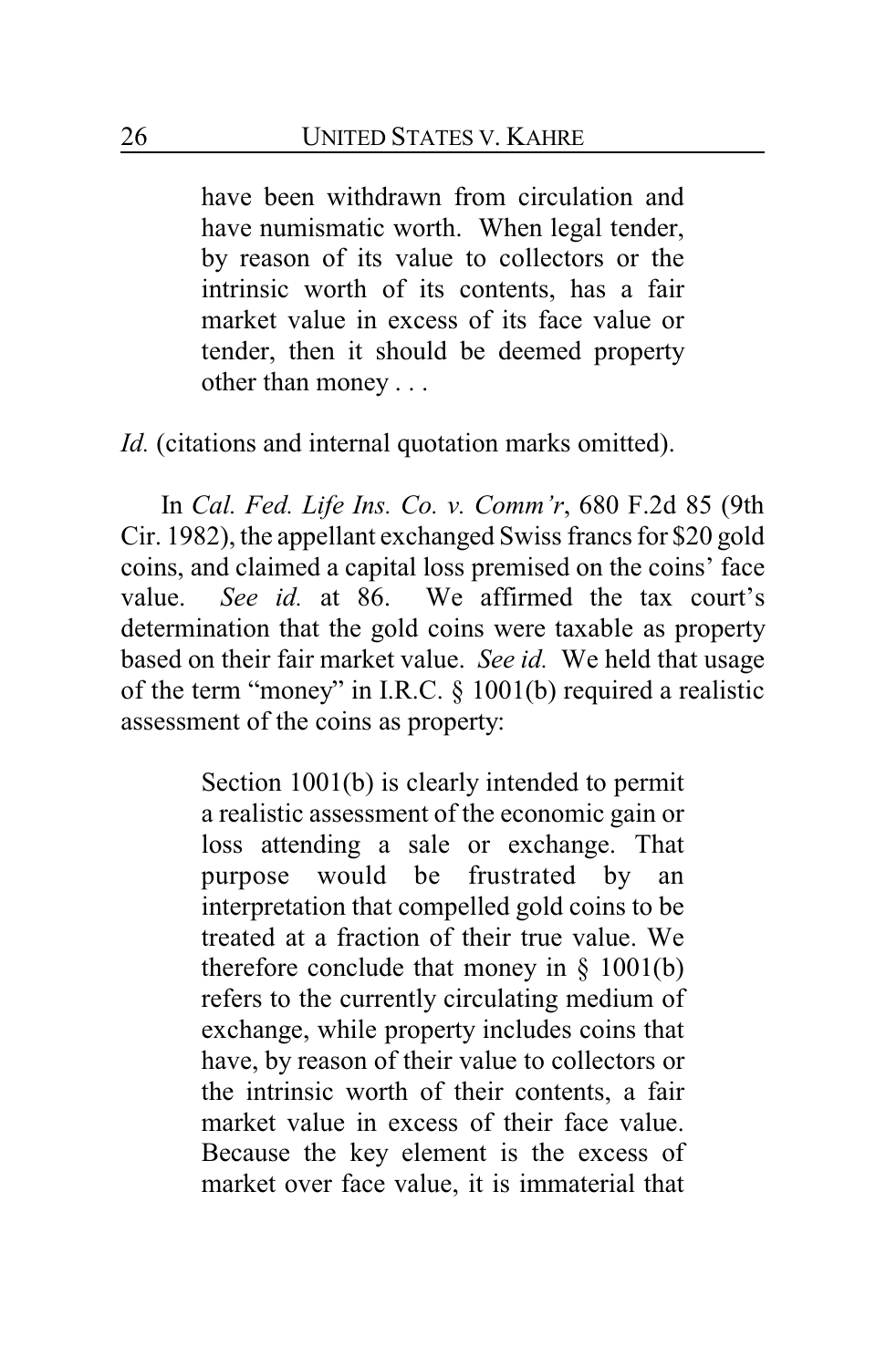> have been withdrawn from circulation and have numismatic worth. When legal tender, by reason of its value to collectors or the intrinsic worth of its contents, has a fair market value in excess of its face value or tender, then it should be deemed property other than money . . .

*Id.* (citations and internal quotation marks omitted).

In *Cal. Fed. Life Ins. Co. v. Comm'r*, 680 F.2d 85 (9th Cir. 1982), the appellant exchanged Swiss francs for $20 gold coins, and claimed a capital loss premised on the coins' face value. *See id.* at 86. We affirmed the tax court's determination that the gold coins were taxable as property based on their fair market value. *See id.* We held that usage of the term "money" in I.R.C. § 1001(b) required a realistic assessment of the coins as property:

> Section 1001(b) is clearly intended to permit a realistic assessment of the economic gain or loss attending a sale or exchange. That purpose would be frustrated by an interpretation that compelled gold coins to be treated at a fraction of their true value. We therefore conclude that money in § 1001(b) refers to the currently circulating medium of exchange, while property includes coins that have, by reason of their value to collectors or the intrinsic worth of their contents, a fair market value in excess of their face value. Because the key element is the excess of market over face value, it is immaterial that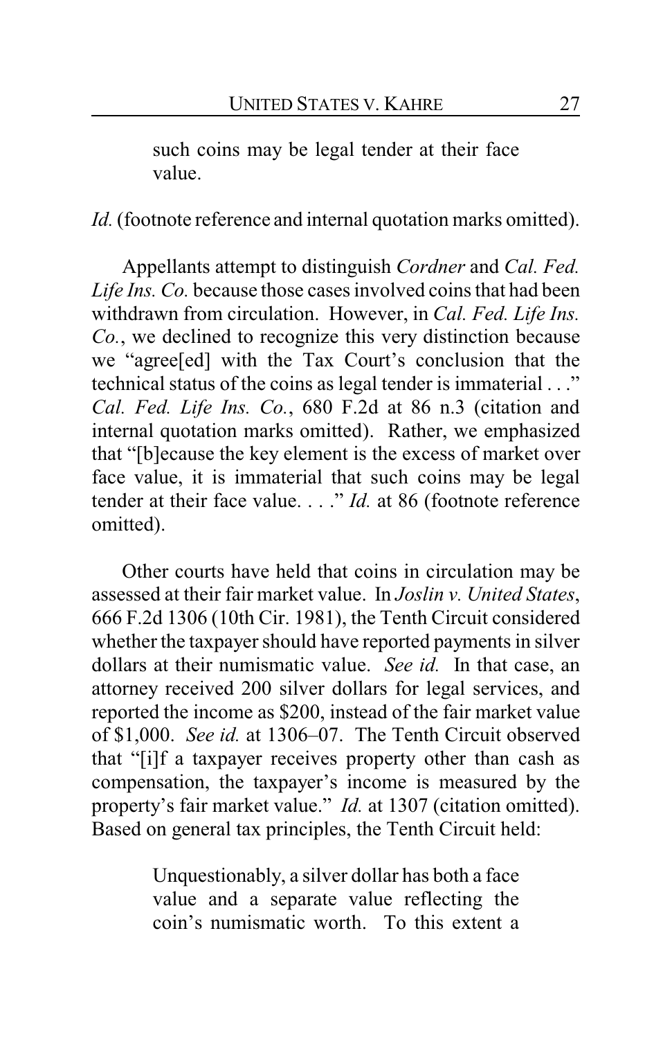> such coins may be legal tender at their face value.

*Id.* (footnote reference and internal quotation marks omitted).

Appellants attempt to distinguish *Cordner* and *Cal. Fed. Life Ins. Co.* because those cases involved coins that had been withdrawn from circulation. However, in *Cal. Fed. Life Ins. Co.*, we declined to recognize this very distinction because we "agree[ed] with the Tax Court's conclusion that the technical status of the coins as legal tender is immaterial . . ." *Cal. Fed. Life Ins. Co.*, 680 F.2d at 86 n.3 (citation and internal quotation marks omitted). Rather, we emphasized that "[b]ecause the key element is the excess of market over face value, it is immaterial that such coins may be legal tender at their face value. . . ." *Id.* at 86 (footnote reference omitted).

Other courts have held that coins in circulation may be assessed at their fair market value. In *Joslin v. United States*, 666 F.2d 1306 (10th Cir. 1981), the Tenth Circuit considered whether the taxpayer should have reported payments in silver dollars at their numismatic value. *See id.* In that case, an attorney received 200 silver dollars for legal services, and reported the income as $200, instead of the fair market value of $1,000. *See id.* at 1306–07. The Tenth Circuit observed that "[i]f a taxpayer receives property other than cash as compensation, the taxpayer's income is measured by the property's fair market value." *Id.* at 1307 (citation omitted). Based on general tax principles, the Tenth Circuit held:

> Unquestionably, a silver dollar has both a face value and a separate value reflecting the coin's numismatic worth. To this extent a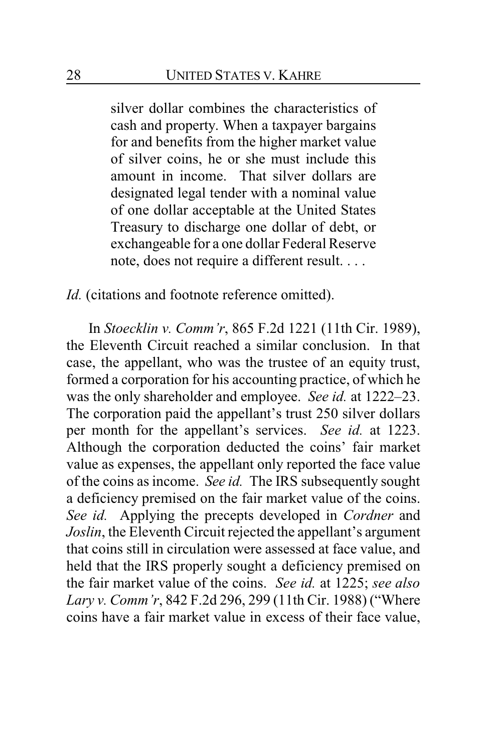> silver dollar combines the characteristics of cash and property. When a taxpayer bargains for and benefits from the higher market value of silver coins, he or she must include this amount in income. That silver dollars are designated legal tender with a nominal value of one dollar acceptable at the United States Treasury to discharge one dollar of debt, or exchangeable for a one dollar Federal Reserve note, does not require a different result. . . .

*Id.* (citations and footnote reference omitted).

In *Stoecklin v. Comm'r*, 865 F.2d 1221 (11th Cir. 1989), the Eleventh Circuit reached a similar conclusion. In that case, the appellant, who was the trustee of an equity trust, formed a corporation for his accounting practice, of which he was the only shareholder and employee. *See id.* at 1222–23. The corporation paid the appellant's trust 250 silver dollars per month for the appellant's services. *See id.* at 1223. Although the corporation deducted the coins' fair market value as expenses, the appellant only reported the face value of the coins as income. *See id.* The IRS subsequently sought a deficiency premised on the fair market value of the coins. *See id.* Applying the precepts developed in *Cordner* and *Joslin*, the Eleventh Circuit rejected the appellant's argument that coins still in circulation were assessed at face value, and held that the IRS properly sought a deficiency premised on the fair market value of the coins. *See id.* at 1225; *see also Lary v. Comm'r*, 842 F.2d 296, 299 (11th Cir. 1988) ("Where coins have a fair market value in excess of their face value,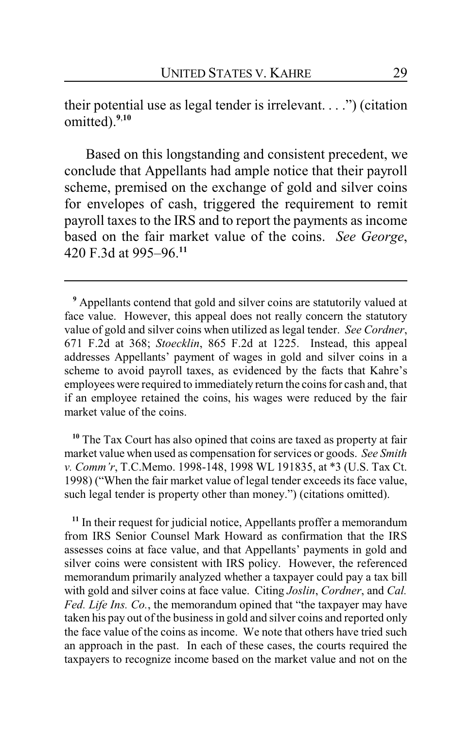their potential use as legal tender is irrelevant. . . .") (citation omitted).[9,10]

Based on this longstanding and consistent precedent, we conclude that Appellants had ample notice that their payroll scheme, premised on the exchange of gold and silver coins for envelopes of cash, triggered the requirement to remit payroll taxes to the IRS and to report the payments as income based on the fair market value of the coins. *See George*, 420 F.3d at 995–96.[11]

---

[9] Appellants contend that gold and silver coins are statutorily valued at face value. However, this appeal does not really concern the statutory value of gold and silver coins when utilized as legal tender. *See Cordner*, 671 F.2d at 368; *Stoecklin*, 865 F.2d at 1225. Instead, this appeal addresses Appellants' payment of wages in gold and silver coins in a scheme to avoid payroll taxes, as evidenced by the facts that Kahre's employees were required to immediately return the coins for cash and, that if an employee retained the coins, his wages were reduced by the fair market value of the coins.

[10] The Tax Court has also opined that coins are taxed as property at fair market value when used as compensation for services or goods. *See Smith v. Comm'r*, T.C.Memo. 1998-148, 1998 WL 191835, at *3 (U.S. Tax Ct. 1998) ("When the fair market value of legal tender exceeds its face value, such legal tender is property other than money.") (citations omitted).

[11] In their request for judicial notice, Appellants proffer a memorandum from IRS Senior Counsel Mark Howard as confirmation that the IRS assesses coins at face value, and that Appellants' payments in gold and silver coins were consistent with IRS policy. However, the referenced memorandum primarily analyzed whether a taxpayer could pay a tax bill with gold and silver coins at face value. Citing *Joslin*, *Cordner*, and *Cal. Fed. Life Ins. Co.*, the memorandum opined that "the taxpayer may have taken his pay out of the business in gold and silver coins and reported only the face value of the coins as income. We note that others have tried such an approach in the past. In each of these cases, the courts required the taxpayers to recognize income based on the market value and not on the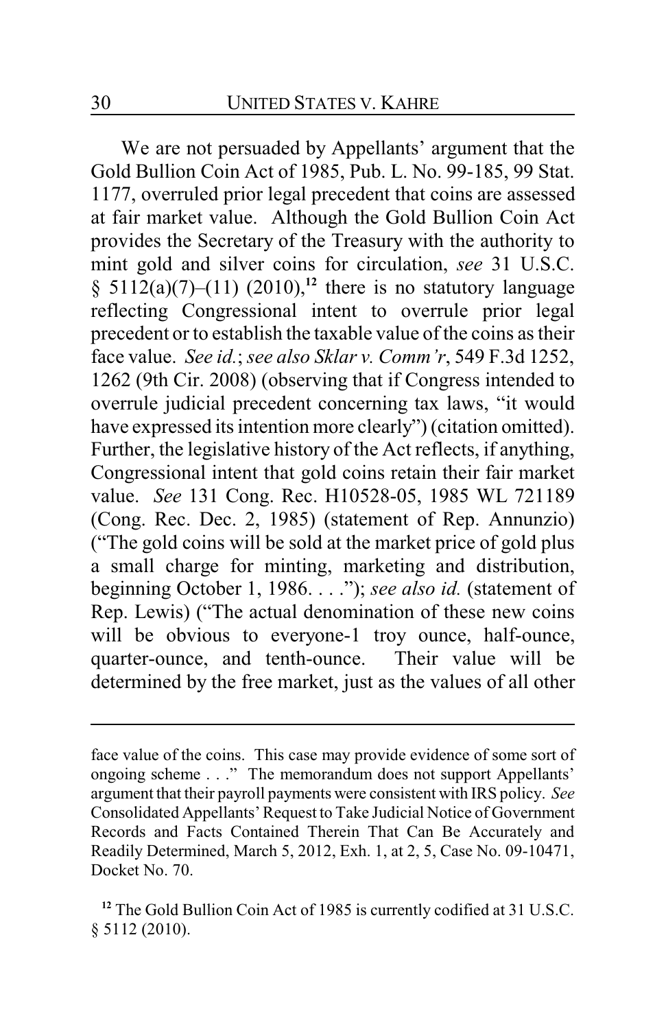We are not persuaded by Appellants' argument that the Gold Bullion Coin Act of 1985, Pub. L. No. 99-185, 99 Stat. 1177, overruled prior legal precedent that coins are assessed at fair market value. Although the Gold Bullion Coin Act provides the Secretary of the Treasury with the authority to mint gold and silver coins for circulation, *see* 31 U.S.C. § 5112(a)(7)–(11) (2010),[12] there is no statutory language reflecting Congressional intent to overrule prior legal precedent or to establish the taxable value of the coins as their face value. *See id.*; *see also Sklar v. Comm'r*, 549 F.3d 1252, 1262 (9th Cir. 2008) (observing that if Congress intended to overrule judicial precedent concerning tax laws, "it would have expressed its intention more clearly") (citation omitted). Further, the legislative history of the Act reflects, if anything, Congressional intent that gold coins retain their fair market value. *See* 131 Cong. Rec. H10528-05, 1985 WL 721189 (Cong. Rec. Dec. 2, 1985) (statement of Rep. Annunzio) ("The gold coins will be sold at the market price of gold plus a small charge for minting, marketing and distribution, beginning October 1, 1986. . . ."); *see also id.* (statement of Rep. Lewis) ("The actual denomination of these new coins will be obvious to everyone-1 troy ounce, half-ounce, quarter-ounce, and tenth-ounce. Their value will be determined by the free market, just as the values of all other

---

face value of the coins. This case may provide evidence of some sort of ongoing scheme . . ." The memorandum does not support Appellants' argument that their payroll payments were consistent with IRS policy. *See* Consolidated Appellants' Request to Take Judicial Notice of Government Records and Facts Contained Therein That Can Be Accurately and Readily Determined, March 5, 2012, Exh. 1, at 2, 5, Case No. 09-10471, Docket No. 70.

[12] The Gold Bullion Coin Act of 1985 is currently codified at 31 U.S.C. § 5112 (2010).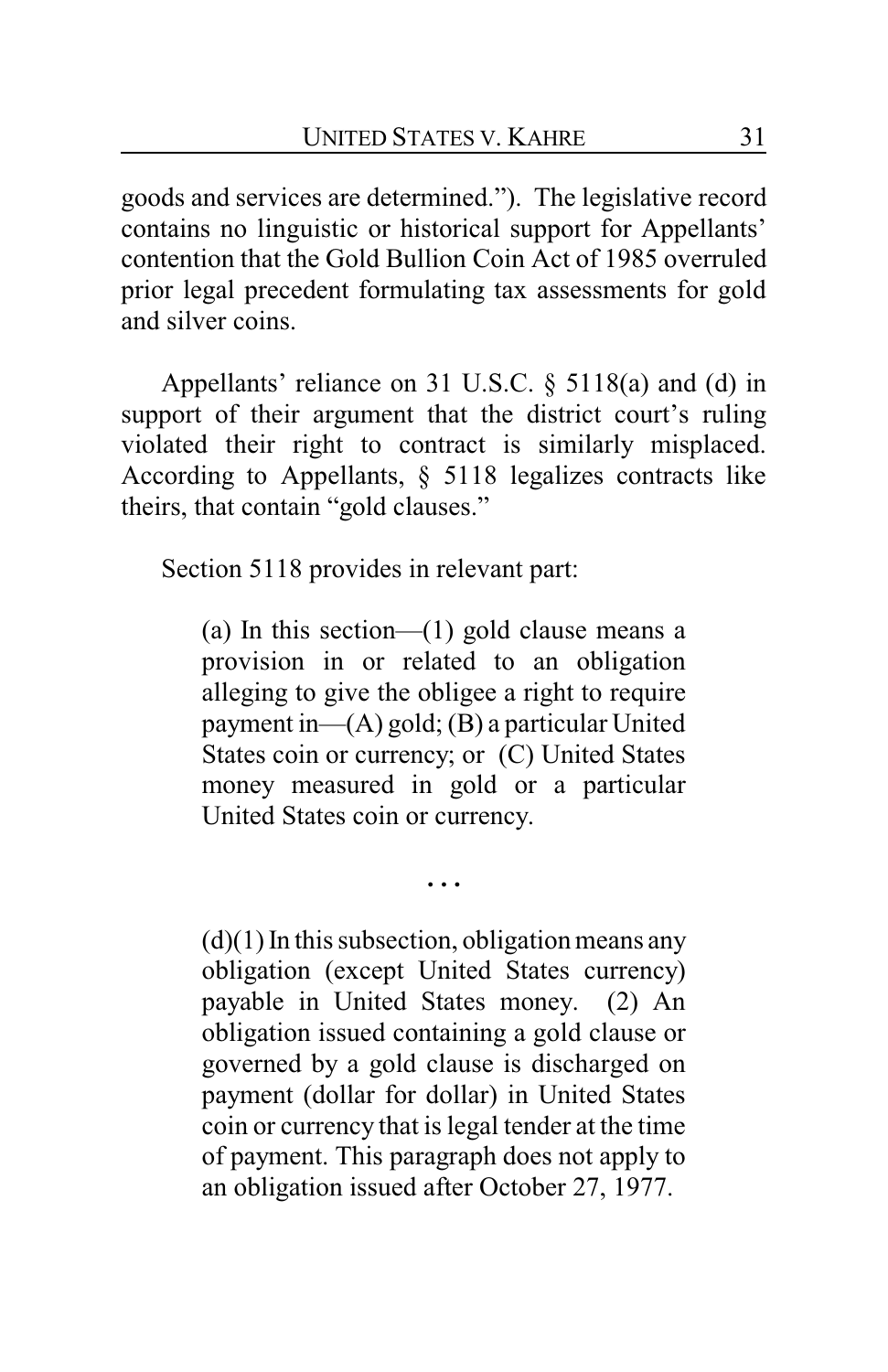goods and services are determined."). The legislative record contains no linguistic or historical support for Appellants' contention that the Gold Bullion Coin Act of 1985 overruled prior legal precedent formulating tax assessments for gold and silver coins.

Appellants' reliance on 31 U.S.C. § 5118(a) and (d) in support of their argument that the district court's ruling violated their right to contract is similarly misplaced. According to Appellants, § 5118 legalizes contracts like theirs, that contain "gold clauses."

Section 5118 provides in relevant part:

> (a) In this section—(1) gold clause means a provision in or related to an obligation alleging to give the obligee a right to require payment in—(A) gold; (B) a particular United States coin or currency; or (C) United States money measured in gold or a particular United States coin or currency.
>
> . . .
>
> (d)(1) In this subsection, obligation means any obligation (except United States currency) payable in United States money. (2) An obligation issued containing a gold clause or governed by a gold clause is discharged on payment (dollar for dollar) in United States coin or currency that is legal tender at the time of payment. This paragraph does not apply to an obligation issued after October 27, 1977.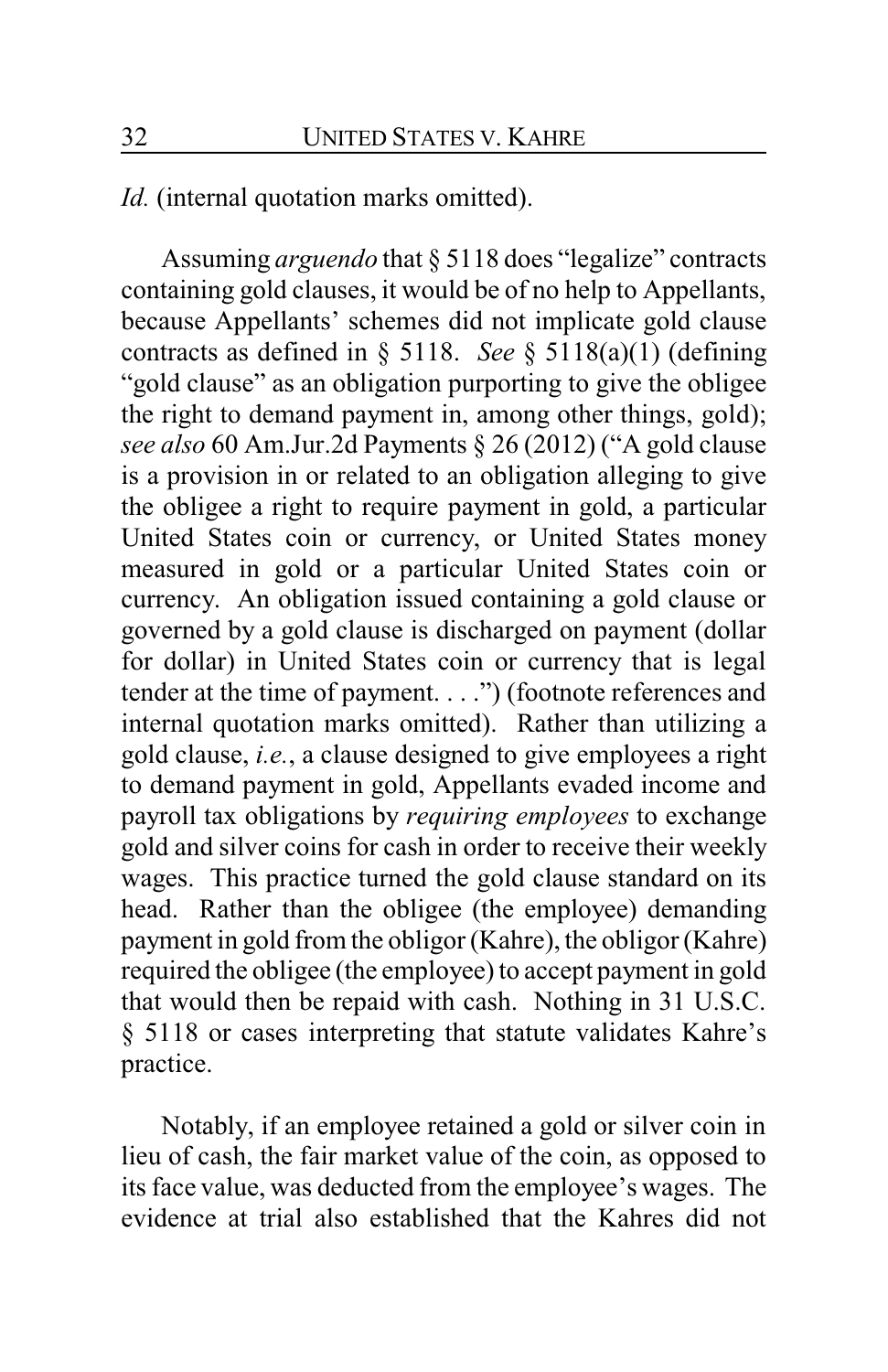*Id.* (internal quotation marks omitted).

Assuming *arguendo* that § 5118 does "legalize" contracts containing gold clauses, it would be of no help to Appellants, because Appellants' schemes did not implicate gold clause contracts as defined in § 5118. *See* § 5118(a)(1) (defining "gold clause" as an obligation purporting to give the obligee the right to demand payment in, among other things, gold); *see also* 60 Am.Jur.2d Payments § 26 (2012) ("A gold clause is a provision in or related to an obligation alleging to give the obligee a right to require payment in gold, a particular United States coin or currency, or United States money measured in gold or a particular United States coin or currency. An obligation issued containing a gold clause or governed by a gold clause is discharged on payment (dollar for dollar) in United States coin or currency that is legal tender at the time of payment. . . .") (footnote references and internal quotation marks omitted). Rather than utilizing a gold clause, *i.e.*, a clause designed to give employees a right to demand payment in gold, Appellants evaded income and payroll tax obligations by *requiring employees* to exchange gold and silver coins for cash in order to receive their weekly wages. This practice turned the gold clause standard on its head. Rather than the obligee (the employee) demanding payment in gold from the obligor (Kahre), the obligor (Kahre) required the obligee (the employee) to accept payment in gold that would then be repaid with cash. Nothing in 31 U.S.C. § 5118 or cases interpreting that statute validates Kahre's practice.

Notably, if an employee retained a gold or silver coin in lieu of cash, the fair market value of the coin, as opposed to its face value, was deducted from the employee's wages. The evidence at trial also established that the Kahres did not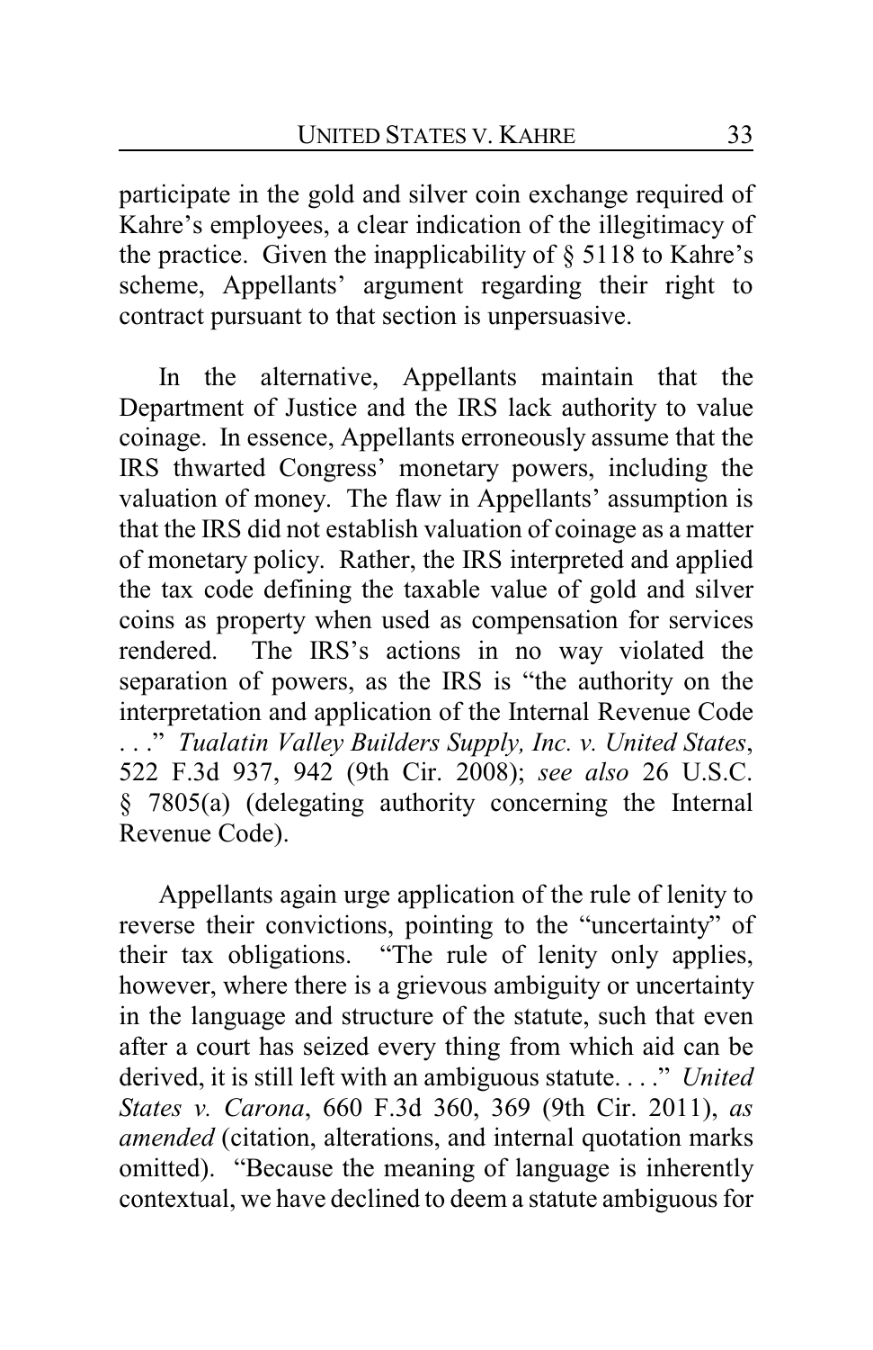participate in the gold and silver coin exchange required of Kahre's employees, a clear indication of the illegitimacy of the practice. Given the inapplicability of § 5118 to Kahre's scheme, Appellants' argument regarding their right to contract pursuant to that section is unpersuasive.

In the alternative, Appellants maintain that the Department of Justice and the IRS lack authority to value coinage. In essence, Appellants erroneously assume that the IRS thwarted Congress' monetary powers, including the valuation of money. The flaw in Appellants' assumption is that the IRS did not establish valuation of coinage as a matter of monetary policy. Rather, the IRS interpreted and applied the tax code defining the taxable value of gold and silver coins as property when used as compensation for services rendered. The IRS's actions in no way violated the separation of powers, as the IRS is "the authority on the interpretation and application of the Internal Revenue Code . . ." *Tualatin Valley Builders Supply, Inc. v. United States*, 522 F.3d 937, 942 (9th Cir. 2008); *see also* 26 U.S.C. § 7805(a) (delegating authority concerning the Internal Revenue Code).

Appellants again urge application of the rule of lenity to reverse their convictions, pointing to the "uncertainty" of their tax obligations. "The rule of lenity only applies, however, where there is a grievous ambiguity or uncertainty in the language and structure of the statute, such that even after a court has seized every thing from which aid can be derived, it is still left with an ambiguous statute. . . ." *United States v. Carona*, 660 F.3d 360, 369 (9th Cir. 2011), *as amended* (citation, alterations, and internal quotation marks omitted). "Because the meaning of language is inherently contextual, we have declined to deem a statute ambiguous for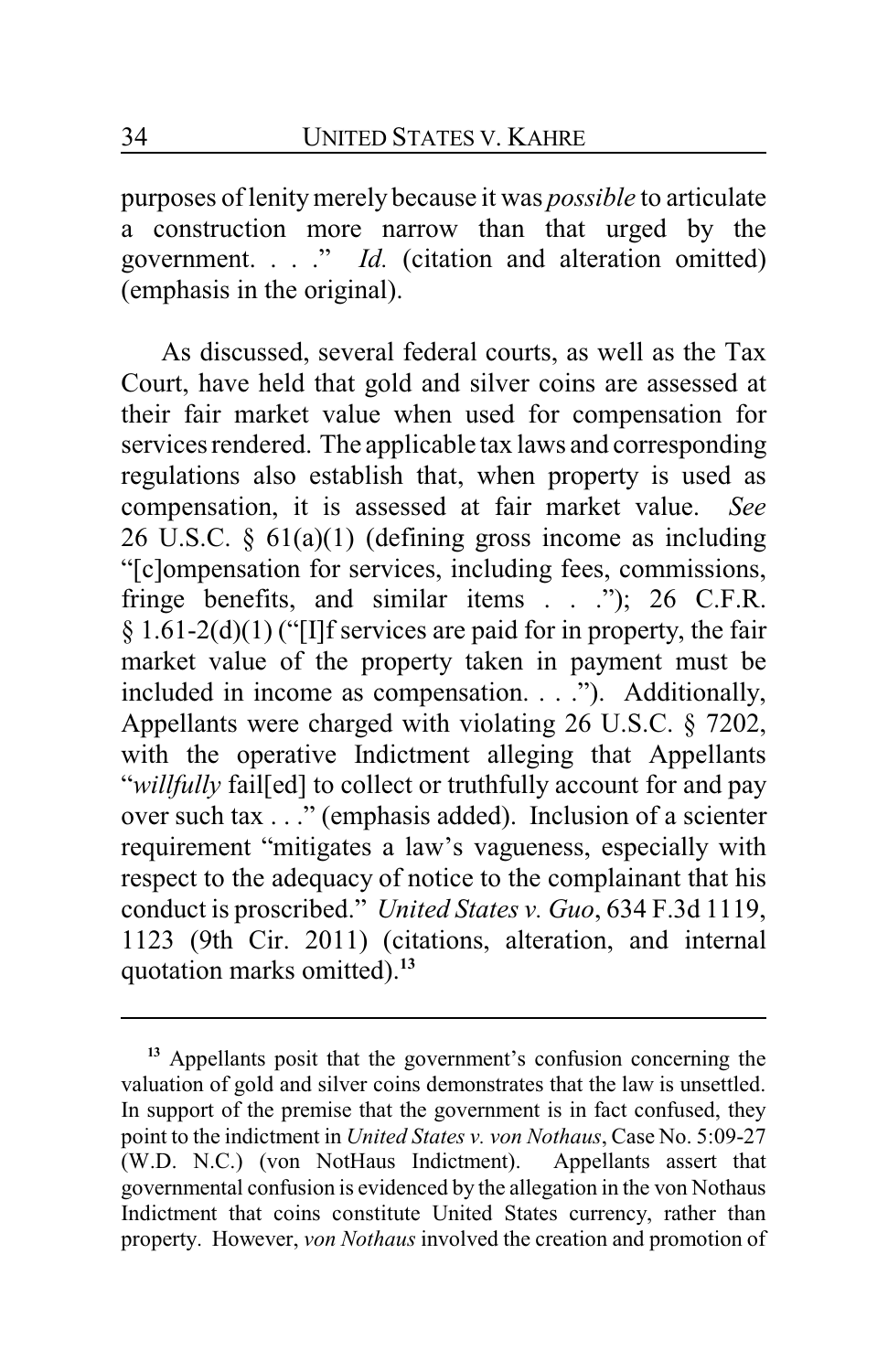purposes of lenity merely because it was *possible* to articulate a construction more narrow than that urged by the government. . . ." *Id.* (citation and alteration omitted) (emphasis in the original).

As discussed, several federal courts, as well as the Tax Court, have held that gold and silver coins are assessed at their fair market value when used for compensation for services rendered. The applicable tax laws and corresponding regulations also establish that, when property is used as compensation, it is assessed at fair market value. *See* 26 U.S.C. § 61(a)(1) (defining gross income as including "[c]ompensation for services, including fees, commissions, fringe benefits, and similar items . . ."); 26 C.F.R. § 1.61-2(d)(1) ("[I]f services are paid for in property, the fair market value of the property taken in payment must be included in income as compensation. . . ."). Additionally, Appellants were charged with violating 26 U.S.C. § 7202, with the operative Indictment alleging that Appellants "*willfully* fail[ed] to collect or truthfully account for and pay over such tax . . ." (emphasis added). Inclusion of a scienter requirement "mitigates a law's vagueness, especially with respect to the adequacy of notice to the complainant that his conduct is proscribed." *United States v. Guo*, 634 F.3d 1119, 1123 (9th Cir. 2011) (citations, alteration, and internal quotation marks omitted).[13]

---

[13] Appellants posit that the government's confusion concerning the valuation of gold and silver coins demonstrates that the law is unsettled. In support of the premise that the government is in fact confused, they point to the indictment in *United States v. von Nothaus*, Case No. 5:09-27 (W.D. N.C.) (von NotHaus Indictment). Appellants assert that governmental confusion is evidenced by the allegation in the von Nothaus Indictment that coins constitute United States currency, rather than property. However, *von Nothaus* involved the creation and promotion of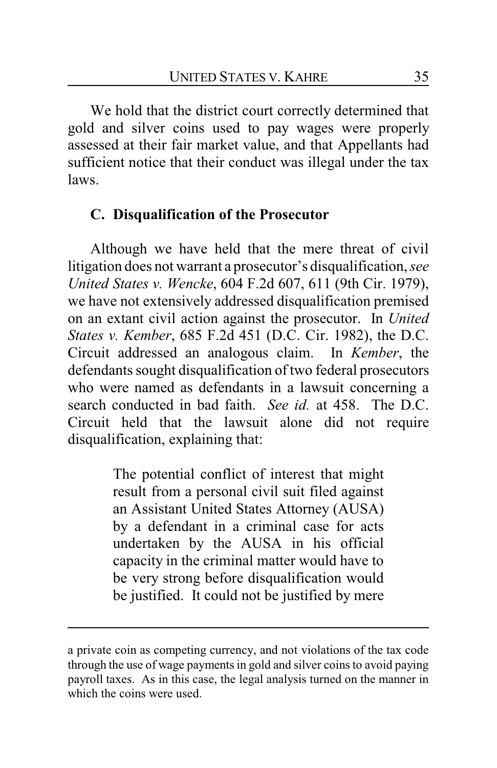We hold that the district court correctly determined that gold and silver coins used to pay wages were properly assessed at their fair market value, and that Appellants had sufficient notice that their conduct was illegal under the tax laws.

### C. Disqualification of the Prosecutor

Although we have held that the mere threat of civil litigation does not warrant a prosecutor's disqualification, *see United States v. Wencke*, 604 F.2d 607, 611 (9th Cir. 1979), we have not extensively addressed disqualification premised on an extant civil action against the prosecutor. In *United States v. Kember*, 685 F.2d 451 (D.C. Cir. 1982), the D.C. Circuit addressed an analogous claim. In *Kember*, the defendants sought disqualification of two federal prosecutors who were named as defendants in a lawsuit concerning a search conducted in bad faith. *See id.* at 458. The D.C. Circuit held that the lawsuit alone did not require disqualification, explaining that:

> The potential conflict of interest that might result from a personal civil suit filed against an Assistant United States Attorney (AUSA) by a defendant in a criminal case for acts undertaken by the AUSA in his official capacity in the criminal matter would have to be very strong before disqualification would be justified. It could not be justified by mere

---

a private coin as competing currency, and not violations of the tax code through the use of wage payments in gold and silver coins to avoid paying payroll taxes. As in this case, the legal analysis turned on the manner in which the coins were used.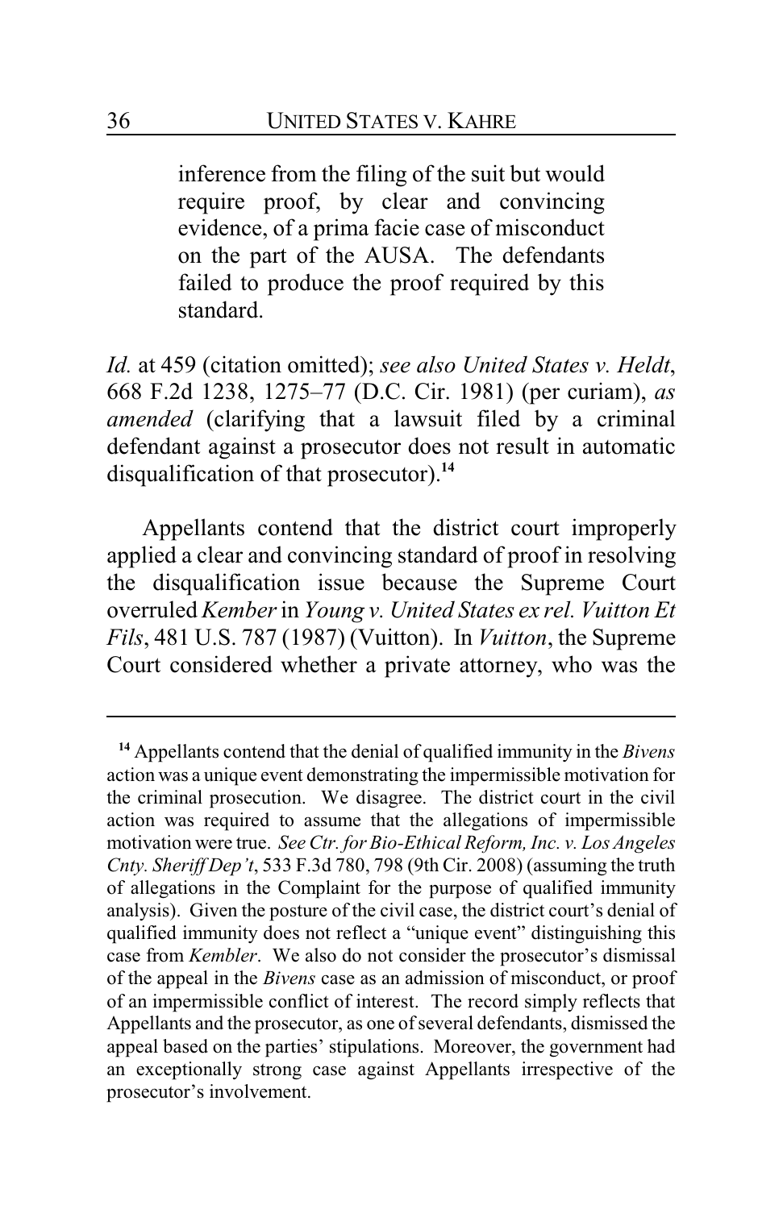> inference from the filing of the suit but would require proof, by clear and convincing evidence, of a prima facie case of misconduct on the part of the AUSA. The defendants failed to produce the proof required by this standard.

*Id.* at 459 (citation omitted); *see also United States v. Heldt*, 668 F.2d 1238, 1275–77 (D.C. Cir. 1981) (per curiam), *as amended* (clarifying that a lawsuit filed by a criminal defendant against a prosecutor does not result in automatic disqualification of that prosecutor).[14]

Appellants contend that the district court improperly applied a clear and convincing standard of proof in resolving the disqualification issue because the Supreme Court overruled *Kember* in *Young v. United States ex rel. Vuitton Et Fils*, 481 U.S. 787 (1987) (Vuitton). In *Vuitton*, the Supreme Court considered whether a private attorney, who was the

---

[14] Appellants contend that the denial of qualified immunity in the *Bivens* action was a unique event demonstrating the impermissible motivation for the criminal prosecution. We disagree. The district court in the civil action was required to assume that the allegations of impermissible motivation were true. *See Ctr. for Bio-Ethical Reform, Inc. v. Los Angeles Cnty. Sheriff Dep't*, 533 F.3d 780, 798 (9th Cir. 2008) (assuming the truth of allegations in the Complaint for the purpose of qualified immunity analysis). Given the posture of the civil case, the district court's denial of qualified immunity does not reflect a "unique event" distinguishing this case from *Kembler*. We also do not consider the prosecutor's dismissal of the appeal in the *Bivens* case as an admission of misconduct, or proof of an impermissible conflict of interest. The record simply reflects that Appellants and the prosecutor, as one of several defendants, dismissed the appeal based on the parties' stipulations. Moreover, the government had an exceptionally strong case against Appellants irrespective of the prosecutor's involvement.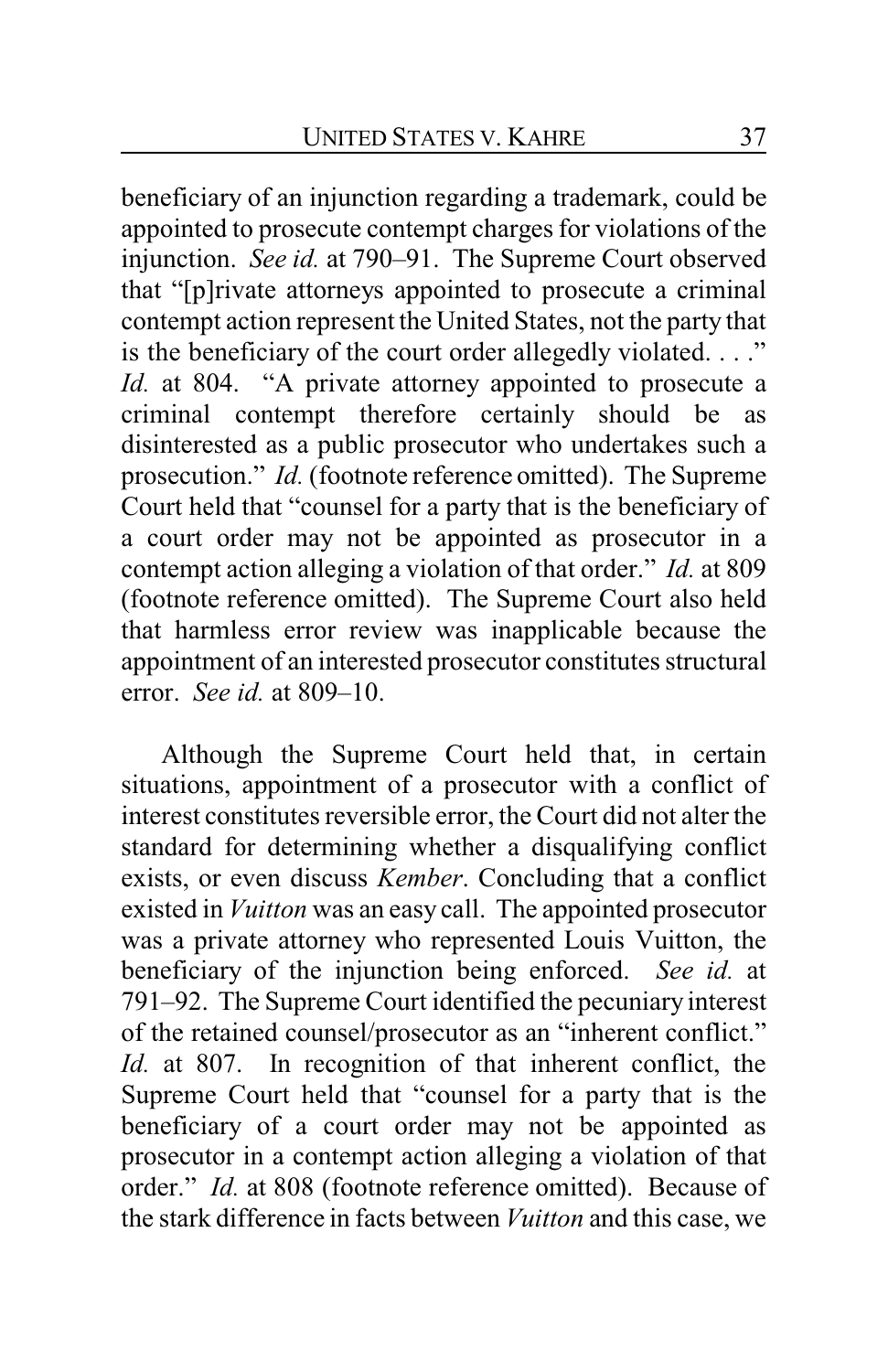beneficiary of an injunction regarding a trademark, could be appointed to prosecute contempt charges for violations of the injunction. *See id.* at 790–91. The Supreme Court observed that "[p]rivate attorneys appointed to prosecute a criminal contempt action represent the United States, not the party that is the beneficiary of the court order allegedly violated. . . ." *Id.* at 804. "A private attorney appointed to prosecute a criminal contempt therefore certainly should be as disinterested as a public prosecutor who undertakes such a prosecution." *Id.* (footnote reference omitted). The Supreme Court held that "counsel for a party that is the beneficiary of a court order may not be appointed as prosecutor in a contempt action alleging a violation of that order." *Id.* at 809 (footnote reference omitted). The Supreme Court also held that harmless error review was inapplicable because the appointment of an interested prosecutor constitutes structural error. *See id.* at 809–10.

Although the Supreme Court held that, in certain situations, appointment of a prosecutor with a conflict of interest constitutes reversible error, the Court did not alter the standard for determining whether a disqualifying conflict exists, or even discuss *Kember*. Concluding that a conflict existed in *Vuitton* was an easy call. The appointed prosecutor was a private attorney who represented Louis Vuitton, the beneficiary of the injunction being enforced. *See id.* at 791–92. The Supreme Court identified the pecuniary interest of the retained counsel/prosecutor as an "inherent conflict." *Id.* at 807. In recognition of that inherent conflict, the Supreme Court held that "counsel for a party that is the beneficiary of a court order may not be appointed as prosecutor in a contempt action alleging a violation of that order." *Id.* at 808 (footnote reference omitted). Because of the stark difference in facts between *Vuitton* and this case, we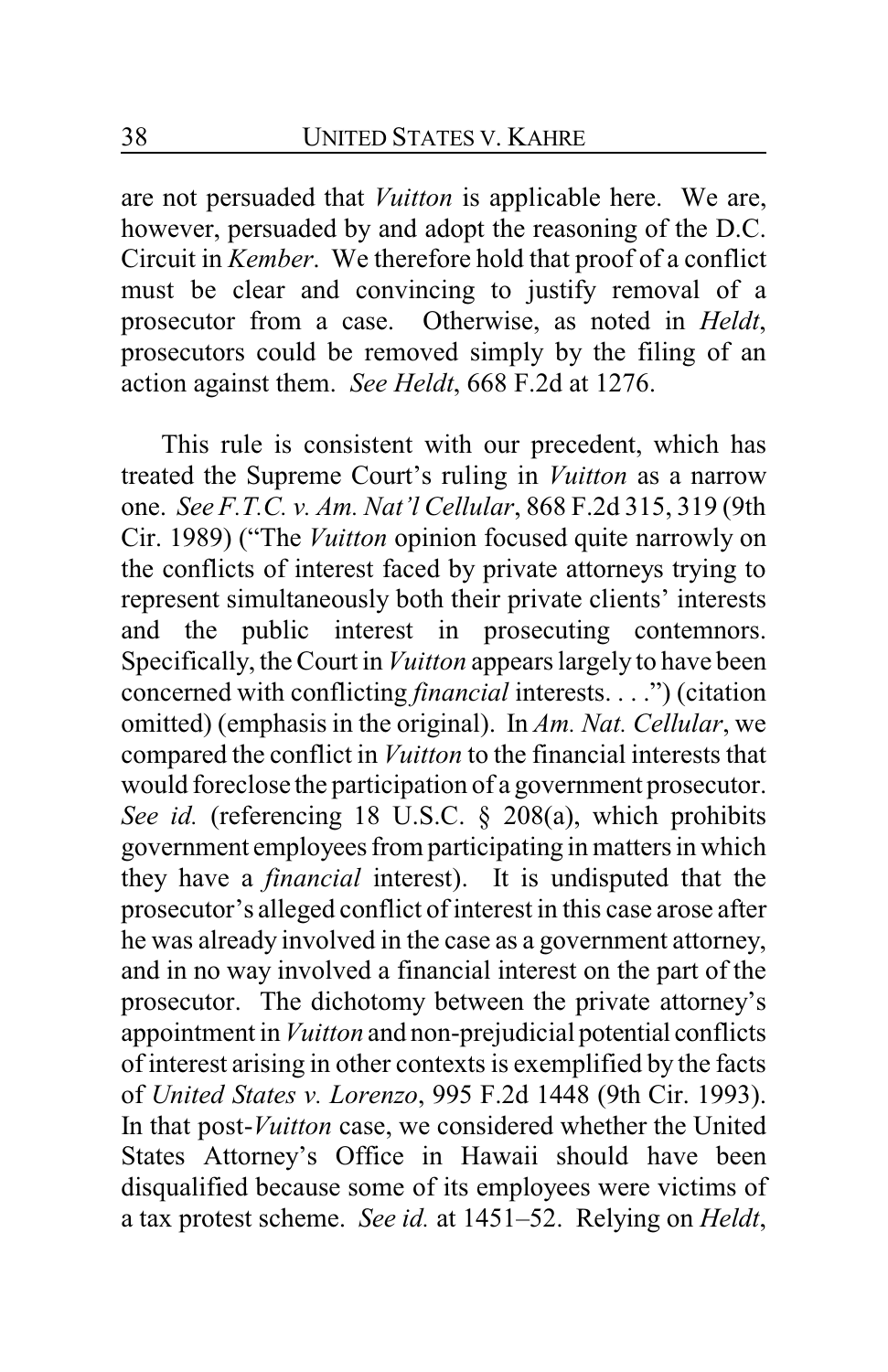are not persuaded that *Vuitton* is applicable here. We are, however, persuaded by and adopt the reasoning of the D.C. Circuit in *Kember*. We therefore hold that proof of a conflict must be clear and convincing to justify removal of a prosecutor from a case. Otherwise, as noted in *Heldt*, prosecutors could be removed simply by the filing of an action against them. *See Heldt*, 668 F.2d at 1276.

This rule is consistent with our precedent, which has treated the Supreme Court's ruling in *Vuitton* as a narrow one. *See F.T.C. v. Am. Nat'l Cellular*, 868 F.2d 315, 319 (9th Cir. 1989) ("The *Vuitton* opinion focused quite narrowly on the conflicts of interest faced by private attorneys trying to represent simultaneously both their private clients' interests and the public interest in prosecuting contemnors. Specifically, the Court in *Vuitton* appears largely to have been concerned with conflicting *financial* interests. . . .") (citation omitted) (emphasis in the original). In *Am. Nat. Cellular*, we compared the conflict in *Vuitton* to the financial interests that would foreclose the participation of a government prosecutor. *See id.* (referencing 18 U.S.C. § 208(a), which prohibits government employees from participating in matters in which they have a *financial* interest). It is undisputed that the prosecutor's alleged conflict of interest in this case arose after he was already involved in the case as a government attorney, and in no way involved a financial interest on the part of the prosecutor. The dichotomy between the private attorney's appointment in *Vuitton* and non-prejudicial potential conflicts of interest arising in other contexts is exemplified by the facts of *United States v. Lorenzo*, 995 F.2d 1448 (9th Cir. 1993). In that post-*Vuitton* case, we considered whether the United States Attorney's Office in Hawaii should have been disqualified because some of its employees were victims of a tax protest scheme. *See id.* at 1451–52. Relying on *Heldt*,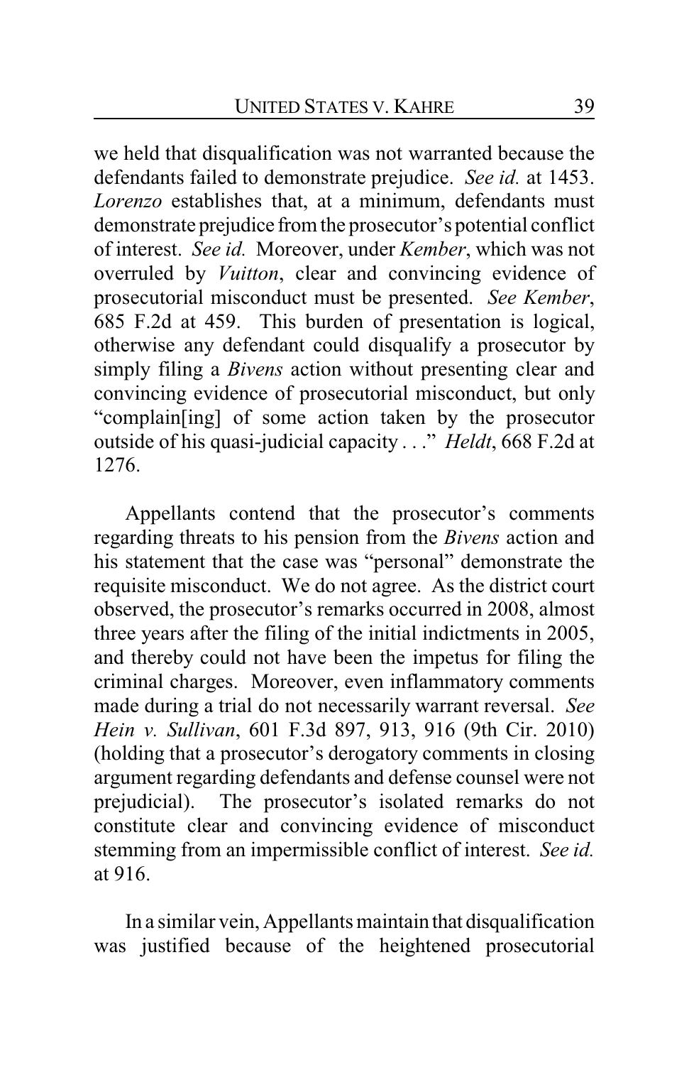we held that disqualification was not warranted because the defendants failed to demonstrate prejudice. *See id.* at 1453. *Lorenzo* establishes that, at a minimum, defendants must demonstrate prejudice from the prosecutor's potential conflict of interest. *See id.* Moreover, under *Kember*, which was not overruled by *Vuitton*, clear and convincing evidence of prosecutorial misconduct must be presented. *See Kember*, 685 F.2d at 459. This burden of presentation is logical, otherwise any defendant could disqualify a prosecutor by simply filing a *Bivens* action without presenting clear and convincing evidence of prosecutorial misconduct, but only "complain[ing] of some action taken by the prosecutor outside of his quasi-judicial capacity . . ." *Heldt*, 668 F.2d at 1276.

Appellants contend that the prosecutor's comments regarding threats to his pension from the *Bivens* action and his statement that the case was "personal" demonstrate the requisite misconduct. We do not agree. As the district court observed, the prosecutor's remarks occurred in 2008, almost three years after the filing of the initial indictments in 2005, and thereby could not have been the impetus for filing the criminal charges. Moreover, even inflammatory comments made during a trial do not necessarily warrant reversal. *See Hein v. Sullivan*, 601 F.3d 897, 913, 916 (9th Cir. 2010) (holding that a prosecutor's derogatory comments in closing argument regarding defendants and defense counsel were not prejudicial). The prosecutor's isolated remarks do not constitute clear and convincing evidence of misconduct stemming from an impermissible conflict of interest. *See id.* at 916.

In a similar vein, Appellants maintain that disqualification was justified because of the heightened prosecutorial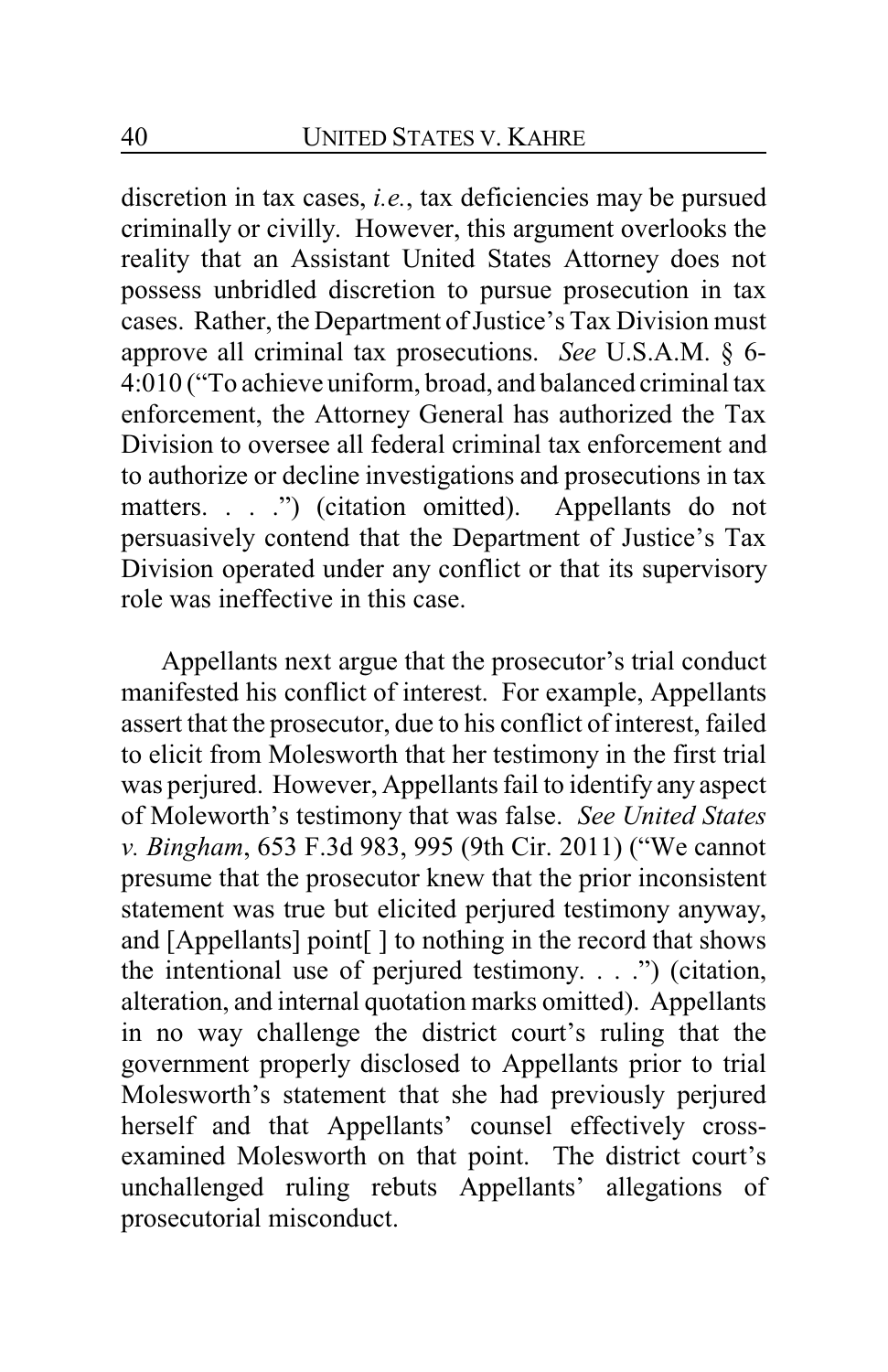discretion in tax cases, *i.e.*, tax deficiencies may be pursued criminally or civilly. However, this argument overlooks the reality that an Assistant United States Attorney does not possess unbridled discretion to pursue prosecution in tax cases. Rather, the Department of Justice's Tax Division must approve all criminal tax prosecutions. *See* U.S.A.M. § 6-4:010 ("To achieve uniform, broad, and balanced criminal tax enforcement, the Attorney General has authorized the Tax Division to oversee all federal criminal tax enforcement and to authorize or decline investigations and prosecutions in tax matters. . . .") (citation omitted). Appellants do not persuasively contend that the Department of Justice's Tax Division operated under any conflict or that its supervisory role was ineffective in this case.

Appellants next argue that the prosecutor's trial conduct manifested his conflict of interest. For example, Appellants assert that the prosecutor, due to his conflict of interest, failed to elicit from Molesworth that her testimony in the first trial was perjured. However, Appellants fail to identify any aspect of Moleworth's testimony that was false. *See United States v. Bingham*, 653 F.3d 983, 995 (9th Cir. 2011) ("We cannot presume that the prosecutor knew that the prior inconsistent statement was true but elicited perjured testimony anyway, and [Appellants] point[ ] to nothing in the record that shows the intentional use of perjured testimony. . . .") (citation, alteration, and internal quotation marks omitted). Appellants in no way challenge the district court's ruling that the government properly disclosed to Appellants prior to trial Molesworth's statement that she had previously perjured herself and that Appellants' counsel effectively cross-examined Molesworth on that point. The district court's unchallenged ruling rebuts Appellants' allegations of prosecutorial misconduct.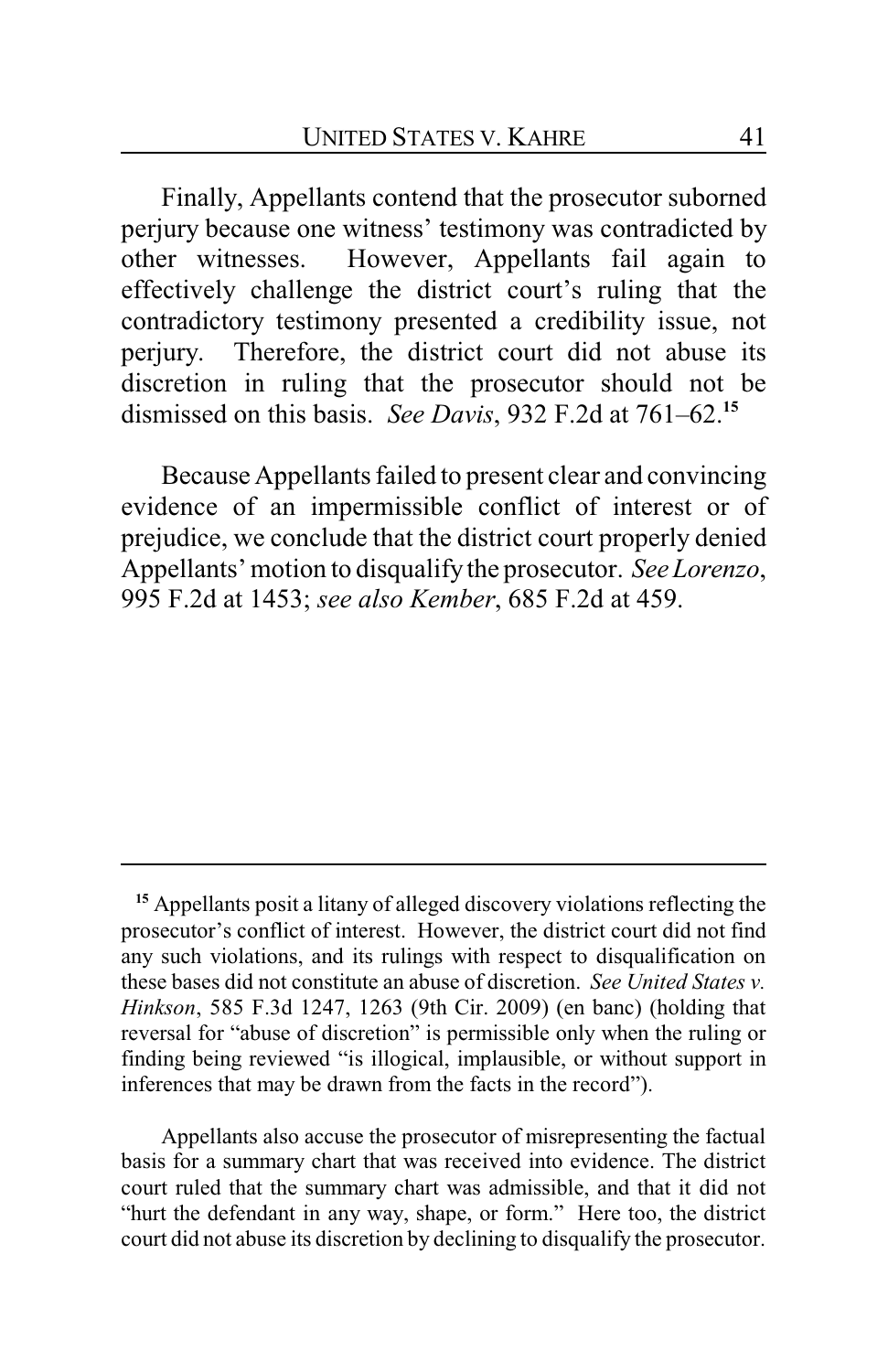Finally, Appellants contend that the prosecutor suborned perjury because one witness' testimony was contradicted by other witnesses. However, Appellants fail again to effectively challenge the district court's ruling that the contradictory testimony presented a credibility issue, not perjury. Therefore, the district court did not abuse its discretion in ruling that the prosecutor should not be dismissed on this basis. *See Davis*, 932 F.2d at 761–62.[15]

Because Appellants failed to present clear and convincing evidence of an impermissible conflict of interest or of prejudice, we conclude that the district court properly denied Appellants' motion to disqualify the prosecutor. *See Lorenzo*, 995 F.2d at 1453; *see also Kember*, 685 F.2d at 459.

---

[15] Appellants posit a litany of alleged discovery violations reflecting the prosecutor's conflict of interest. However, the district court did not find any such violations, and its rulings with respect to disqualification on these bases did not constitute an abuse of discretion. *See United States v. Hinkson*, 585 F.3d 1247, 1263 (9th Cir. 2009) (en banc) (holding that reversal for "abuse of discretion" is permissible only when the ruling or finding being reviewed "is illogical, implausible, or without support in inferences that may be drawn from the facts in the record").

Appellants also accuse the prosecutor of misrepresenting the factual basis for a summary chart that was received into evidence. The district court ruled that the summary chart was admissible, and that it did not "hurt the defendant in any way, shape, or form." Here too, the district court did not abuse its discretion by declining to disqualify the prosecutor.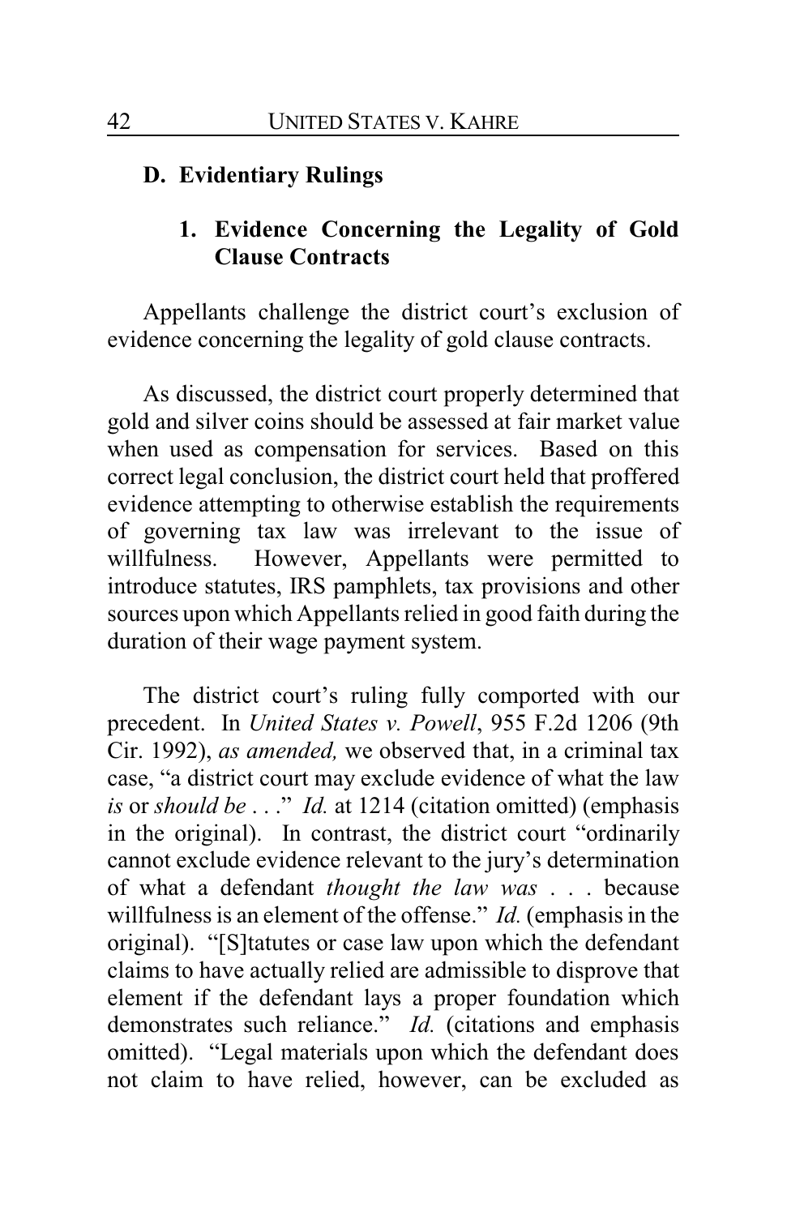## D. Evidentiary Rulings

### 1. Evidence Concerning the Legality of Gold Clause Contracts

Appellants challenge the district court's exclusion of evidence concerning the legality of gold clause contracts.

As discussed, the district court properly determined that gold and silver coins should be assessed at fair market value when used as compensation for services. Based on this correct legal conclusion, the district court held that proffered evidence attempting to otherwise establish the requirements of governing tax law was irrelevant to the issue of willfulness. However, Appellants were permitted to introduce statutes, IRS pamphlets, tax provisions and other sources upon which Appellants relied in good faith during the duration of their wage payment system.

The district court's ruling fully comported with our precedent. In *United States v. Powell*, 955 F.2d 1206 (9th Cir. 1992), *as amended,* we observed that, in a criminal tax case, "a district court may exclude evidence of what the law *is* or *should be* . . ." *Id.* at 1214 (citation omitted) (emphasis in the original). In contrast, the district court "ordinarily cannot exclude evidence relevant to the jury's determination of what a defendant *thought the law was* . . . because willfulness is an element of the offense." *Id.* (emphasis in the original). "[S]tatutes or case law upon which the defendant claims to have actually relied are admissible to disprove that element if the defendant lays a proper foundation which demonstrates such reliance." *Id.* (citations and emphasis omitted). "Legal materials upon which the defendant does not claim to have relied, however, can be excluded as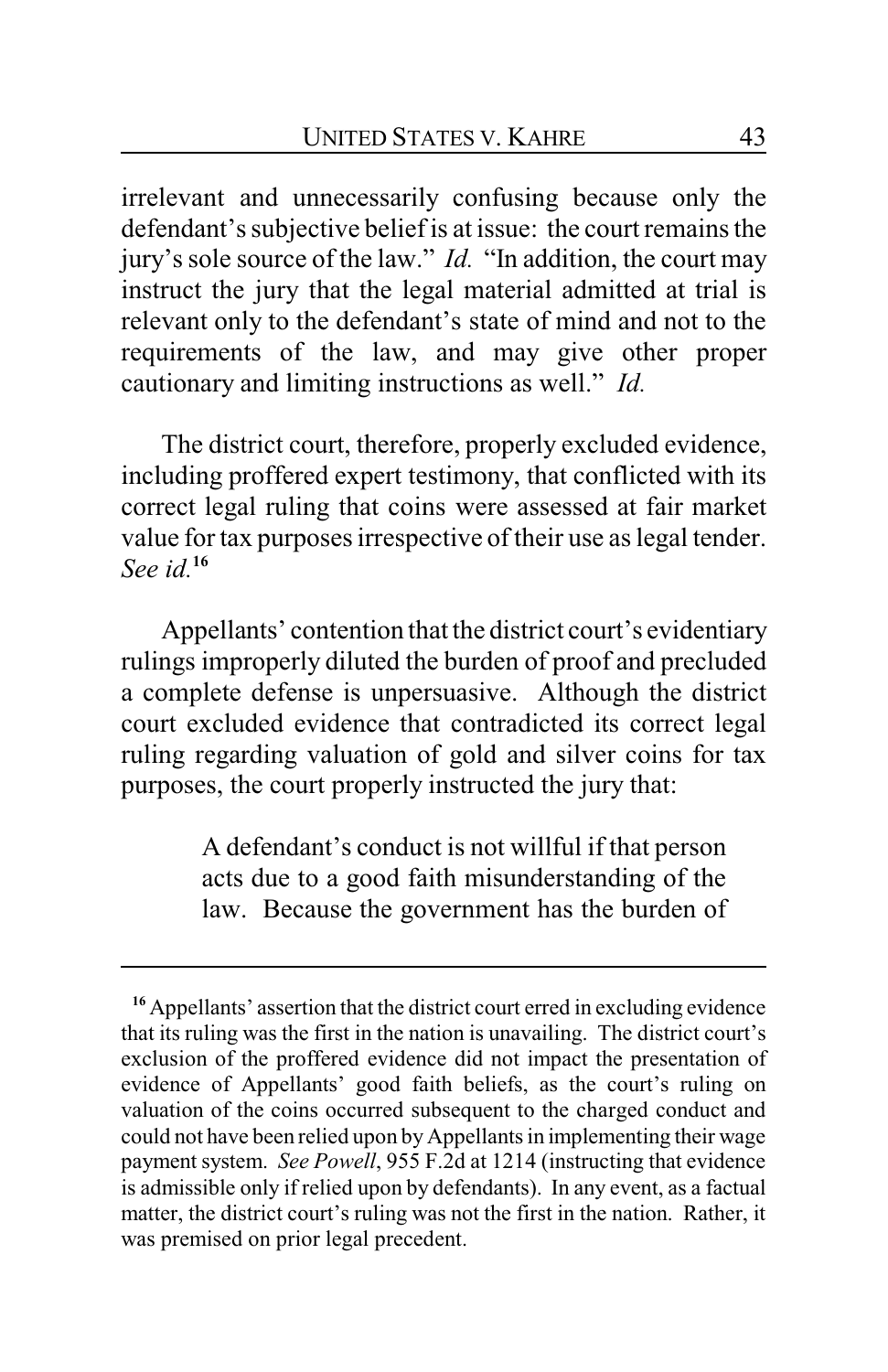irrelevant and unnecessarily confusing because only the defendant's subjective belief is at issue: the court remains the jury's sole source of the law." *Id.* "In addition, the court may instruct the jury that the legal material admitted at trial is relevant only to the defendant's state of mind and not to the requirements of the law, and may give other proper cautionary and limiting instructions as well." *Id.*

The district court, therefore, properly excluded evidence, including proffered expert testimony, that conflicted with its correct legal ruling that coins were assessed at fair market value for tax purposes irrespective of their use as legal tender. *See id.*[16]

Appellants' contention that the district court's evidentiary rulings improperly diluted the burden of proof and precluded a complete defense is unpersuasive. Although the district court excluded evidence that contradicted its correct legal ruling regarding valuation of gold and silver coins for tax purposes, the court properly instructed the jury that:

> A defendant's conduct is not willful if that person acts due to a good faith misunderstanding of the law. Because the government has the burden of

---

[16] Appellants' assertion that the district court erred in excluding evidence that its ruling was the first in the nation is unavailing. The district court's exclusion of the proffered evidence did not impact the presentation of evidence of Appellants' good faith beliefs, as the court's ruling on valuation of the coins occurred subsequent to the charged conduct and could not have been relied upon by Appellants in implementing their wage payment system. *See Powell*, 955 F.2d at 1214 (instructing that evidence is admissible only if relied upon by defendants). In any event, as a factual matter, the district court's ruling was not the first in the nation. Rather, it was premised on prior legal precedent.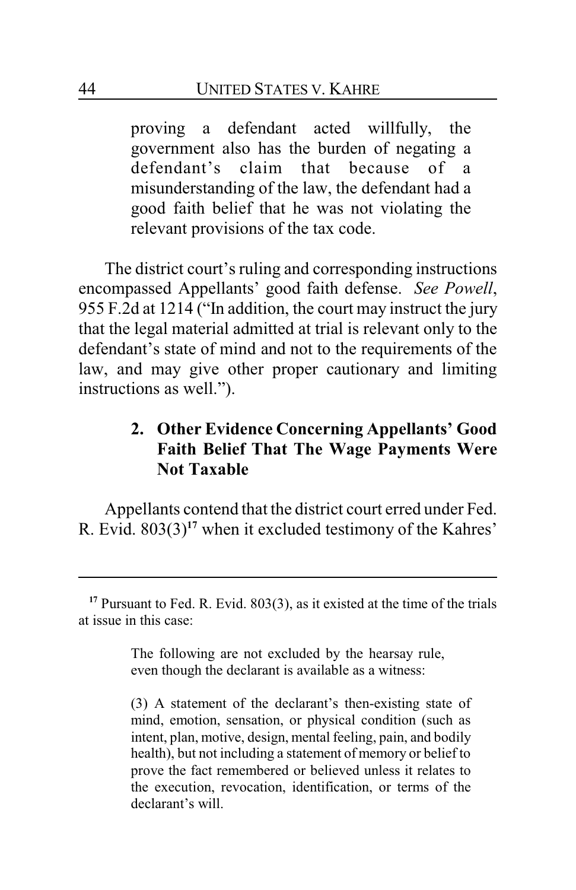> proving a defendant acted willfully, the government also has the burden of negating a defendant's claim that because of a misunderstanding of the law, the defendant had a good faith belief that he was not violating the relevant provisions of the tax code.

The district court's ruling and corresponding instructions encompassed Appellants' good faith defense. *See Powell*, 955 F.2d at 1214 ("In addition, the court may instruct the jury that the legal material admitted at trial is relevant only to the defendant's state of mind and not to the requirements of the law, and may give other proper cautionary and limiting instructions as well.").

### 2. Other Evidence Concerning Appellants' Good Faith Belief That The Wage Payments Were Not Taxable

Appellants contend that the district court erred under Fed. R. Evid. 803(3)[17] when it excluded testimony of the Kahres'

---

[17] Pursuant to Fed. R. Evid. 803(3), as it existed at the time of the trials at issue in this case:

> The following are not excluded by the hearsay rule, even though the declarant is available as a witness:
>
> (3) A statement of the declarant's then-existing state of mind, emotion, sensation, or physical condition (such as intent, plan, motive, design, mental feeling, pain, and bodily health), but not including a statement of memory or belief to prove the fact remembered or believed unless it relates to the execution, revocation, identification, or terms of the declarant's will.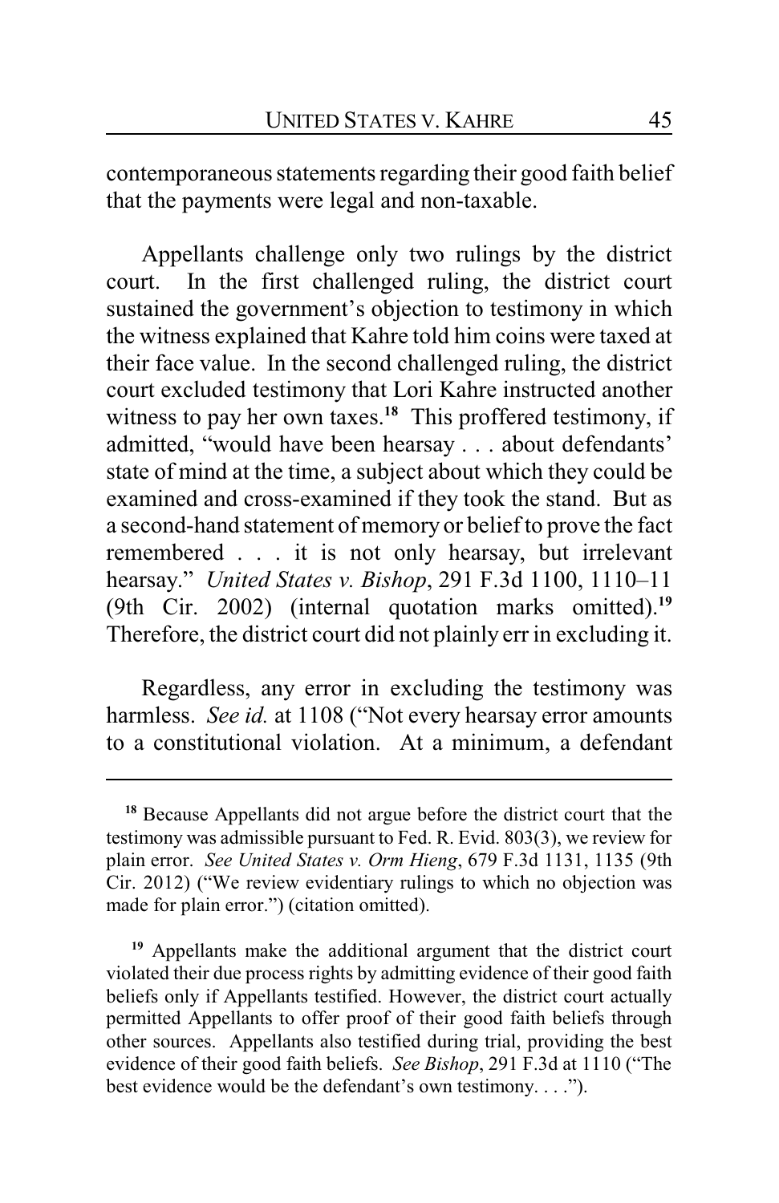contemporaneous statements regarding their good faith belief that the payments were legal and non-taxable.

Appellants challenge only two rulings by the district court. In the first challenged ruling, the district court sustained the government's objection to testimony in which the witness explained that Kahre told him coins were taxed at their face value. In the second challenged ruling, the district court excluded testimony that Lori Kahre instructed another witness to pay her own taxes.[18] This proffered testimony, if admitted, "would have been hearsay . . . about defendants' state of mind at the time, a subject about which they could be examined and cross-examined if they took the stand. But as a second-hand statement of memory or belief to prove the fact remembered . . . it is not only hearsay, but irrelevant hearsay." *United States v. Bishop*, 291 F.3d 1100, 1110–11 (9th Cir. 2002) (internal quotation marks omitted).[19] Therefore, the district court did not plainly err in excluding it.

Regardless, any error in excluding the testimony was harmless. *See id.* at 1108 ("Not every hearsay error amounts to a constitutional violation. At a minimum, a defendant

---

[18] Because Appellants did not argue before the district court that the testimony was admissible pursuant to Fed. R. Evid. 803(3), we review for plain error. *See United States v. Orm Hieng*, 679 F.3d 1131, 1135 (9th Cir. 2012) ("We review evidentiary rulings to which no objection was made for plain error.") (citation omitted).

[19] Appellants make the additional argument that the district court violated their due process rights by admitting evidence of their good faith beliefs only if Appellants testified. However, the district court actually permitted Appellants to offer proof of their good faith beliefs through other sources. Appellants also testified during trial, providing the best evidence of their good faith beliefs. *See Bishop*, 291 F.3d at 1110 ("The best evidence would be the defendant's own testimony. . . .").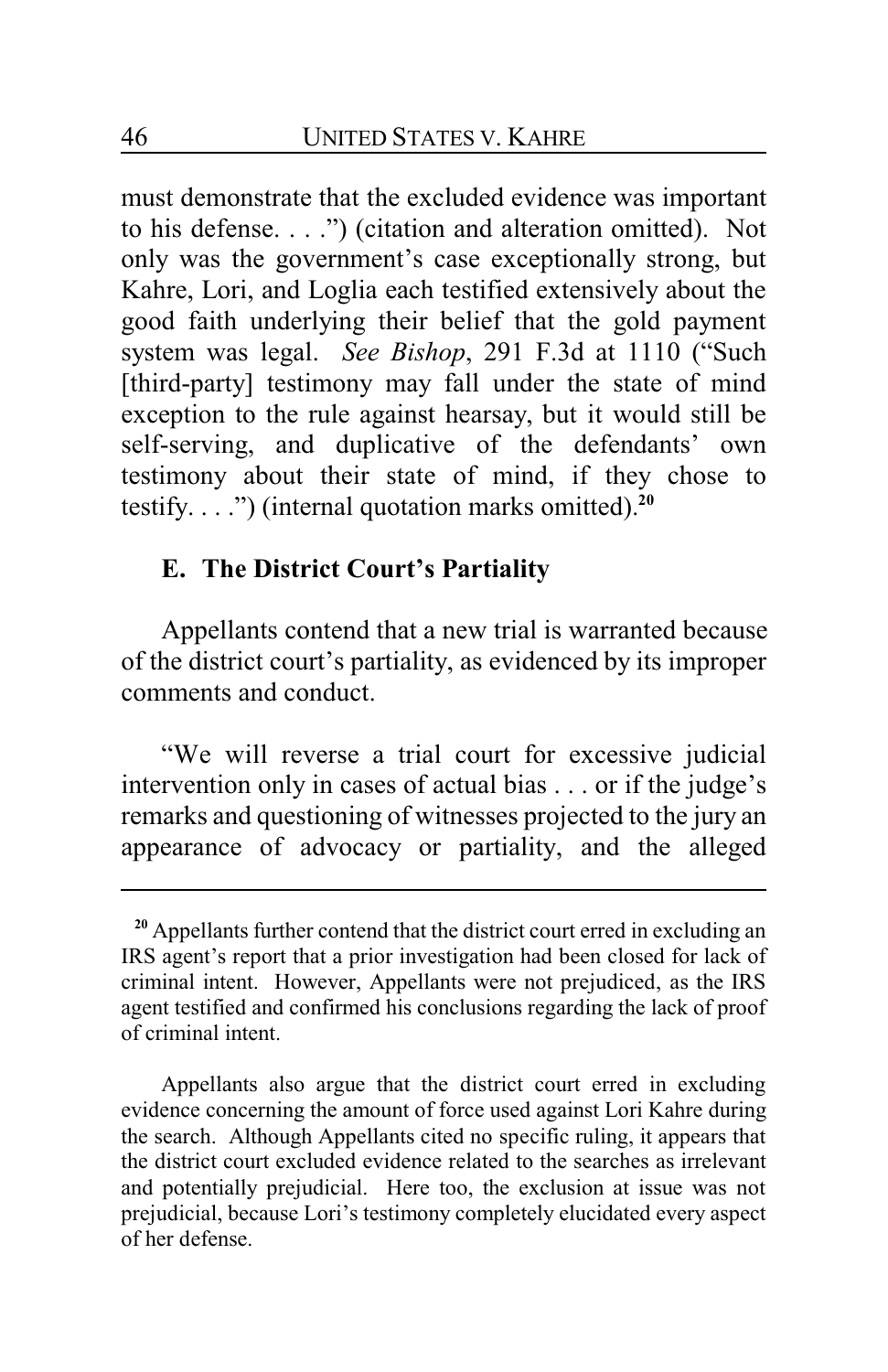must demonstrate that the excluded evidence was important to his defense. . . .") (citation and alteration omitted). Not only was the government's case exceptionally strong, but Kahre, Lori, and Loglia each testified extensively about the good faith underlying their belief that the gold payment system was legal. *See Bishop*, 291 F.3d at 1110 ("Such [third-party] testimony may fall under the state of mind exception to the rule against hearsay, but it would still be self-serving, and duplicative of the defendants' own testimony about their state of mind, if they chose to testify. . . .") (internal quotation marks omitted).[20]

### E. The District Court's Partiality

Appellants contend that a new trial is warranted because of the district court's partiality, as evidenced by its improper comments and conduct.

"We will reverse a trial court for excessive judicial intervention only in cases of actual bias . . . or if the judge's remarks and questioning of witnesses projected to the jury an appearance of advocacy or partiality, and the alleged

---

[20] Appellants further contend that the district court erred in excluding an IRS agent's report that a prior investigation had been closed for lack of criminal intent. However, Appellants were not prejudiced, as the IRS agent testified and confirmed his conclusions regarding the lack of proof of criminal intent.

Appellants also argue that the district court erred in excluding evidence concerning the amount of force used against Lori Kahre during the search. Although Appellants cited no specific ruling, it appears that the district court excluded evidence related to the searches as irrelevant and potentially prejudicial. Here too, the exclusion at issue was not prejudicial, because Lori's testimony completely elucidated every aspect of her defense.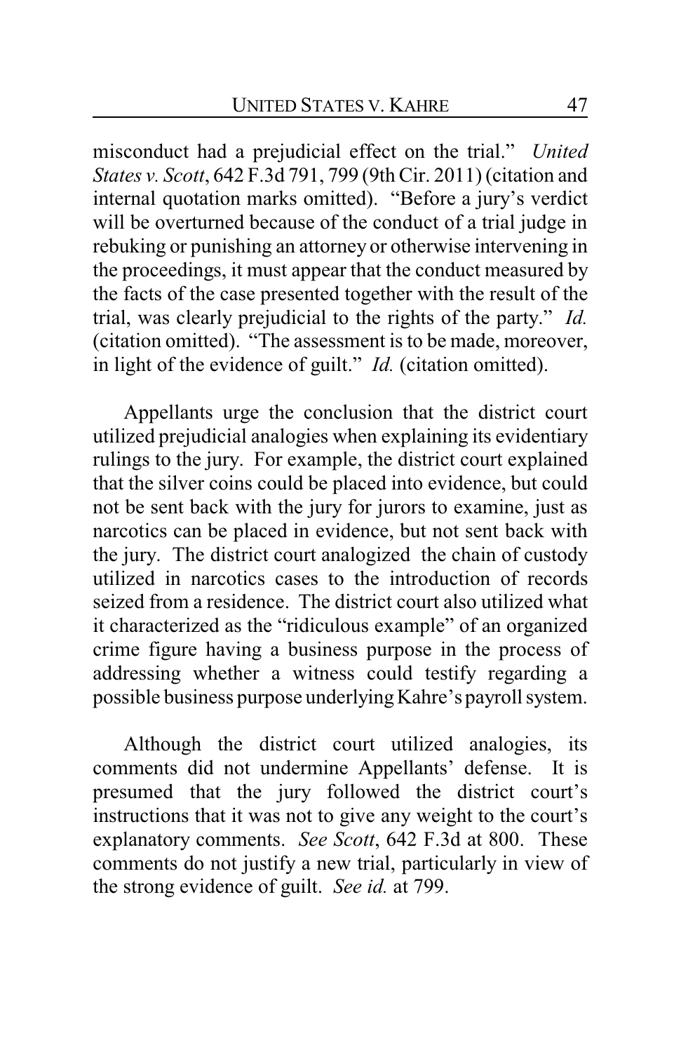misconduct had a prejudicial effect on the trial." *United States v. Scott*, 642 F.3d 791, 799 (9th Cir. 2011) (citation and internal quotation marks omitted). "Before a jury's verdict will be overturned because of the conduct of a trial judge in rebuking or punishing an attorney or otherwise intervening in the proceedings, it must appear that the conduct measured by the facts of the case presented together with the result of the trial, was clearly prejudicial to the rights of the party." *Id.* (citation omitted). "The assessment is to be made, moreover, in light of the evidence of guilt." *Id.* (citation omitted).

Appellants urge the conclusion that the district court utilized prejudicial analogies when explaining its evidentiary rulings to the jury. For example, the district court explained that the silver coins could be placed into evidence, but could not be sent back with the jury for jurors to examine, just as narcotics can be placed in evidence, but not sent back with the jury. The district court analogized the chain of custody utilized in narcotics cases to the introduction of records seized from a residence. The district court also utilized what it characterized as the "ridiculous example" of an organized crime figure having a business purpose in the process of addressing whether a witness could testify regarding a possible business purpose underlying Kahre's payroll system.

Although the district court utilized analogies, its comments did not undermine Appellants' defense. It is presumed that the jury followed the district court's instructions that it was not to give any weight to the court's explanatory comments. *See Scott*, 642 F.3d at 800. These comments do not justify a new trial, particularly in view of the strong evidence of guilt. *See id.* at 799.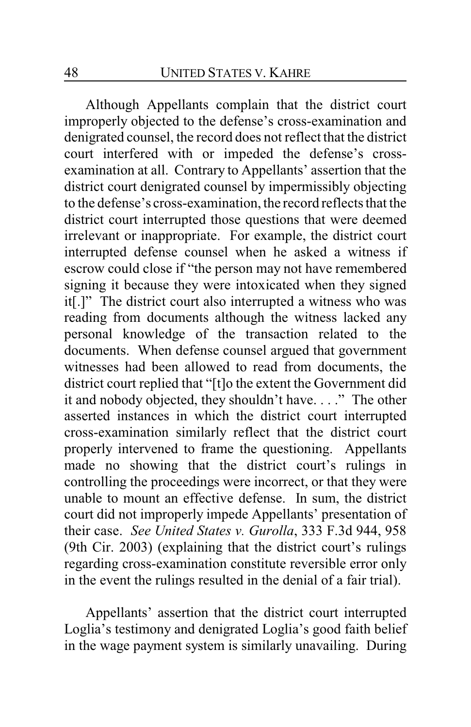Although Appellants complain that the district court improperly objected to the defense's cross-examination and denigrated counsel, the record does not reflect that the district court interfered with or impeded the defense's cross-examination at all. Contrary to Appellants' assertion that the district court denigrated counsel by impermissibly objecting to the defense's cross-examination, the record reflects that the district court interrupted those questions that were deemed irrelevant or inappropriate. For example, the district court interrupted defense counsel when he asked a witness if escrow could close if "the person may not have remembered signing it because they were intoxicated when they signed it[.]" The district court also interrupted a witness who was reading from documents although the witness lacked any personal knowledge of the transaction related to the documents. When defense counsel argued that government witnesses had been allowed to read from documents, the district court replied that "[t]o the extent the Government did it and nobody objected, they shouldn't have. . . ." The other asserted instances in which the district court interrupted cross-examination similarly reflect that the district court properly intervened to frame the questioning. Appellants made no showing that the district court's rulings in controlling the proceedings were incorrect, or that they were unable to mount an effective defense. In sum, the district court did not improperly impede Appellants' presentation of their case. *See United States v. Gurolla*, 333 F.3d 944, 958 (9th Cir. 2003) (explaining that the district court's rulings regarding cross-examination constitute reversible error only in the event the rulings resulted in the denial of a fair trial).

Appellants' assertion that the district court interrupted Loglia's testimony and denigrated Loglia's good faith belief in the wage payment system is similarly unavailing. During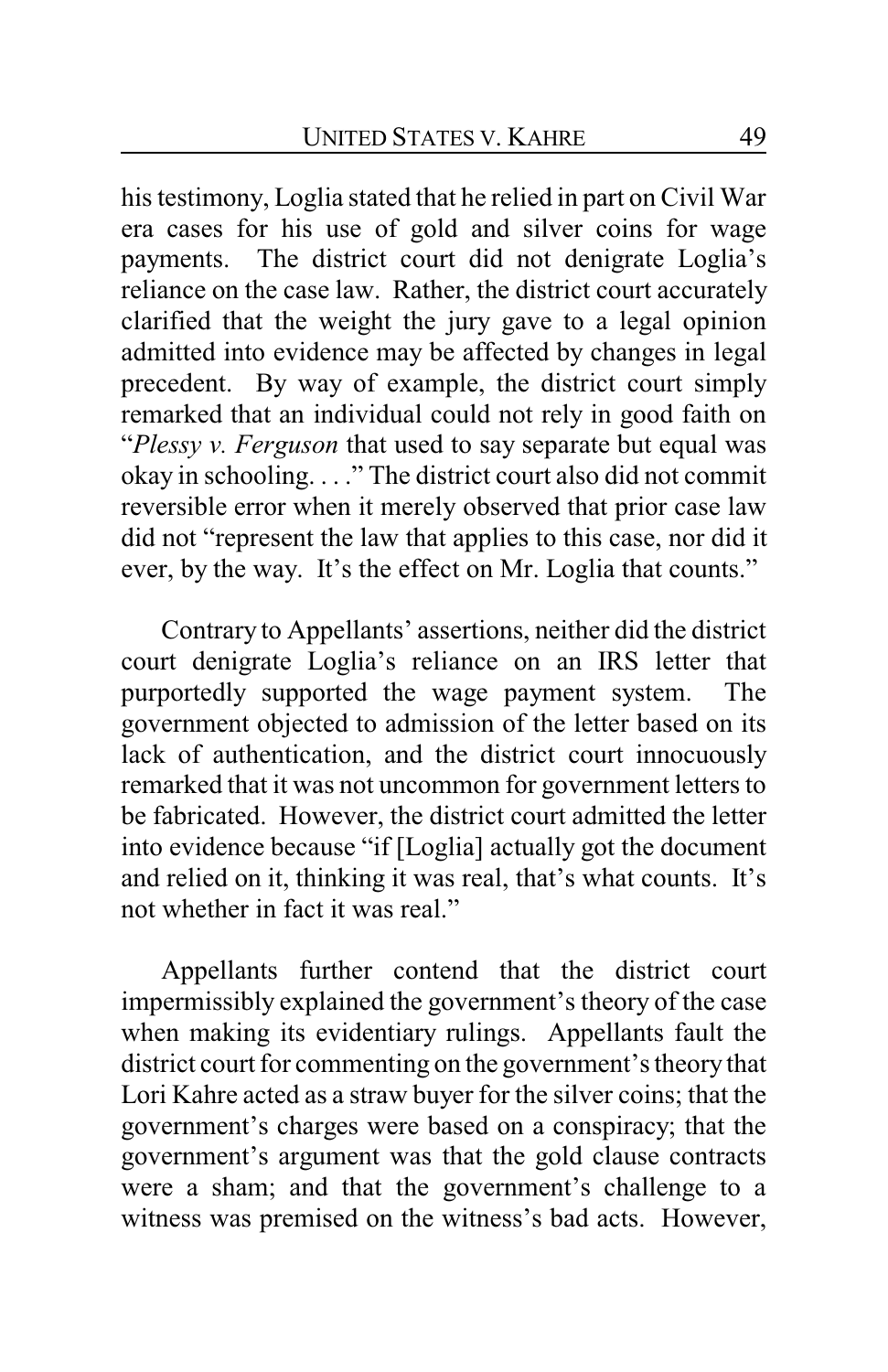his testimony, Loglia stated that he relied in part on Civil War era cases for his use of gold and silver coins for wage payments. The district court did not denigrate Loglia's reliance on the case law. Rather, the district court accurately clarified that the weight the jury gave to a legal opinion admitted into evidence may be affected by changes in legal precedent. By way of example, the district court simply remarked that an individual could not rely in good faith on "*Plessy v. Ferguson* that used to say separate but equal was okay in schooling. . . ." The district court also did not commit reversible error when it merely observed that prior case law did not "represent the law that applies to this case, nor did it ever, by the way. It's the effect on Mr. Loglia that counts."

Contrary to Appellants' assertions, neither did the district court denigrate Loglia's reliance on an IRS letter that purportedly supported the wage payment system. The government objected to admission of the letter based on its lack of authentication, and the district court innocuously remarked that it was not uncommon for government letters to be fabricated. However, the district court admitted the letter into evidence because "if [Loglia] actually got the document and relied on it, thinking it was real, that's what counts. It's not whether in fact it was real."

Appellants further contend that the district court impermissibly explained the government's theory of the case when making its evidentiary rulings. Appellants fault the district court for commenting on the government's theory that Lori Kahre acted as a straw buyer for the silver coins; that the government's charges were based on a conspiracy; that the government's argument was that the gold clause contracts were a sham; and that the government's challenge to a witness was premised on the witness's bad acts. However,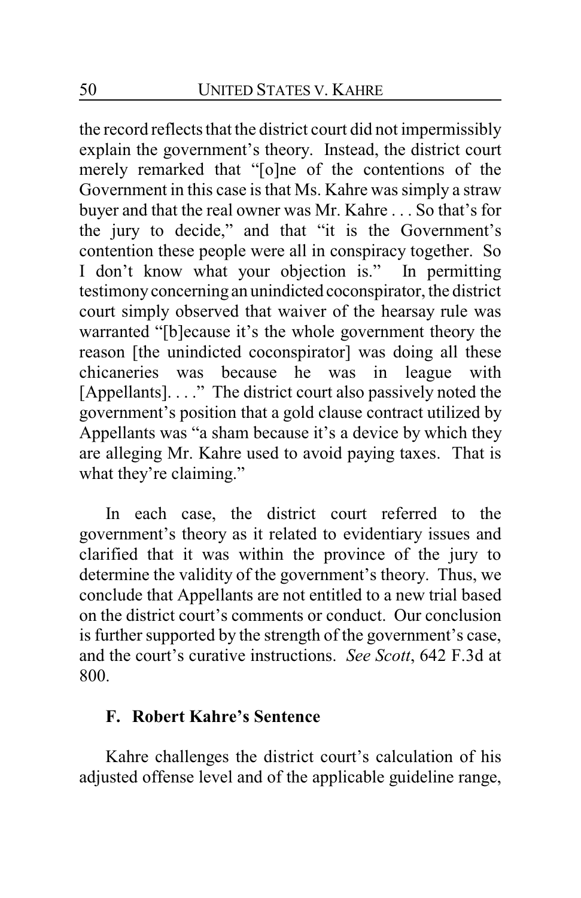the record reflects that the district court did not impermissibly explain the government's theory. Instead, the district court merely remarked that "[o]ne of the contentions of the Government in this case is that Ms. Kahre was simply a straw buyer and that the real owner was Mr. Kahre . . . So that's for the jury to decide," and that "it is the Government's contention these people were all in conspiracy together. So I don't know what your objection is." In permitting testimony concerning an unindicted coconspirator, the district court simply observed that waiver of the hearsay rule was warranted "[b]ecause it's the whole government theory the reason [the unindicted coconspirator] was doing all these chicaneries was because he was in league with [Appellants]. . . ." The district court also passively noted the government's position that a gold clause contract utilized by Appellants was "a sham because it's a device by which they are alleging Mr. Kahre used to avoid paying taxes. That is what they're claiming."

In each case, the district court referred to the government's theory as it related to evidentiary issues and clarified that it was within the province of the jury to determine the validity of the government's theory. Thus, we conclude that Appellants are not entitled to a new trial based on the district court's comments or conduct. Our conclusion is further supported by the strength of the government's case, and the court's curative instructions. *See Scott*, 642 F.3d at 800.

### F. Robert Kahre's Sentence

Kahre challenges the district court's calculation of his adjusted offense level and of the applicable guideline range,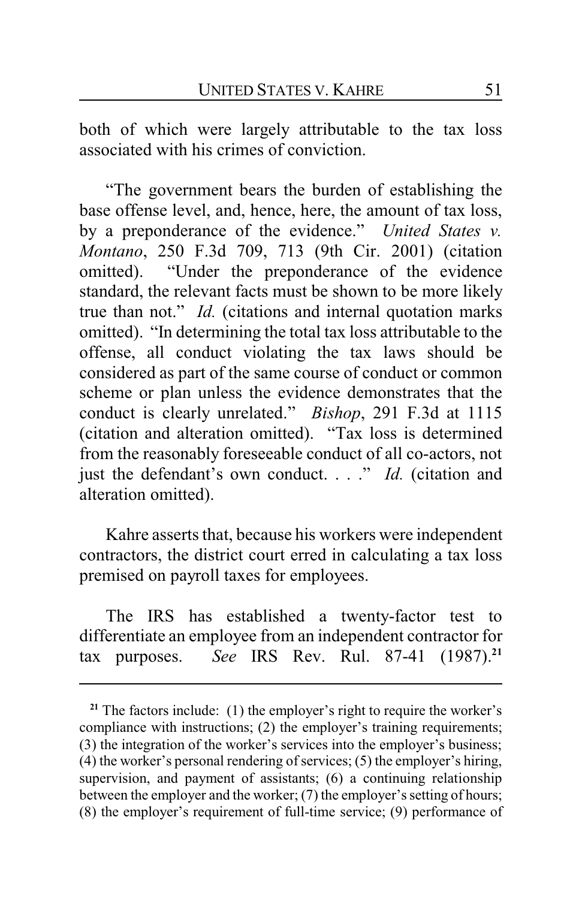both of which were largely attributable to the tax loss associated with his crimes of conviction.

"The government bears the burden of establishing the base offense level, and, hence, here, the amount of tax loss, by a preponderance of the evidence." *United States v. Montano*, 250 F.3d 709, 713 (9th Cir. 2001) (citation omitted). "Under the preponderance of the evidence standard, the relevant facts must be shown to be more likely true than not." *Id.* (citations and internal quotation marks omitted). "In determining the total tax loss attributable to the offense, all conduct violating the tax laws should be considered as part of the same course of conduct or common scheme or plan unless the evidence demonstrates that the conduct is clearly unrelated." *Bishop*, 291 F.3d at 1115 (citation and alteration omitted). "Tax loss is determined from the reasonably foreseeable conduct of all co-actors, not just the defendant's own conduct. . . ." *Id.* (citation and alteration omitted).

Kahre asserts that, because his workers were independent contractors, the district court erred in calculating a tax loss premised on payroll taxes for employees.

The IRS has established a twenty-factor test to differentiate an employee from an independent contractor for tax purposes. *See* IRS Rev. Rul. 87-41 (1987).[21]

---

[21] The factors include: (1) the employer's right to require the worker's compliance with instructions; (2) the employer's training requirements; (3) the integration of the worker's services into the employer's business; (4) the worker's personal rendering of services; (5) the employer's hiring, supervision, and payment of assistants; (6) a continuing relationship between the employer and the worker; (7) the employer's setting of hours; (8) the employer's requirement of full-time service; (9) performance of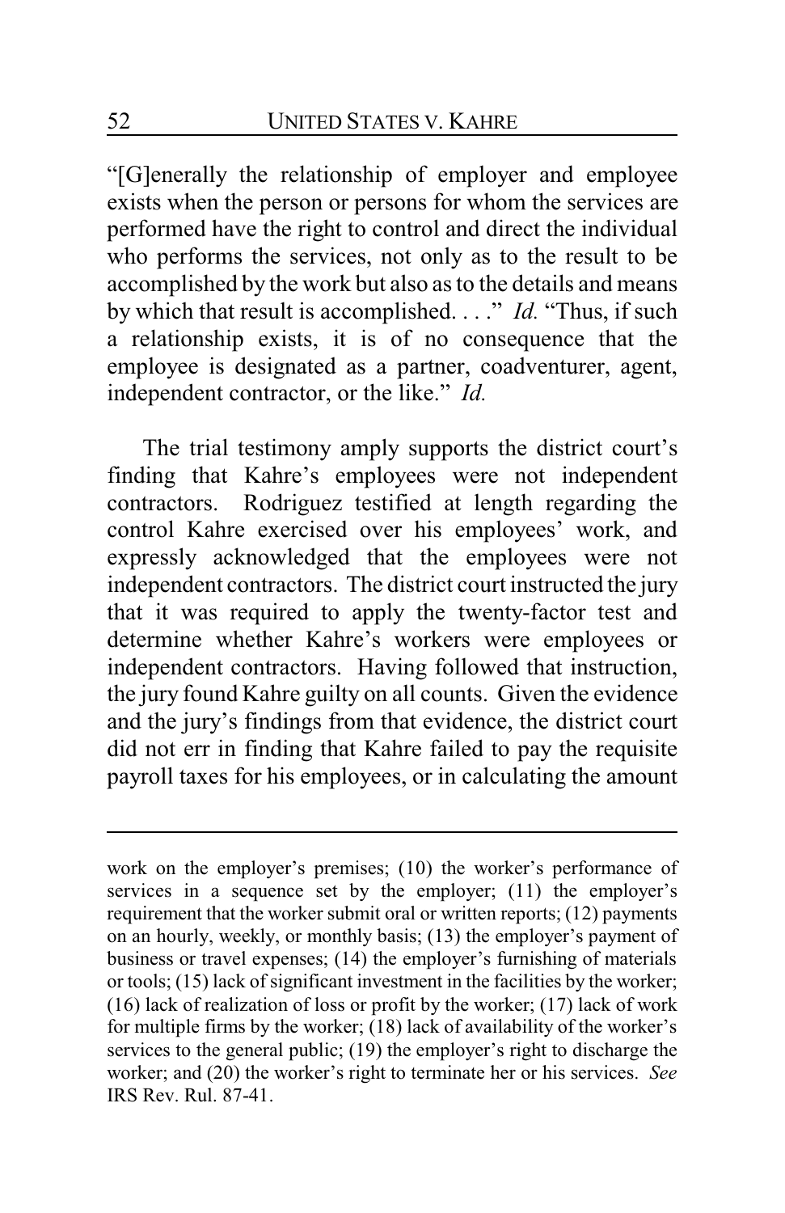"[G]enerally the relationship of employer and employee exists when the person or persons for whom the services are performed have the right to control and direct the individual who performs the services, not only as to the result to be accomplished by the work but also as to the details and means by which that result is accomplished. . . ." *Id.* "Thus, if such a relationship exists, it is of no consequence that the employee is designated as a partner, coadventurer, agent, independent contractor, or the like." *Id.*

The trial testimony amply supports the district court's finding that Kahre's employees were not independent contractors. Rodriguez testified at length regarding the control Kahre exercised over his employees' work, and expressly acknowledged that the employees were not independent contractors. The district court instructed the jury that it was required to apply the twenty-factor test and determine whether Kahre's workers were employees or independent contractors. Having followed that instruction, the jury found Kahre guilty on all counts. Given the evidence and the jury's findings from that evidence, the district court did not err in finding that Kahre failed to pay the requisite payroll taxes for his employees, or in calculating the amount

---

work on the employer's premises; (10) the worker's performance of services in a sequence set by the employer; (11) the employer's requirement that the worker submit oral or written reports; (12) payments on an hourly, weekly, or monthly basis; (13) the employer's payment of business or travel expenses; (14) the employer's furnishing of materials or tools; (15) lack of significant investment in the facilities by the worker; (16) lack of realization of loss or profit by the worker; (17) lack of work for multiple firms by the worker; (18) lack of availability of the worker's services to the general public; (19) the employer's right to discharge the worker; and (20) the worker's right to terminate her or his services. *See* IRS Rev. Rul. 87-41.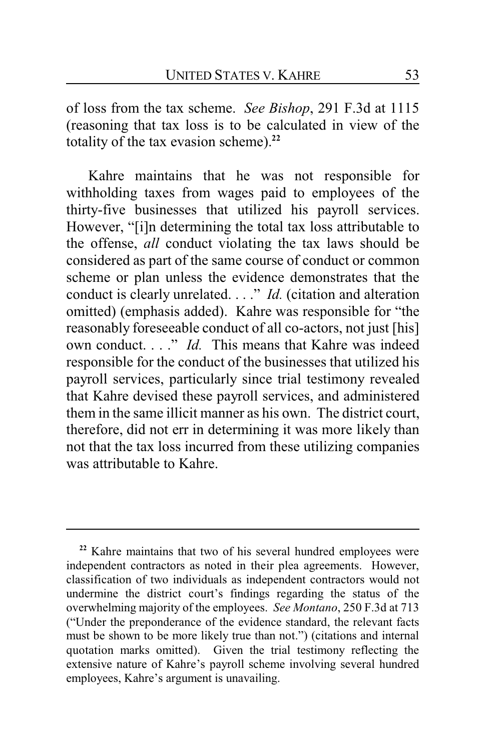of loss from the tax scheme. *See Bishop*, 291 F.3d at 1115 (reasoning that tax loss is to be calculated in view of the totality of the tax evasion scheme).[22]

Kahre maintains that he was not responsible for withholding taxes from wages paid to employees of the thirty-five businesses that utilized his payroll services. However, "[i]n determining the total tax loss attributable to the offense, *all* conduct violating the tax laws should be considered as part of the same course of conduct or common scheme or plan unless the evidence demonstrates that the conduct is clearly unrelated. . . ." *Id.* (citation and alteration omitted) (emphasis added). Kahre was responsible for "the reasonably foreseeable conduct of all co-actors, not just [his] own conduct. . . ." *Id.* This means that Kahre was indeed responsible for the conduct of the businesses that utilized his payroll services, particularly since trial testimony revealed that Kahre devised these payroll services, and administered them in the same illicit manner as his own. The district court, therefore, did not err in determining it was more likely than not that the tax loss incurred from these utilizing companies was attributable to Kahre.

---

[22] Kahre maintains that two of his several hundred employees were independent contractors as noted in their plea agreements. However, classification of two individuals as independent contractors would not undermine the district court's findings regarding the status of the overwhelming majority of the employees. *See Montano*, 250 F.3d at 713 ("Under the preponderance of the evidence standard, the relevant facts must be shown to be more likely true than not.") (citations and internal quotation marks omitted). Given the trial testimony reflecting the extensive nature of Kahre's payroll scheme involving several hundred employees, Kahre's argument is unavailing.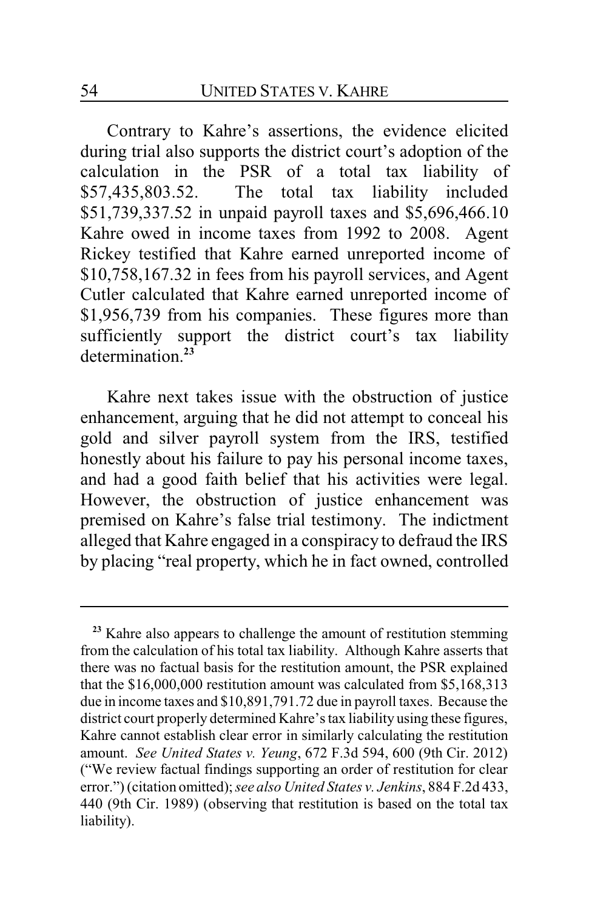Contrary to Kahre's assertions, the evidence elicited during trial also supports the district court's adoption of the calculation in the PSR of a total tax liability of $57,435,803.52. The total tax liability included $51,739,337.52 in unpaid payroll taxes and $5,696,466.10 Kahre owed in income taxes from 1992 to 2008. Agent Rickey testified that Kahre earned unreported income of $10,758,167.32 in fees from his payroll services, and Agent Cutler calculated that Kahre earned unreported income of $1,956,739 from his companies. These figures more than sufficiently support the district court's tax liability determination.[23]

Kahre next takes issue with the obstruction of justice enhancement, arguing that he did not attempt to conceal his gold and silver payroll system from the IRS, testified honestly about his failure to pay his personal income taxes, and had a good faith belief that his activities were legal. However, the obstruction of justice enhancement was premised on Kahre's false trial testimony. The indictment alleged that Kahre engaged in a conspiracy to defraud the IRS by placing "real property, which he in fact owned, controlled

---

[23] Kahre also appears to challenge the amount of restitution stemming from the calculation of his total tax liability. Although Kahre asserts that there was no factual basis for the restitution amount, the PSR explained that the $16,000,000 restitution amount was calculated from $5,168,313 due in income taxes and $10,891,791.72 due in payroll taxes. Because the district court properly determined Kahre's tax liability using these figures, Kahre cannot establish clear error in similarly calculating the restitution amount. *See United States v. Yeung*, 672 F.3d 594, 600 (9th Cir. 2012) ("We review factual findings supporting an order of restitution for clear error.") (citation omitted); *see also United States v. Jenkins*, 884 F.2d 433, 440 (9th Cir. 1989) (observing that restitution is based on the total tax liability).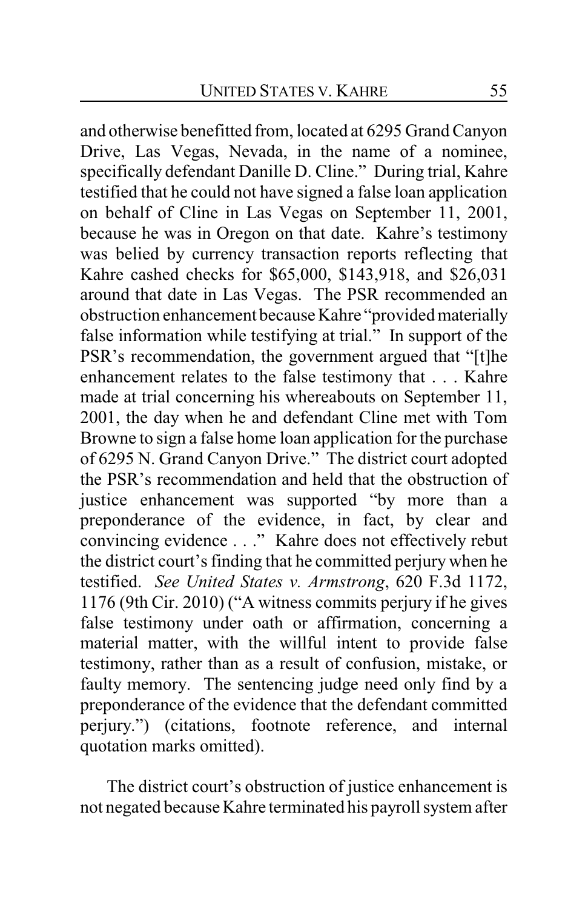and otherwise benefitted from, located at 6295 Grand Canyon Drive, Las Vegas, Nevada, in the name of a nominee, specifically defendant Danille D. Cline." During trial, Kahre testified that he could not have signed a false loan application on behalf of Cline in Las Vegas on September 11, 2001, because he was in Oregon on that date. Kahre's testimony was belied by currency transaction reports reflecting that Kahre cashed checks for $65,000, $143,918, and $26,031 around that date in Las Vegas. The PSR recommended an obstruction enhancement because Kahre "provided materially false information while testifying at trial." In support of the PSR's recommendation, the government argued that "[t]he enhancement relates to the false testimony that . . . Kahre made at trial concerning his whereabouts on September 11, 2001, the day when he and defendant Cline met with Tom Browne to sign a false home loan application for the purchase of 6295 N. Grand Canyon Drive." The district court adopted the PSR's recommendation and held that the obstruction of justice enhancement was supported "by more than a preponderance of the evidence, in fact, by clear and convincing evidence . . ." Kahre does not effectively rebut the district court's finding that he committed perjury when he testified. *See United States v. Armstrong*, 620 F.3d 1172, 1176 (9th Cir. 2010) ("A witness commits perjury if he gives false testimony under oath or affirmation, concerning a material matter, with the willful intent to provide false testimony, rather than as a result of confusion, mistake, or faulty memory. The sentencing judge need only find by a preponderance of the evidence that the defendant committed perjury.") (citations, footnote reference, and internal quotation marks omitted).

The district court's obstruction of justice enhancement is not negated because Kahre terminated his payroll system after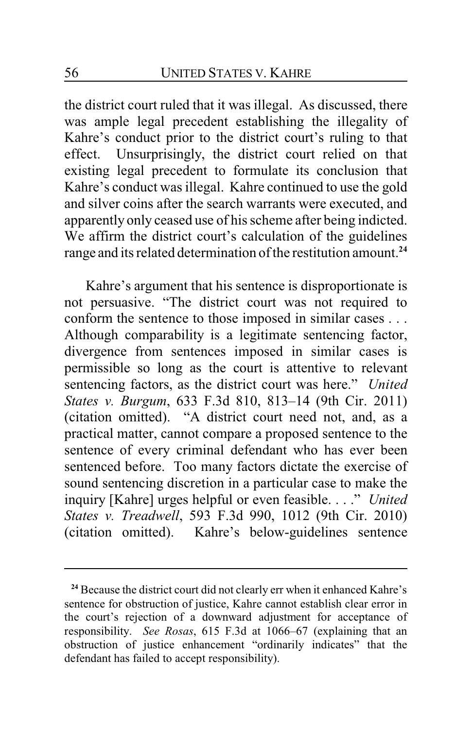the district court ruled that it was illegal. As discussed, there was ample legal precedent establishing the illegality of Kahre's conduct prior to the district court's ruling to that effect. Unsurprisingly, the district court relied on that existing legal precedent to formulate its conclusion that Kahre's conduct was illegal. Kahre continued to use the gold and silver coins after the search warrants were executed, and apparently only ceased use of his scheme after being indicted. We affirm the district court's calculation of the guidelines range and its related determination of the restitution amount.[24]

Kahre's argument that his sentence is disproportionate is not persuasive. "The district court was not required to conform the sentence to those imposed in similar cases . . . Although comparability is a legitimate sentencing factor, divergence from sentences imposed in similar cases is permissible so long as the court is attentive to relevant sentencing factors, as the district court was here." *United States v. Burgum*, 633 F.3d 810, 813–14 (9th Cir. 2011) (citation omitted). "A district court need not, and, as a practical matter, cannot compare a proposed sentence to the sentence of every criminal defendant who has ever been sentenced before. Too many factors dictate the exercise of sound sentencing discretion in a particular case to make the inquiry [Kahre] urges helpful or even feasible. . . ." *United States v. Treadwell*, 593 F.3d 990, 1012 (9th Cir. 2010) (citation omitted). Kahre's below-guidelines sentence

---

[24] Because the district court did not clearly err when it enhanced Kahre's sentence for obstruction of justice, Kahre cannot establish clear error in the court's rejection of a downward adjustment for acceptance of responsibility. *See Rosas*, 615 F.3d at 1066–67 (explaining that an obstruction of justice enhancement "ordinarily indicates" that the defendant has failed to accept responsibility).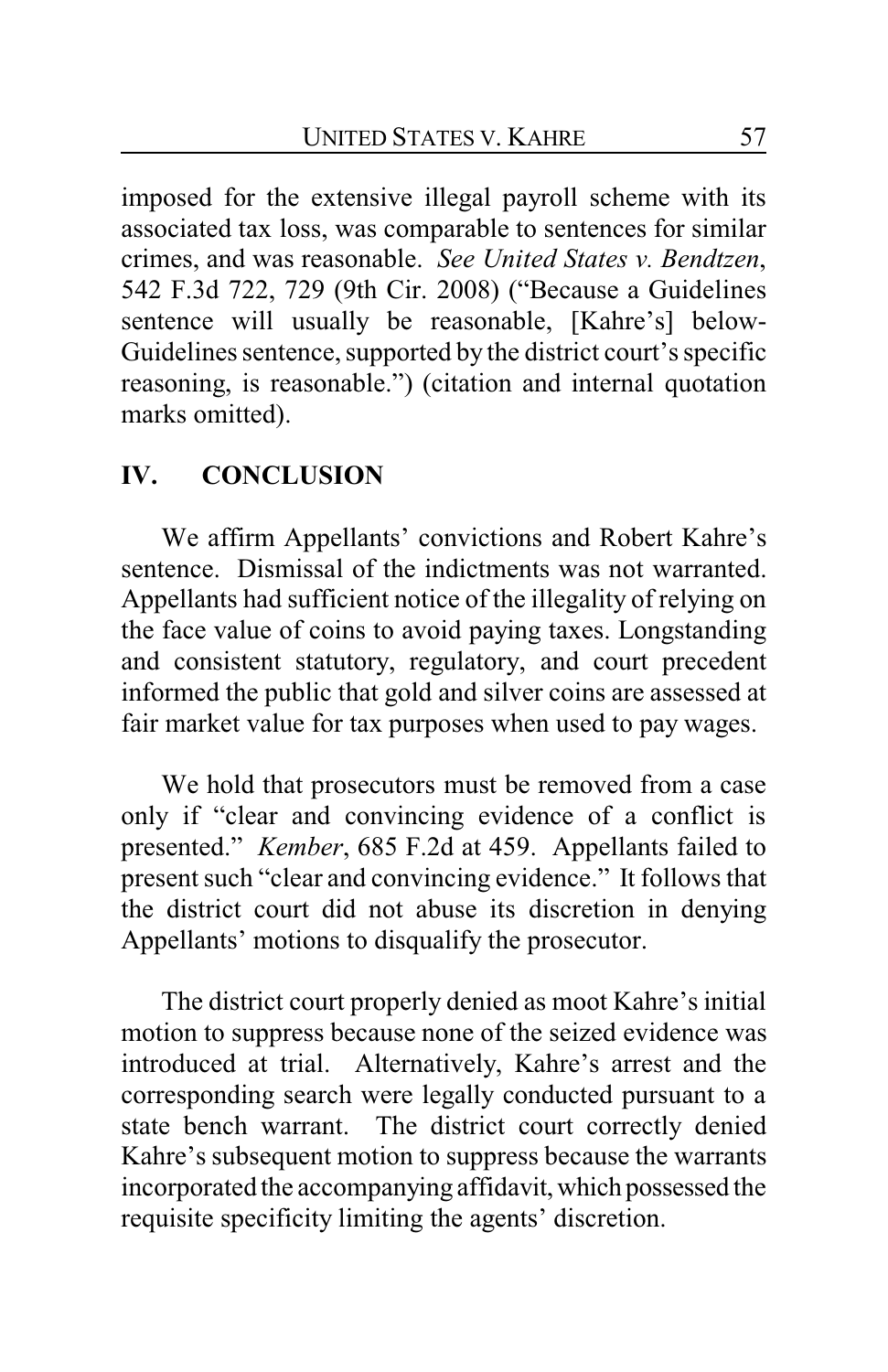imposed for the extensive illegal payroll scheme with its associated tax loss, was comparable to sentences for similar crimes, and was reasonable. *See United States v. Bendtzen*, 542 F.3d 722, 729 (9th Cir. 2008) ("Because a Guidelines sentence will usually be reasonable, [Kahre's] below-Guidelines sentence, supported by the district court's specific reasoning, is reasonable.") (citation and internal quotation marks omitted).

## IV. CONCLUSION

We affirm Appellants' convictions and Robert Kahre's sentence. Dismissal of the indictments was not warranted. Appellants had sufficient notice of the illegality of relying on the face value of coins to avoid paying taxes. Longstanding and consistent statutory, regulatory, and court precedent informed the public that gold and silver coins are assessed at fair market value for tax purposes when used to pay wages.

We hold that prosecutors must be removed from a case only if "clear and convincing evidence of a conflict is presented." *Kember*, 685 F.2d at 459. Appellants failed to present such "clear and convincing evidence." It follows that the district court did not abuse its discretion in denying Appellants' motions to disqualify the prosecutor.

The district court properly denied as moot Kahre's initial motion to suppress because none of the seized evidence was introduced at trial. Alternatively, Kahre's arrest and the corresponding search were legally conducted pursuant to a state bench warrant. The district court correctly denied Kahre's subsequent motion to suppress because the warrants incorporated the accompanying affidavit, which possessed the requisite specificity limiting the agents' discretion.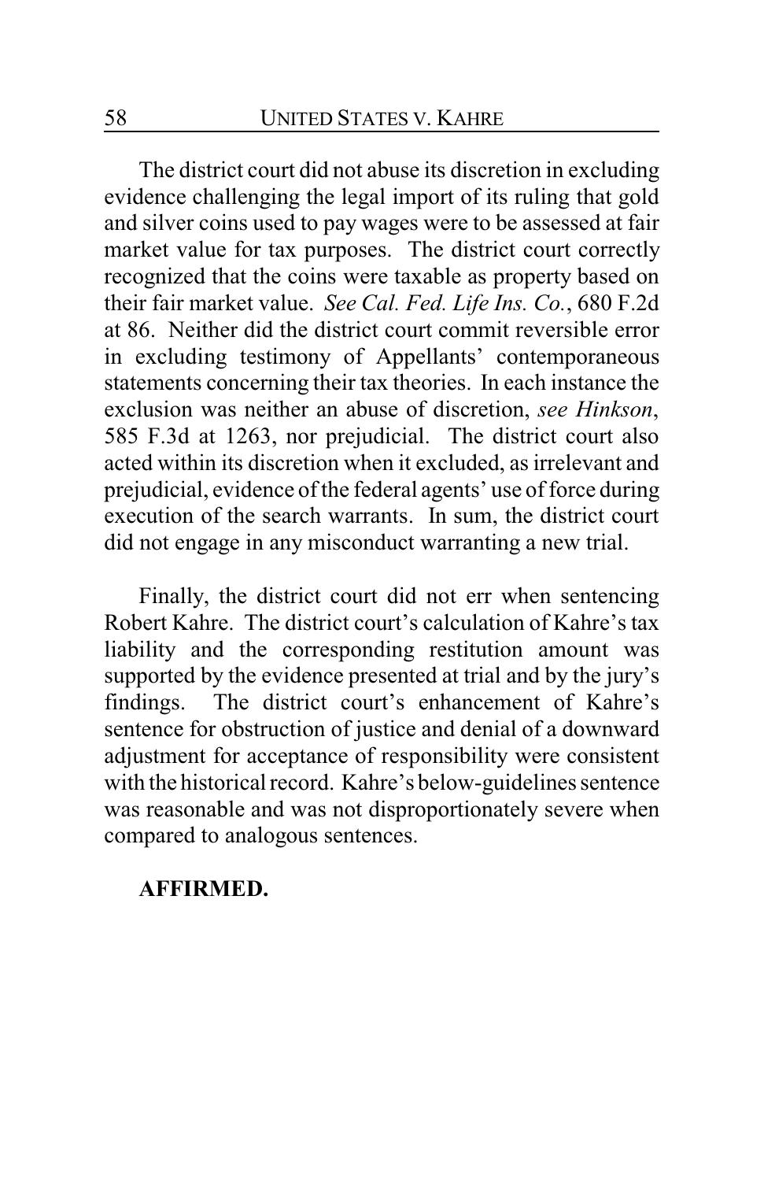The district court did not abuse its discretion in excluding evidence challenging the legal import of its ruling that gold and silver coins used to pay wages were to be assessed at fair market value for tax purposes. The district court correctly recognized that the coins were taxable as property based on their fair market value. *See Cal. Fed. Life Ins. Co.*, 680 F.2d at 86. Neither did the district court commit reversible error in excluding testimony of Appellants' contemporaneous statements concerning their tax theories. In each instance the exclusion was neither an abuse of discretion, *see Hinkson*, 585 F.3d at 1263, nor prejudicial. The district court also acted within its discretion when it excluded, as irrelevant and prejudicial, evidence of the federal agents' use of force during execution of the search warrants. In sum, the district court did not engage in any misconduct warranting a new trial.

Finally, the district court did not err when sentencing Robert Kahre. The district court's calculation of Kahre's tax liability and the corresponding restitution amount was supported by the evidence presented at trial and by the jury's findings. The district court's enhancement of Kahre's sentence for obstruction of justice and denial of a downward adjustment for acceptance of responsibility were consistent with the historical record. Kahre's below-guidelines sentence was reasonable and was not disproportionately severe when compared to analogous sentences.

**AFFIRMED.**